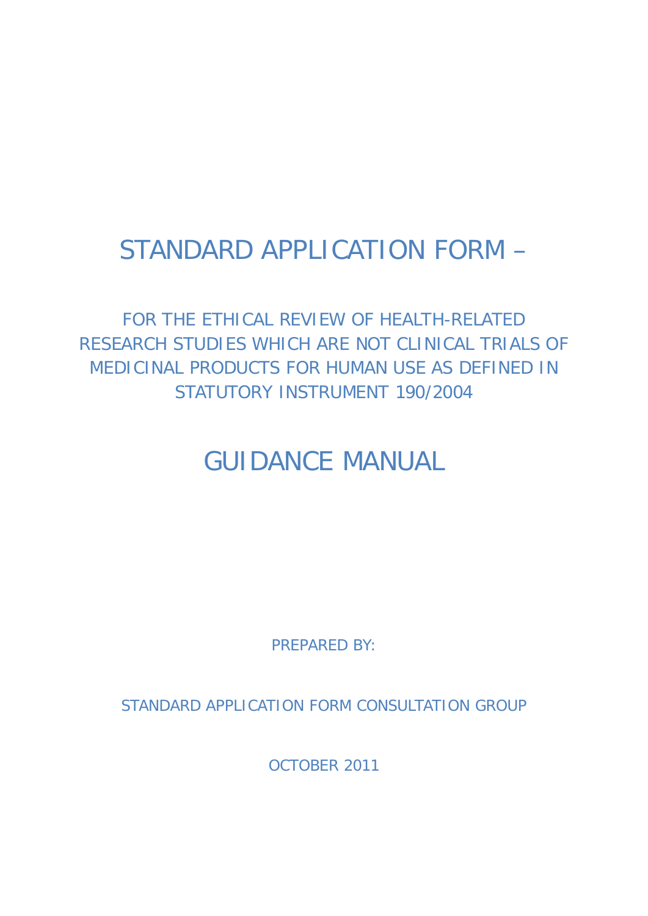# STANDARD APPLICATION FORM –

## FOR THE ETHICAL REVIEW OF HEALTH-RELATED RESEARCH STUDIES WHICH ARE NOT CLINICAL TRIALS OF MEDICINAL PRODUCTS FOR HUMAN USE AS DEFINED IN STATUTORY INSTRUMENT 190/2004

# GUIDANCE MANUAL

PREPARED BY:

STANDARD APPLICATION FORM CONSULTATION GROUP

OCTOBER 2011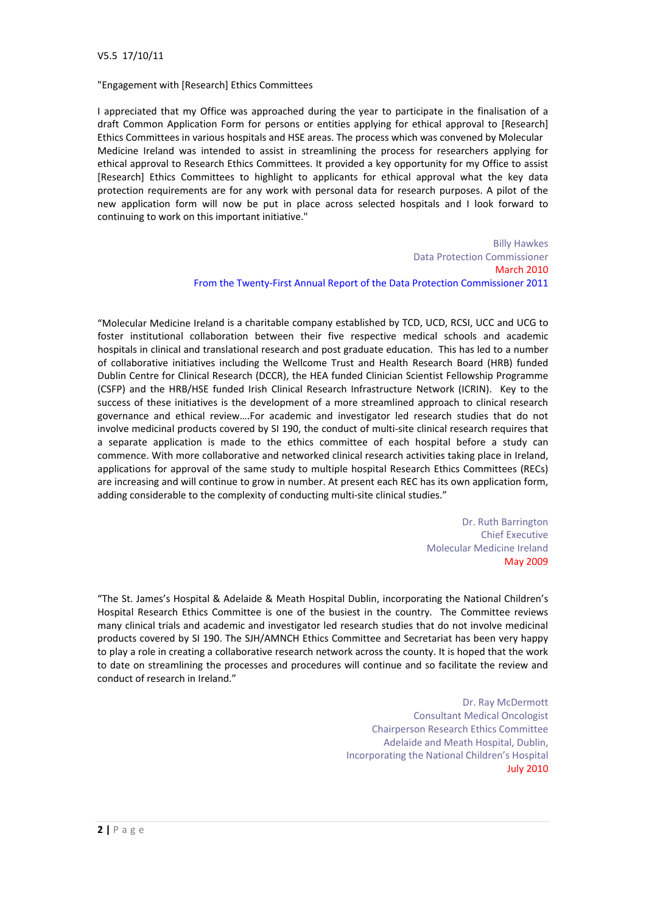V5.5 17/10/11

"Engagement with [Research] Ethics Committees

I appreciated that my Office was approached during the year to participate in the finalisation of a draft Common Application Form for persons or entities applying for ethical approval to [Research] Ethics Committees in various hospitals and HSE areas. The process which was convened by Molecular Medicine Ireland was intended to assist in streamlining the process for researchers applying for ethical approval to Research Ethics Committees. It provided a key opportunity for my Office to assist [Research] Ethics Committees to highlight to applicants for ethical approval what the key data protection requirements are for any work with personal data for research purposes. A pilot of the new application form will now be put in place across selected hospitals and I look forward to continuing to work on this important initiative."

Billy Hawkes
Data Protection Commissioner
March 2010
From the Twenty-First Annual Report of the Data Protection Commissioner 2011

"Molecular Medicine Ireland is a charitable company established by TCD, UCD, RCSI, UCC and UCG to foster institutional collaboration between their five respective medical schools and academic hospitals in clinical and translational research and post graduate education. This has led to a number of collaborative initiatives including the Wellcome Trust and Health Research Board (HRB) funded Dublin Centre for Clinical Research (DCCR), the HEA funded Clinician Scientist Fellowship Programme (CSFP) and the HRB/HSE funded Irish Clinical Research Infrastructure Network (ICRIN). Key to the success of these initiatives is the development of a more streamlined approach to clinical research governance and ethical review….For academic and investigator led research studies that do not involve medicinal products covered by SI 190, the conduct of multi-site clinical research requires that a separate application is made to the ethics committee of each hospital before a study can commence. With more collaborative and networked clinical research activities taking place in Ireland, applications for approval of the same study to multiple hospital Research Ethics Committees (RECs) are increasing and will continue to grow in number. At present each REC has its own application form, adding considerable to the complexity of conducting multi-site clinical studies."

Dr. Ruth Barrington
Chief Executive
Molecular Medicine Ireland
May 2009

"The St. James's Hospital & Adelaide & Meath Hospital Dublin, incorporating the National Children's Hospital Research Ethics Committee is one of the busiest in the country. The Committee reviews many clinical trials and academic and investigator led research studies that do not involve medicinal products covered by SI 190. The SJH/AMNCH Ethics Committee and Secretariat has been very happy to play a role in creating a collaborative research network across the county. It is hoped that the work to date on streamlining the processes and procedures will continue and so facilitate the review and conduct of research in Ireland."

Dr. Ray McDermott
Consultant Medical Oncologist
Chairperson Research Ethics Committee
Adelaide and Meath Hospital, Dublin,
Incorporating the National Children's Hospital
July 2010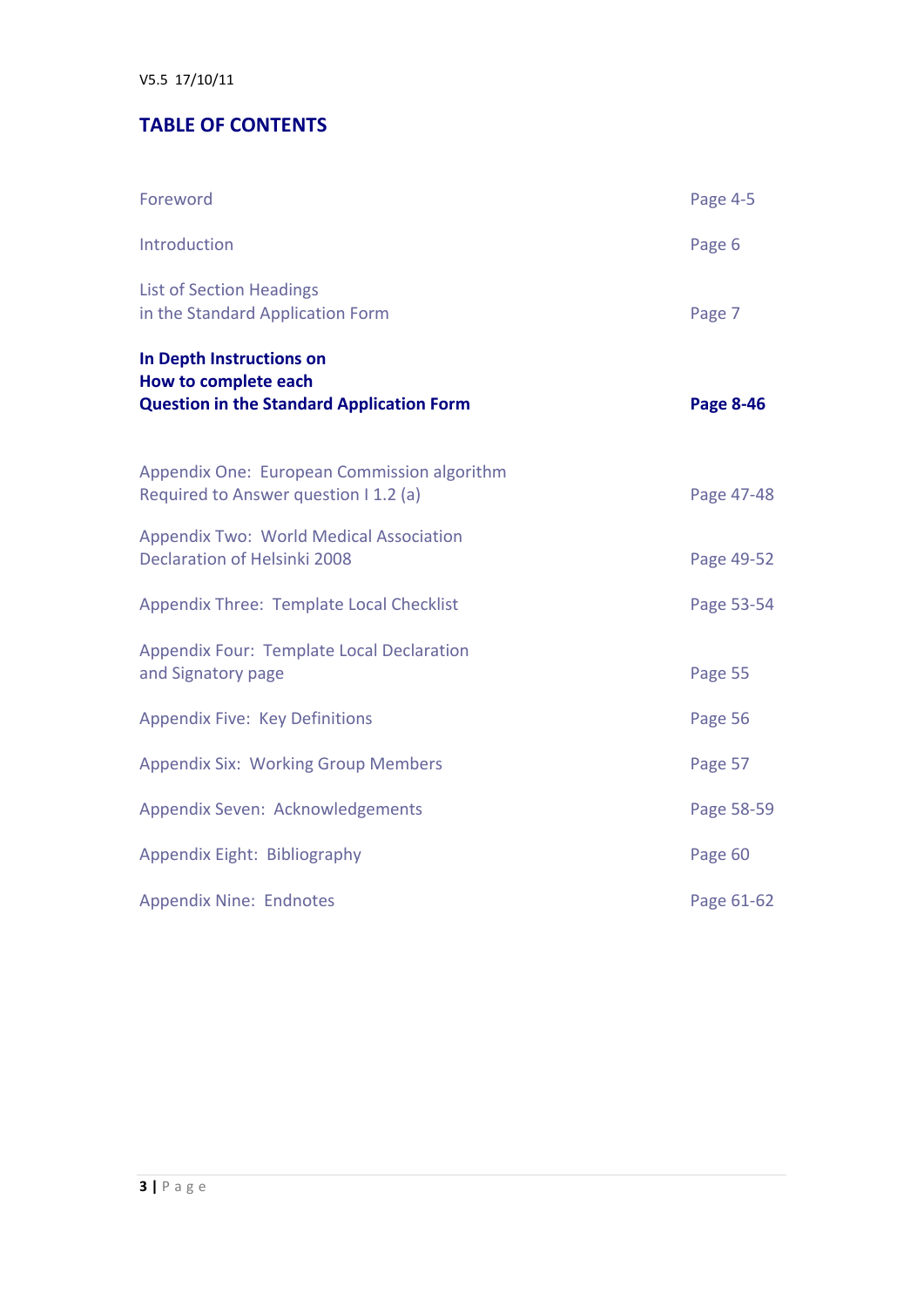V5.5 17/10/11

# TABLE OF CONTENTS

| | |
|---|---|
| Foreword | Page 4-5 |
| Introduction | Page 6 |
| List of Section Headings in the Standard Application Form | Page 7 |
| **In Depth Instructions on How to complete each Question in the Standard Application Form** | **Page 8-46** |
| Appendix One: European Commission algorithm Required to Answer question I 1.2 (a) | Page 47-48 |
| Appendix Two: World Medical Association Declaration of Helsinki 2008 | Page 49-52 |
| Appendix Three: Template Local Checklist | Page 53-54 |
| Appendix Four: Template Local Declaration and Signatory page | Page 55 |
| Appendix Five: Key Definitions | Page 56 |
| Appendix Six: Working Group Members | Page 57 |
| Appendix Seven: Acknowledgements | Page 58-59 |
| Appendix Eight: Bibliography | Page 60 |
| Appendix Nine: Endnotes | Page 61-62 |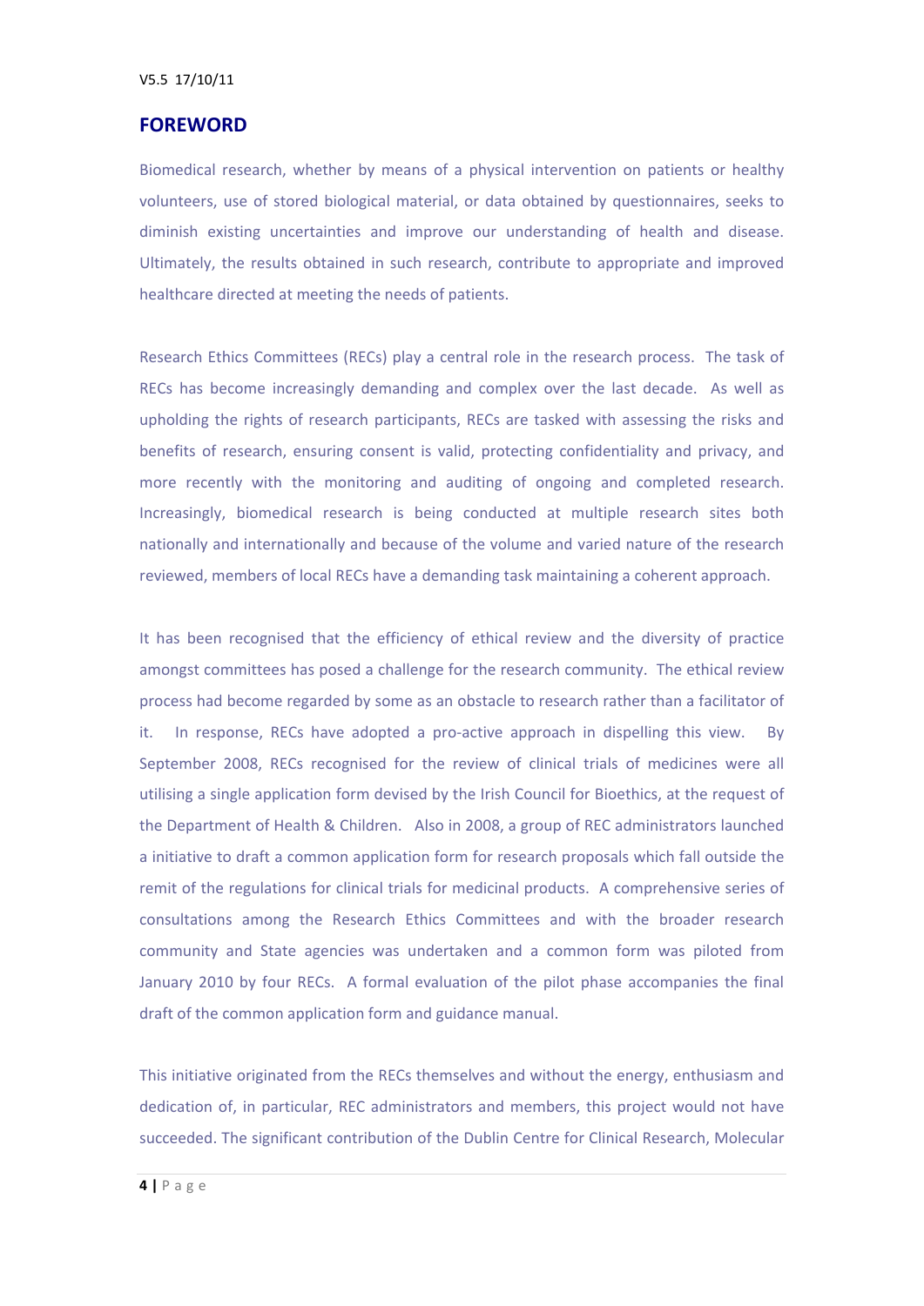## FOREWORD

Biomedical research, whether by means of a physical intervention on patients or healthy volunteers, use of stored biological material, or data obtained by questionnaires, seeks to diminish existing uncertainties and improve our understanding of health and disease. Ultimately, the results obtained in such research, contribute to appropriate and improved healthcare directed at meeting the needs of patients.

Research Ethics Committees (RECs) play a central role in the research process. The task of RECs has become increasingly demanding and complex over the last decade. As well as upholding the rights of research participants, RECs are tasked with assessing the risks and benefits of research, ensuring consent is valid, protecting confidentiality and privacy, and more recently with the monitoring and auditing of ongoing and completed research. Increasingly, biomedical research is being conducted at multiple research sites both nationally and internationally and because of the volume and varied nature of the research reviewed, members of local RECs have a demanding task maintaining a coherent approach.

It has been recognised that the efficiency of ethical review and the diversity of practice amongst committees has posed a challenge for the research community. The ethical review process had become regarded by some as an obstacle to research rather than a facilitator of it. In response, RECs have adopted a pro-active approach in dispelling this view. By September 2008, RECs recognised for the review of clinical trials of medicines were all utilising a single application form devised by the Irish Council for Bioethics, at the request of the Department of Health & Children. Also in 2008, a group of REC administrators launched a initiative to draft a common application form for research proposals which fall outside the remit of the regulations for clinical trials for medicinal products. A comprehensive series of consultations among the Research Ethics Committees and with the broader research community and State agencies was undertaken and a common form was piloted from January 2010 by four RECs. A formal evaluation of the pilot phase accompanies the final draft of the common application form and guidance manual.

This initiative originated from the RECs themselves and without the energy, enthusiasm and dedication of, in particular, REC administrators and members, this project would not have succeeded. The significant contribution of the Dublin Centre for Clinical Research, Molecular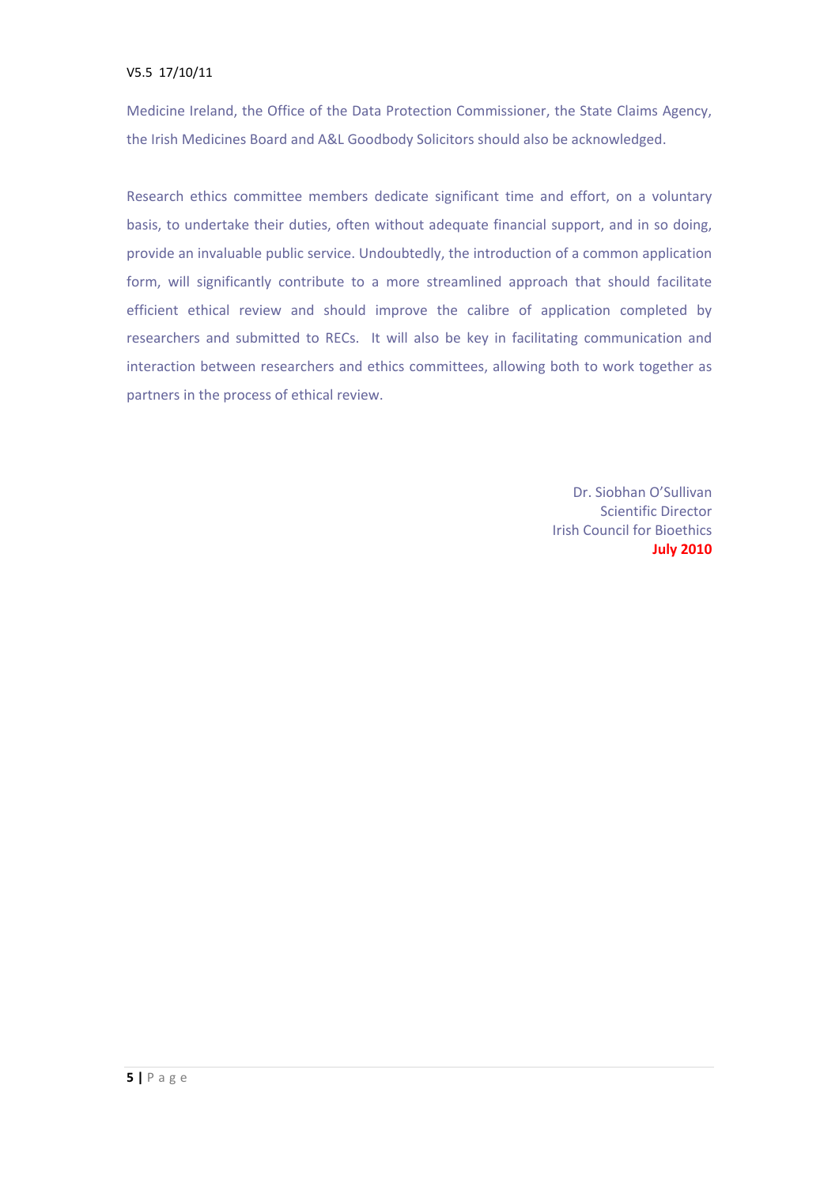Medicine Ireland, the Office of the Data Protection Commissioner, the State Claims Agency, the Irish Medicines Board and A&L Goodbody Solicitors should also be acknowledged.

Research ethics committee members dedicate significant time and effort, on a voluntary basis, to undertake their duties, often without adequate financial support, and in so doing, provide an invaluable public service. Undoubtedly, the introduction of a common application form, will significantly contribute to a more streamlined approach that should facilitate efficient ethical review and should improve the calibre of application completed by researchers and submitted to RECs. It will also be key in facilitating communication and interaction between researchers and ethics committees, allowing both to work together as partners in the process of ethical review.

Dr. Siobhan O'Sullivan
Scientific Director
Irish Council for Bioethics
**July 2010**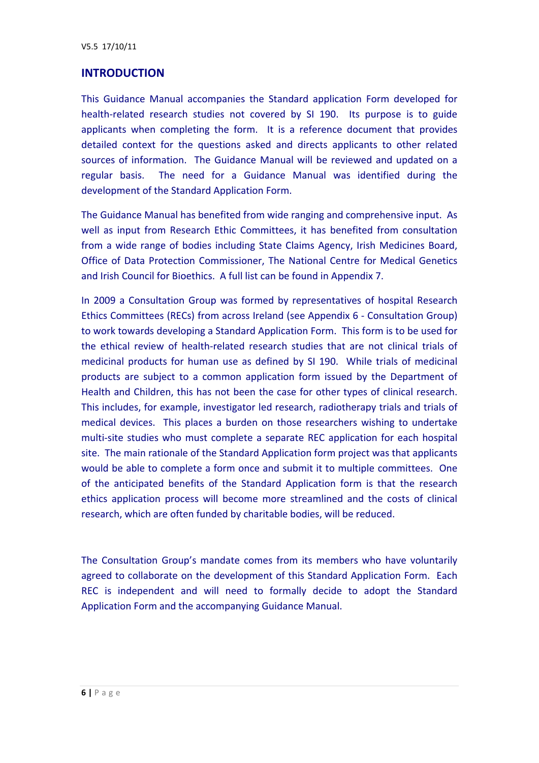## INTRODUCTION

This Guidance Manual accompanies the Standard application Form developed for health-related research studies not covered by SI 190. Its purpose is to guide applicants when completing the form. It is a reference document that provides detailed context for the questions asked and directs applicants to other related sources of information. The Guidance Manual will be reviewed and updated on a regular basis. The need for a Guidance Manual was identified during the development of the Standard Application Form.

The Guidance Manual has benefited from wide ranging and comprehensive input. As well as input from Research Ethic Committees, it has benefited from consultation from a wide range of bodies including State Claims Agency, Irish Medicines Board, Office of Data Protection Commissioner, The National Centre for Medical Genetics and Irish Council for Bioethics. A full list can be found in Appendix 7.

In 2009 a Consultation Group was formed by representatives of hospital Research Ethics Committees (RECs) from across Ireland (see Appendix 6 - Consultation Group) to work towards developing a Standard Application Form. This form is to be used for the ethical review of health-related research studies that are not clinical trials of medicinal products for human use as defined by SI 190. While trials of medicinal products are subject to a common application form issued by the Department of Health and Children, this has not been the case for other types of clinical research. This includes, for example, investigator led research, radiotherapy trials and trials of medical devices. This places a burden on those researchers wishing to undertake multi-site studies who must complete a separate REC application for each hospital site. The main rationale of the Standard Application form project was that applicants would be able to complete a form once and submit it to multiple committees. One of the anticipated benefits of the Standard Application form is that the research ethics application process will become more streamlined and the costs of clinical research, which are often funded by charitable bodies, will be reduced.

The Consultation Group's mandate comes from its members who have voluntarily agreed to collaborate on the development of this Standard Application Form. Each REC is independent and will need to formally decide to adopt the Standard Application Form and the accompanying Guidance Manual.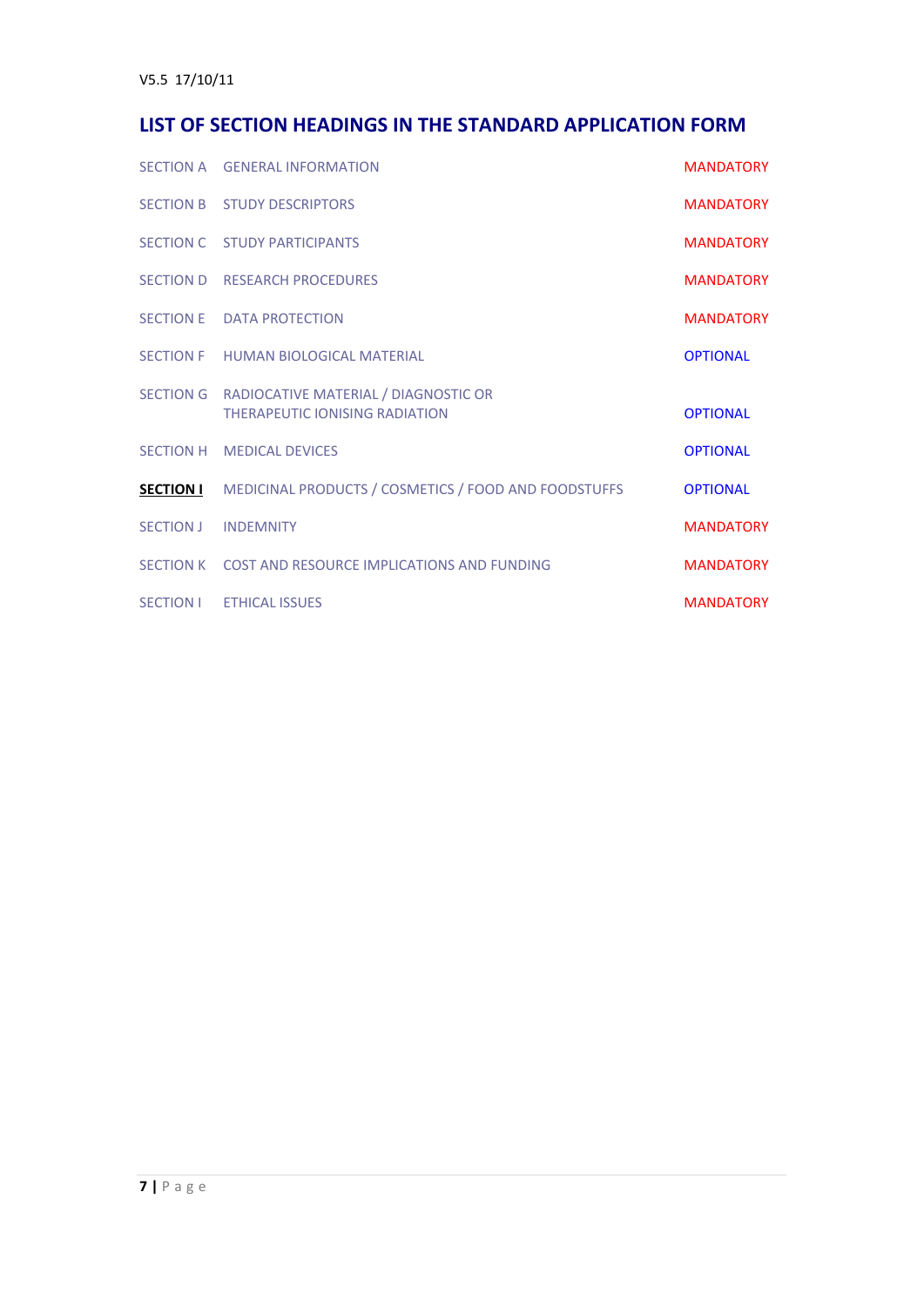V5.5 17/10/11

## LIST OF SECTION HEADINGS IN THE STANDARD APPLICATION FORM

| | | |
|---|---|---|
| SECTION A | GENERAL INFORMATION | MANDATORY |
| SECTION B | STUDY DESCRIPTORS | MANDATORY |
| SECTION C | STUDY PARTICIPANTS | MANDATORY |
| SECTION D | RESEARCH PROCEDURES | MANDATORY |
| SECTION E | DATA PROTECTION | MANDATORY |
| SECTION F | HUMAN BIOLOGICAL MATERIAL | OPTIONAL |
| SECTION G | RADIOCATIVE MATERIAL / DIAGNOSTIC OR THERAPEUTIC IONISING RADIATION | OPTIONAL |
| SECTION H | MEDICAL DEVICES | OPTIONAL |
| **SECTION I** | MEDICINAL PRODUCTS / COSMETICS / FOOD AND FOODSTUFFS | OPTIONAL |
| SECTION J | INDEMNITY | MANDATORY |
| SECTION K | COST AND RESOURCE IMPLICATIONS AND FUNDING | MANDATORY |
| SECTION I | ETHICAL ISSUES | MANDATORY |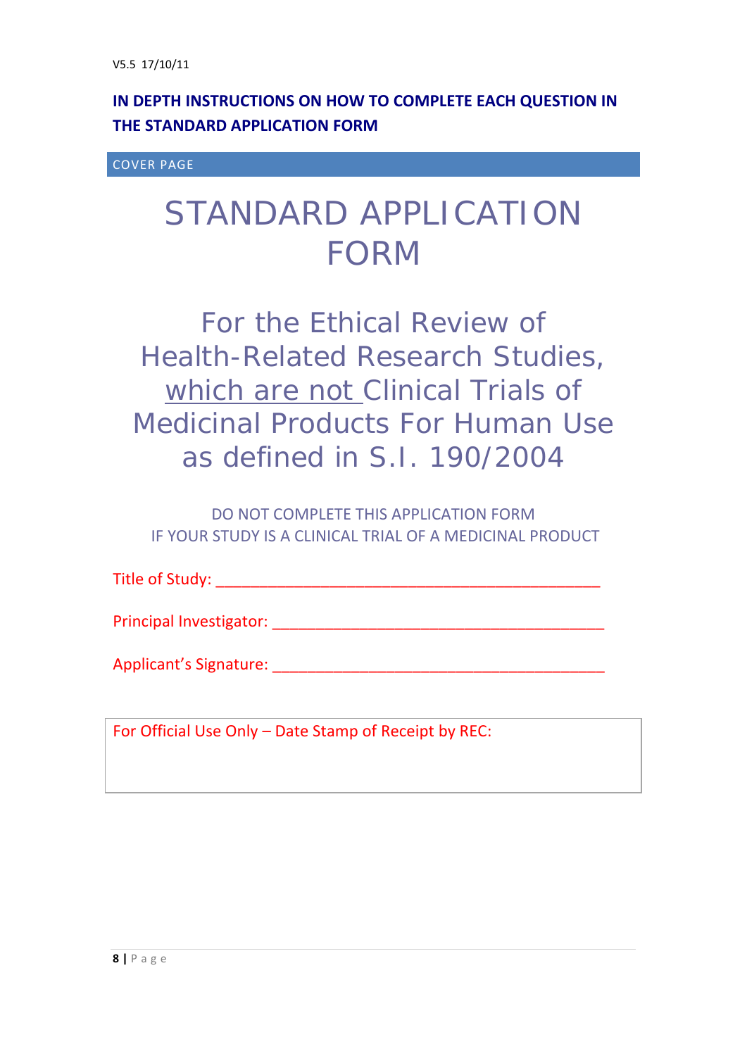V5.5 17/10/11

**IN DEPTH INSTRUCTIONS ON HOW TO COMPLETE EACH QUESTION IN THE STANDARD APPLICATION FORM**

COVER PAGE

# STANDARD APPLICATION FORM

## For the Ethical Review of Health-Related Research Studies, which are not Clinical Trials of Medicinal Products For Human Use as defined in S.I. 190/2004

DO NOT COMPLETE THIS APPLICATION FORM
IF YOUR STUDY IS A CLINICAL TRIAL OF A MEDICINAL PRODUCT

Title of Study: ____________________________________________

Principal Investigator: ______________________________________

Applicant's Signature: ______________________________________

| For Official Use Only – Date Stamp of Receipt by REC: |
|---|
| |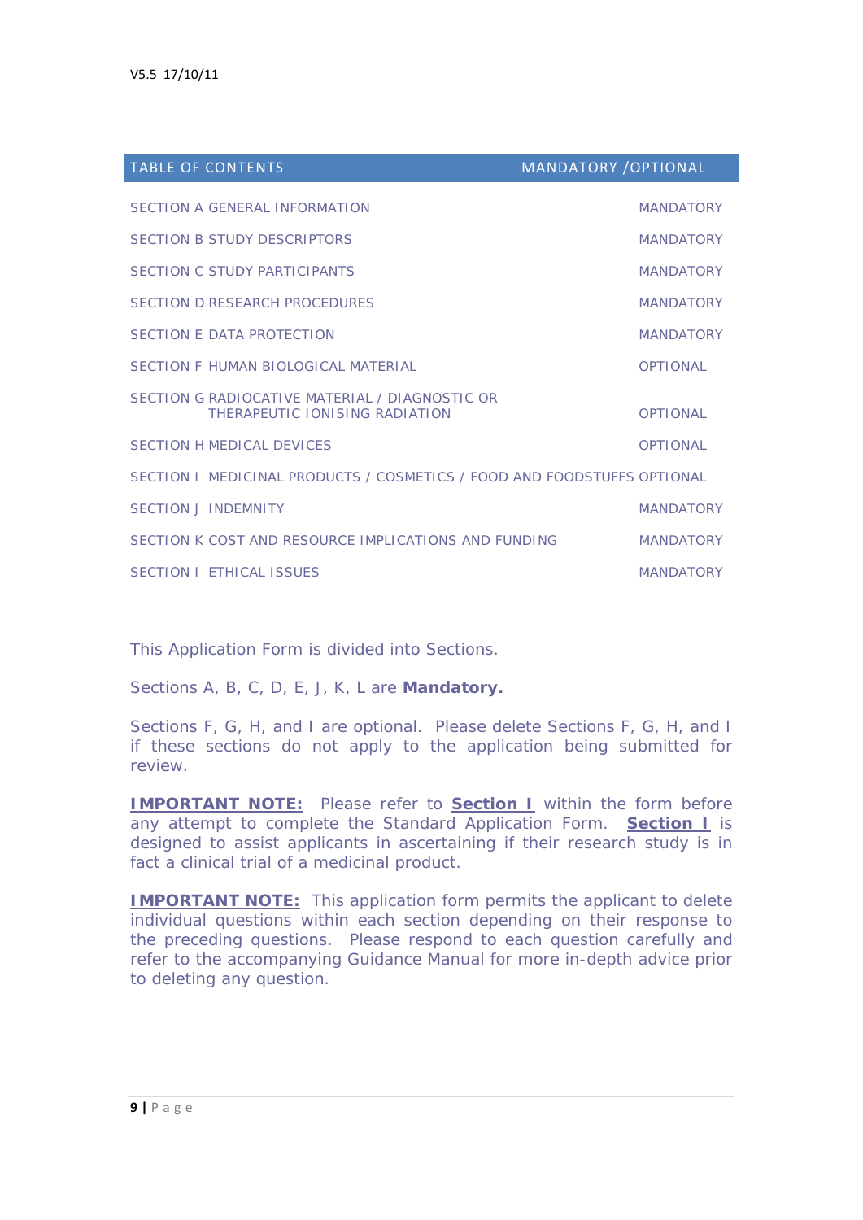| TABLE OF CONTENTS | MANDATORY /OPTIONAL |
|---|---|
| SECTION A GENERAL INFORMATION | MANDATORY |
| SECTION B STUDY DESCRIPTORS | MANDATORY |
| SECTION C STUDY PARTICIPANTS | MANDATORY |
| SECTION D RESEARCH PROCEDURES | MANDATORY |
| SECTION E DATA PROTECTION | MANDATORY |
| SECTION F HUMAN BIOLOGICAL MATERIAL | OPTIONAL |
| SECTION G RADIOCATIVE MATERIAL / DIAGNOSTIC OR THERAPEUTIC IONISING RADIATION | OPTIONAL |
| SECTION H MEDICAL DEVICES | OPTIONAL |
| SECTION I MEDICINAL PRODUCTS / COSMETICS / FOOD AND FOODSTUFFS | OPTIONAL |
| SECTION J INDEMNITY | MANDATORY |
| SECTION K COST AND RESOURCE IMPLICATIONS AND FUNDING | MANDATORY |
| SECTION I ETHICAL ISSUES | MANDATORY |

This Application Form is divided into Sections.

Sections A, B, C, D, E, J, K, L are **Mandatory.**

Sections F, G, H, and I are optional. Please delete Sections F, G, H, and I if these sections do not apply to the application being submitted for review.

**IMPORTANT NOTE:** Please refer to **Section I** within the form before any attempt to complete the Standard Application Form. **Section I** is designed to assist applicants in ascertaining if their research study is in fact a clinical trial of a medicinal product.

**IMPORTANT NOTE:** This application form permits the applicant to delete individual questions within each section depending on their response to the preceding questions. Please respond to each question carefully and refer to the accompanying Guidance Manual for more in-depth advice prior to deleting any question.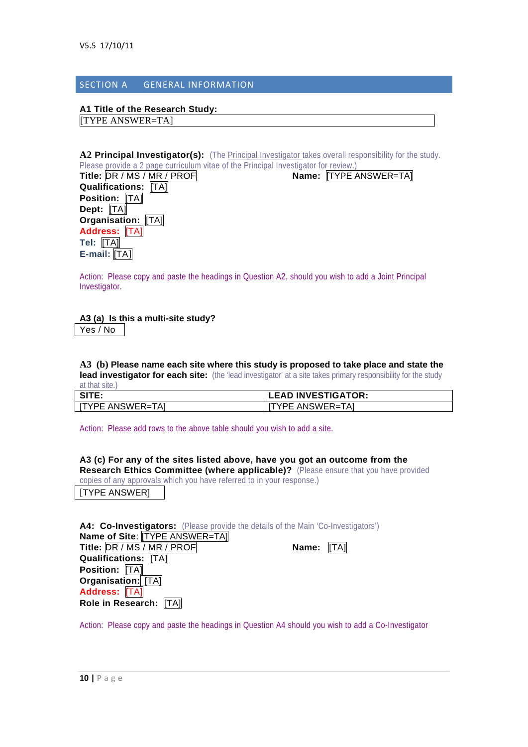V5.5 17/10/11

## SECTION A GENERAL INFORMATION

**A1 Title of the Research Study:**

[TYPE ANSWER=TA]

**A2 Principal Investigator(s):** (The Principal Investigator takes overall responsibility for the study. Please provide a 2 page curriculum vitae of the Principal Investigator for review.)

**Title:** DR / MS / MR / PROF **Name:** [TYPE ANSWER=TA]

**Qualifications:** [TA]

**Position:** [TA]

**Dept:** [TA]

**Organisation:** [TA]

**Address:** [TA]

**Tel:** [TA]

**E-mail:** [TA]

Action: Please copy and paste the headings in Question A2, should you wish to add a Joint Principal Investigator.

**A3 (a) Is this a multi-site study?**

Yes / No

**A3 (b) Please name each site where this study is proposed to take place and state the lead investigator for each site:** (the 'lead investigator' at a site takes primary responsibility for the study at that site.)

| SITE: | LEAD INVESTIGATOR: |
|---|---|
| [TYPE ANSWER=TA] | [TYPE ANSWER=TA] |

Action: Please add rows to the above table should you wish to add a site.

**A3 (c) For any of the sites listed above, have you got an outcome from the Research Ethics Committee (where applicable)?** (Please ensure that you have provided copies of any approvals which you have referred to in your response.)

[TYPE ANSWER]

**A4: Co-Investigators:** (Please provide the details of the Main 'Co-Investigators')

**Name of Site**: [TYPE ANSWER=TA]

**Title:** DR / MS / MR / PROF **Name:** [TA]

**Qualifications:** [TA]

**Position:** [TA]

**Organisation:** [TA]

**Address:** [TA]

**Role in Research:** [TA]

Action: Please copy and paste the headings in Question A4 should you wish to add a Co-Investigator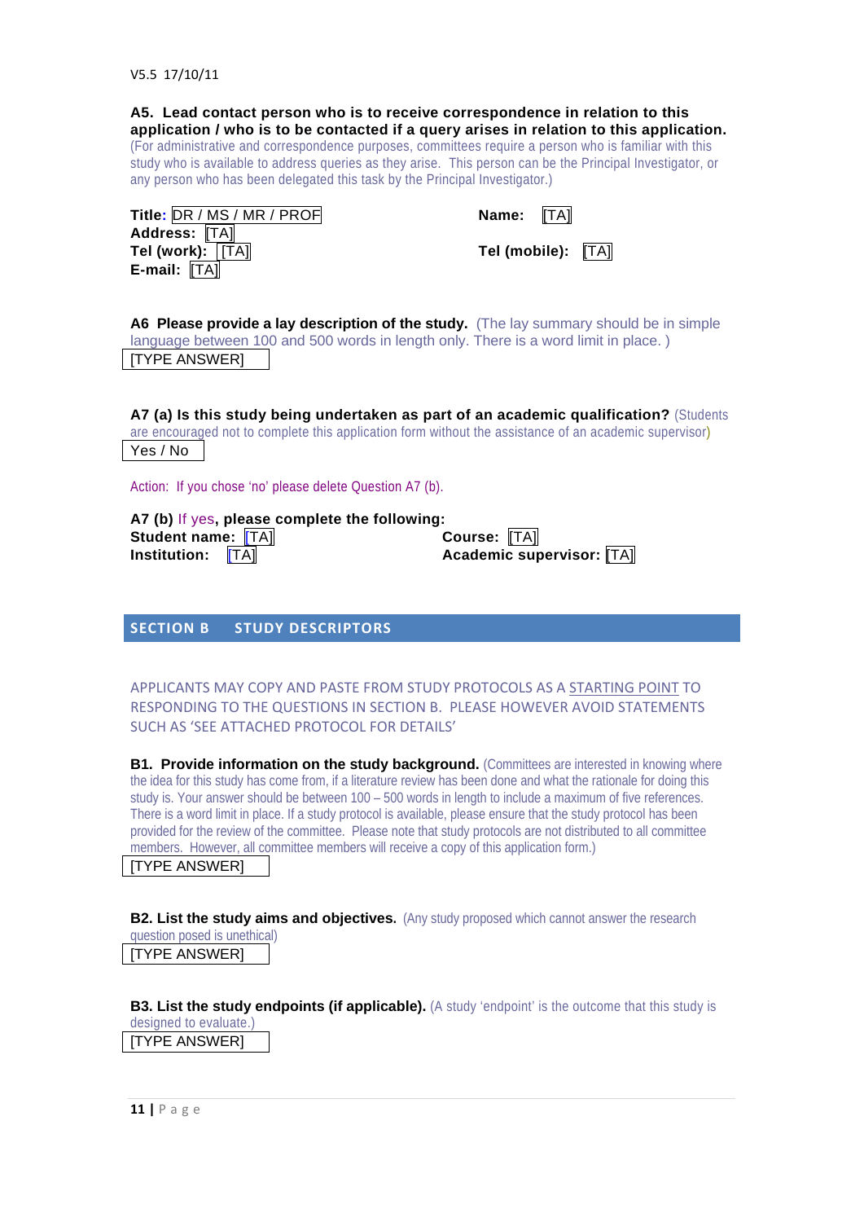V5.5 17/10/11

**A5. Lead contact person who is to receive correspondence in relation to this application / who is to be contacted if a query arises in relation to this application.** (For administrative and correspondence purposes, committees require a person who is familiar with this study who is available to address queries as they arise. This person can be the Principal Investigator, or any person who has been delegated this task by the Principal Investigator.)

**Title:** DR / MS / MR / PROF  **Name:** [TA]
**Address:** [TA]
**Tel (work):** [TA]  **Tel (mobile):** [TA]
**E-mail:** [TA]

**A6 Please provide a lay description of the study.** (The lay summary should be in simple language between 100 and 500 words in length only. There is a word limit in place. )

[TYPE ANSWER]

**A7 (a) Is this study being undertaken as part of an academic qualification?** (Students are encouraged not to complete this application form without the assistance of an academic supervisor)

Yes / No

Action: If you chose 'no' please delete Question A7 (b).

**A7 (b)** If yes**, please complete the following:**
**Student name:** [TA]  **Course:** [TA]
**Institution:** [TA]  **Academic supervisor:** [TA]

## SECTION B STUDY DESCRIPTORS

APPLICANTS MAY COPY AND PASTE FROM STUDY PROTOCOLS AS A STARTING POINT TO RESPONDING TO THE QUESTIONS IN SECTION B. PLEASE HOWEVER AVOID STATEMENTS SUCH AS 'SEE ATTACHED PROTOCOL FOR DETAILS'

**B1. Provide information on the study background.** (Committees are interested in knowing where the idea for this study has come from, if a literature review has been done and what the rationale for doing this study is. Your answer should be between 100 – 500 words in length to include a maximum of five references. There is a word limit in place. If a study protocol is available, please ensure that the study protocol has been provided for the review of the committee. Please note that study protocols are not distributed to all committee members. However, all committee members will receive a copy of this application form.)

[TYPE ANSWER]

**B2. List the study aims and objectives.** (Any study proposed which cannot answer the research question posed is unethical)

[TYPE ANSWER]

**B3. List the study endpoints (if applicable).** (A study 'endpoint' is the outcome that this study is designed to evaluate.)

[TYPE ANSWER]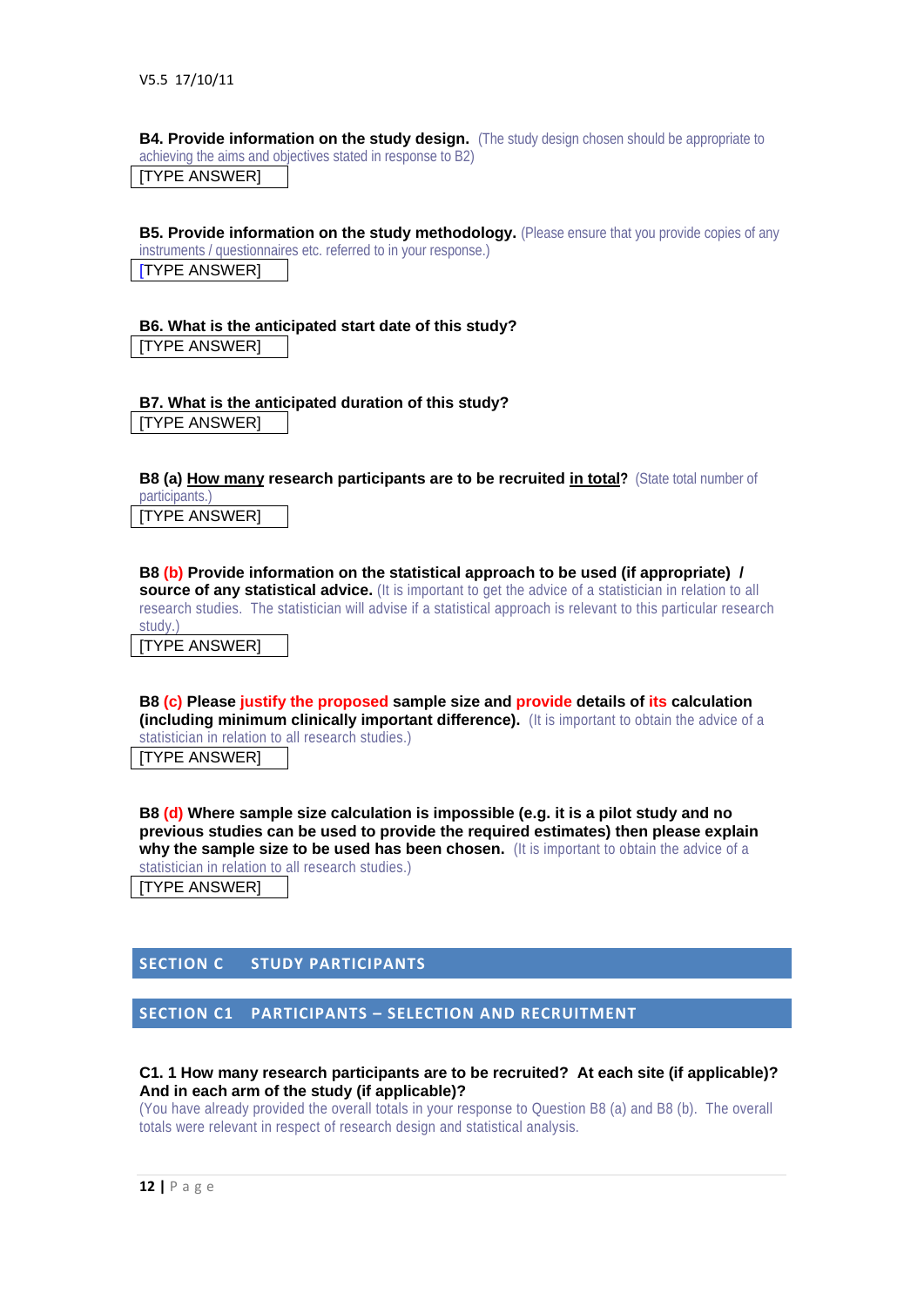**B4. Provide information on the study design.** (The study design chosen should be appropriate to achieving the aims and objectives stated in response to B2)

[TYPE ANSWER]

**B5. Provide information on the study methodology.** (Please ensure that you provide copies of any instruments / questionnaires etc. referred to in your response.)

[TYPE ANSWER]

**B6. What is the anticipated start date of this study?**

[TYPE ANSWER]

**B7. What is the anticipated duration of this study?**

[TYPE ANSWER]

**B8 (a) <u>How many</u> research participants are to be recruited <u>in total</u>?** (State total number of participants.)

[TYPE ANSWER]

**B8 (b) Provide information on the statistical approach to be used (if appropriate) / source of any statistical advice.** (It is important to get the advice of a statistician in relation to all research studies. The statistician will advise if a statistical approach is relevant to this particular research study.)

[TYPE ANSWER]

**B8 (c) Please justify the proposed sample size and provide details of its calculation (including minimum clinically important difference).** (It is important to obtain the advice of a statistician in relation to all research studies.)

[TYPE ANSWER]

**B8 (d) Where sample size calculation is impossible (e.g. it is a pilot study and no previous studies can be used to provide the required estimates) then please explain why the sample size to be used has been chosen.** (It is important to obtain the advice of a statistician in relation to all research studies.)

[TYPE ANSWER]

## SECTION C STUDY PARTICIPANTS

## SECTION C1 PARTICIPANTS – SELECTION AND RECRUITMENT

**C1. 1 How many research participants are to be recruited? At each site (if applicable)? And in each arm of the study (if applicable)?**

(You have already provided the overall totals in your response to Question B8 (a) and B8 (b). The overall totals were relevant in respect of research design and statistical analysis.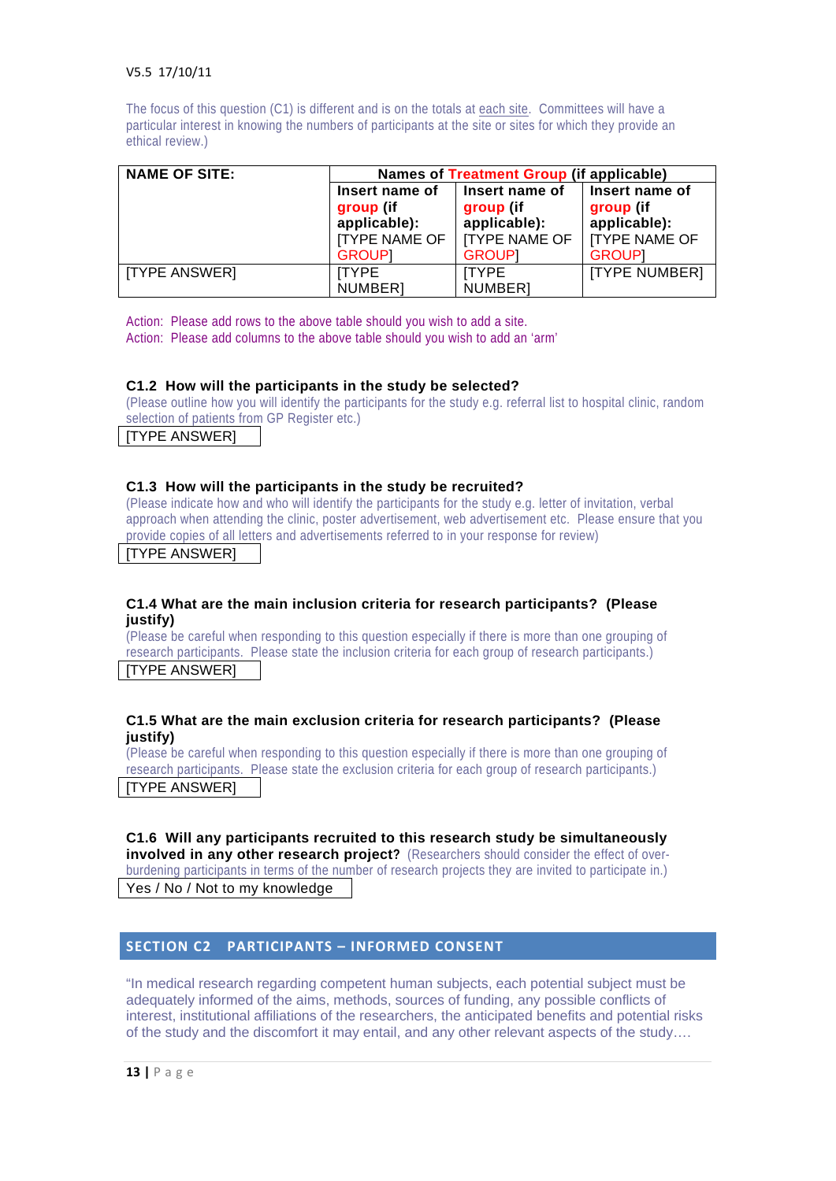V5.5 17/10/11

The focus of this question (C1) is different and is on the totals at each site. Committees will have a particular interest in knowing the numbers of participants at the site or sites for which they provide an ethical review.)

| NAME OF SITE: | Names of Treatment Group (if applicable) | | |
|---|---|---|---|
| | Insert name of group (if applicable): [TYPE NAME OF GROUP] | Insert name of group (if applicable): [TYPE NAME OF GROUP] | Insert name of group (if applicable): [TYPE NAME OF GROUP] |
| [TYPE ANSWER] | [TYPE NUMBER] | [TYPE NUMBER] | [TYPE NUMBER] |

Action: Please add rows to the above table should you wish to add a site.
Action: Please add columns to the above table should you wish to add an 'arm'

**C1.2 How will the participants in the study be selected?**
(Please outline how you will identify the participants for the study e.g. referral list to hospital clinic, random selection of patients from GP Register etc.)

[TYPE ANSWER]

**C1.3 How will the participants in the study be recruited?**
(Please indicate how and who will identify the participants for the study e.g. letter of invitation, verbal approach when attending the clinic, poster advertisement, web advertisement etc. Please ensure that you provide copies of all letters and advertisements referred to in your response for review)

[TYPE ANSWER]

**C1.4 What are the main inclusion criteria for research participants? (Please justify)**
(Please be careful when responding to this question especially if there is more than one grouping of research participants. Please state the inclusion criteria for each group of research participants.)

[TYPE ANSWER]

**C1.5 What are the main exclusion criteria for research participants? (Please justify)**
(Please be careful when responding to this question especially if there is more than one grouping of research participants. Please state the exclusion criteria for each group of research participants.)

[TYPE ANSWER]

**C1.6 Will any participants recruited to this research study be simultaneously involved in any other research project?** (Researchers should consider the effect of over-burdening participants in terms of the number of research projects they are invited to participate in.)

Yes / No / Not to my knowledge

## SECTION C2 PARTICIPANTS – INFORMED CONSENT

"In medical research regarding competent human subjects, each potential subject must be adequately informed of the aims, methods, sources of funding, any possible conflicts of interest, institutional affiliations of the researchers, the anticipated benefits and potential risks of the study and the discomfort it may entail, and any other relevant aspects of the study….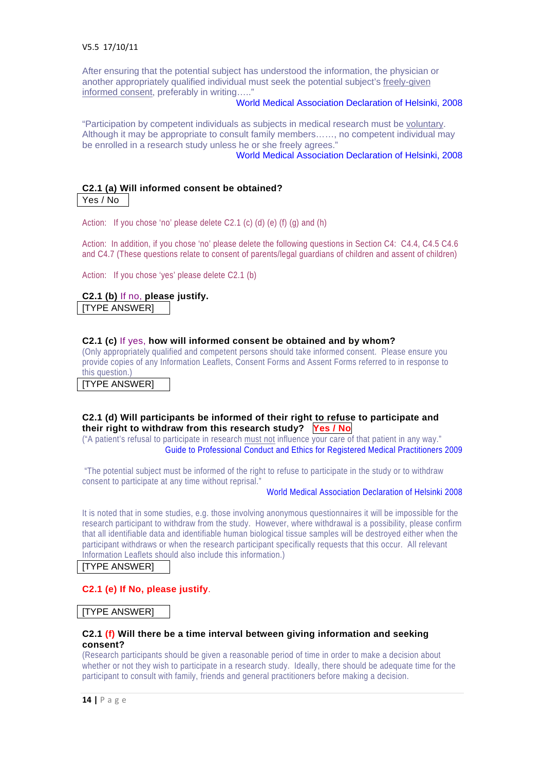After ensuring that the potential subject has understood the information, the physician or another appropriately qualified individual must seek the potential subject's freely-given informed consent, preferably in writing….."

World Medical Association Declaration of Helsinki, 2008

"Participation by competent individuals as subjects in medical research must be voluntary. Although it may be appropriate to consult family members……, no competent individual may be enrolled in a research study unless he or she freely agrees."

World Medical Association Declaration of Helsinki, 2008

**C2.1 (a) Will informed consent be obtained?**

Yes / No

Action: If you chose 'no' please delete C2.1 (c) (d) (e) (f) (g) and (h)

Action: In addition, if you chose 'no' please delete the following questions in Section C4: C4.4, C4.5 C4.6 and C4.7 (These questions relate to consent of parents/legal guardians of children and assent of children)

Action: If you chose 'yes' please delete C2.1 (b)

**C2.1 (b)** If no, **please justify.**

[TYPE ANSWER]

**C2.1 (c)** If yes, **how will informed consent be obtained and by whom?**

(Only appropriately qualified and competent persons should take informed consent. Please ensure you provide copies of any Information Leaflets, Consent Forms and Assent Forms referred to in response to this question.)

[TYPE ANSWER]

**C2.1 (d) Will participants be informed of their right to refuse to participate and their right to withdraw from this research study?** **Yes / No**

("A patient's refusal to participate in research must not influence your care of that patient in any way."

Guide to Professional Conduct and Ethics for Registered Medical Practitioners 2009

"The potential subject must be informed of the right to refuse to participate in the study or to withdraw consent to participate at any time without reprisal."

World Medical Association Declaration of Helsinki 2008

It is noted that in some studies, e.g. those involving anonymous questionnaires it will be impossible for the research participant to withdraw from the study. However, where withdrawal is a possibility, please confirm that all identifiable data and identifiable human biological tissue samples will be destroyed either when the participant withdraws or when the research participant specifically requests that this occur. All relevant Information Leaflets should also include this information.)

[TYPE ANSWER]

**C2.1 (e) If No, please justify.**

[TYPE ANSWER]

**C2.1 (f) Will there be a time interval between giving information and seeking consent?**

(Research participants should be given a reasonable period of time in order to make a decision about whether or not they wish to participate in a research study. Ideally, there should be adequate time for the participant to consult with family, friends and general practitioners before making a decision.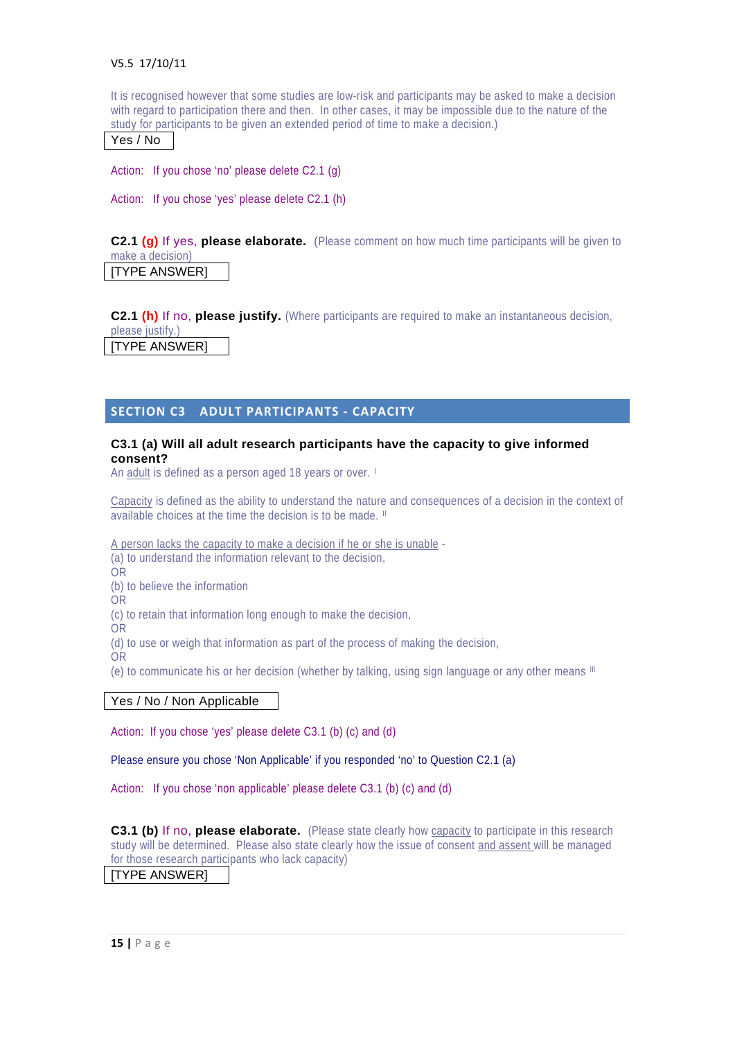It is recognised however that some studies are low-risk and participants may be asked to make a decision with regard to participation there and then. In other cases, it may be impossible due to the nature of the study for participants to be given an extended period of time to make a decision.)

Yes / No

Action: If you chose 'no' please delete C2.1 (g)

Action: If you chose 'yes' please delete C2.1 (h)

**C2.1 (g)** If yes, **please elaborate.** (Please comment on how much time participants will be given to make a decision)

[TYPE ANSWER]

**C2.1 (h)** If no, **please justify.** (Where participants are required to make an instantaneous decision, please justify.)

[TYPE ANSWER]

## SECTION C3 ADULT PARTICIPANTS - CAPACITY

**C3.1 (a) Will all adult research participants have the capacity to give informed consent?**

An adult is defined as a person aged 18 years or over. [I]

Capacity is defined as the ability to understand the nature and consequences of a decision in the context of available choices at the time the decision is to be made. [II]

A person lacks the capacity to make a decision if he or she is unable -

(a) to understand the information relevant to the decision,

OR

(b) to believe the information

OR

(c) to retain that information long enough to make the decision,

OR

(d) to use or weigh that information as part of the process of making the decision,

OR

(e) to communicate his or her decision (whether by talking, using sign language or any other means [III]

Yes / No / Non Applicable

Action: If you chose 'yes' please delete C3.1 (b) (c) and (d)

Please ensure you chose 'Non Applicable' if you responded 'no' to Question C2.1 (a)

Action: If you chose 'non applicable' please delete C3.1 (b) (c) and (d)

**C3.1 (b)** If no, **please elaborate.** (Please state clearly how capacity to participate in this research study will be determined. Please also state clearly how the issue of consent and assent will be managed for those research participants who lack capacity)

[TYPE ANSWER]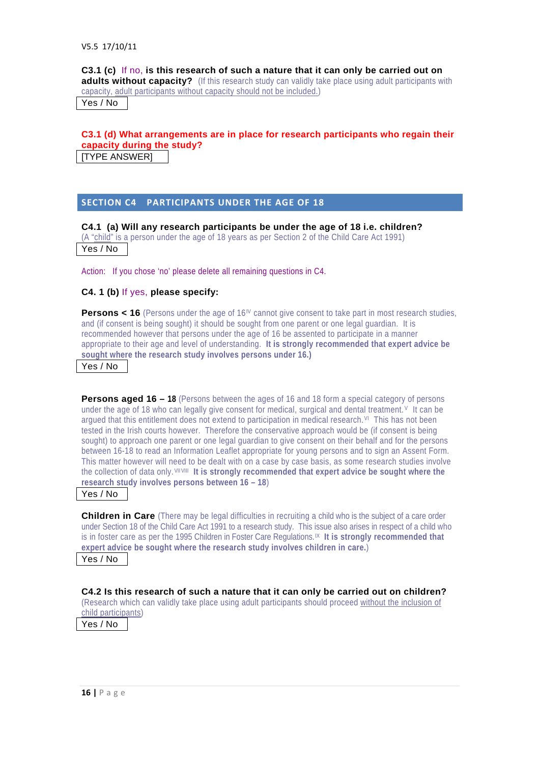**C3.1 (c)** If no, **is this research of such a nature that it can only be carried out on adults without capacity?** (If this research study can validly take place using adult participants with capacity, adult participants without capacity should not be included.)

Yes / No

**C3.1 (d) What arrangements are in place for research participants who regain their capacity during the study?**

[TYPE ANSWER]

## SECTION C4 PARTICIPANTS UNDER THE AGE OF 18

**C4.1 (a) Will any research participants be under the age of 18 i.e. children?**
(A "child" is a person under the age of 18 years as per Section 2 of the Child Care Act 1991)

Yes / No

Action: If you chose 'no' please delete all remaining questions in C4.

**C4. 1 (b)** If yes, **please specify:**

**Persons < 16** (Persons under the age of 16[IV] cannot give consent to take part in most research studies, and (if consent is being sought) it should be sought from one parent or one legal guardian. It is recommended however that persons under the age of 16 be assented to participate in a manner appropriate to their age and level of understanding. **It is strongly recommended that expert advice be sought where the research study involves persons under 16.)**

Yes / No

**Persons aged 16 – 18** (Persons between the ages of 16 and 18 form a special category of persons under the age of 18 who can legally give consent for medical, surgical and dental treatment.[V] It can be argued that this entitlement does not extend to participation in medical research.[VI] This has not been tested in the Irish courts however. Therefore the conservative approach would be (if consent is being sought) to approach one parent or one legal guardian to give consent on their behalf and for the persons between 16-18 to read an Information Leaflet appropriate for young persons and to sign an Assent Form. This matter however will need to be dealt with on a case by case basis, as some research studies involve the collection of data only.[VII VIII] **It is strongly recommended that expert advice be sought where the research study involves persons between 16 – 18**)

Yes / No

**Children in Care** (There may be legal difficulties in recruiting a child who is the subject of a care order under Section 18 of the Child Care Act 1991 to a research study. This issue also arises in respect of a child who is in foster care as per the 1995 Children in Foster Care Regulations.[IX] **It is strongly recommended that expert advice be sought where the research study involves children in care.**)

Yes / No

**C4.2 Is this research of such a nature that it can only be carried out on children?**
(Research which can validly take place using adult participants should proceed without the inclusion of child participants)

Yes / No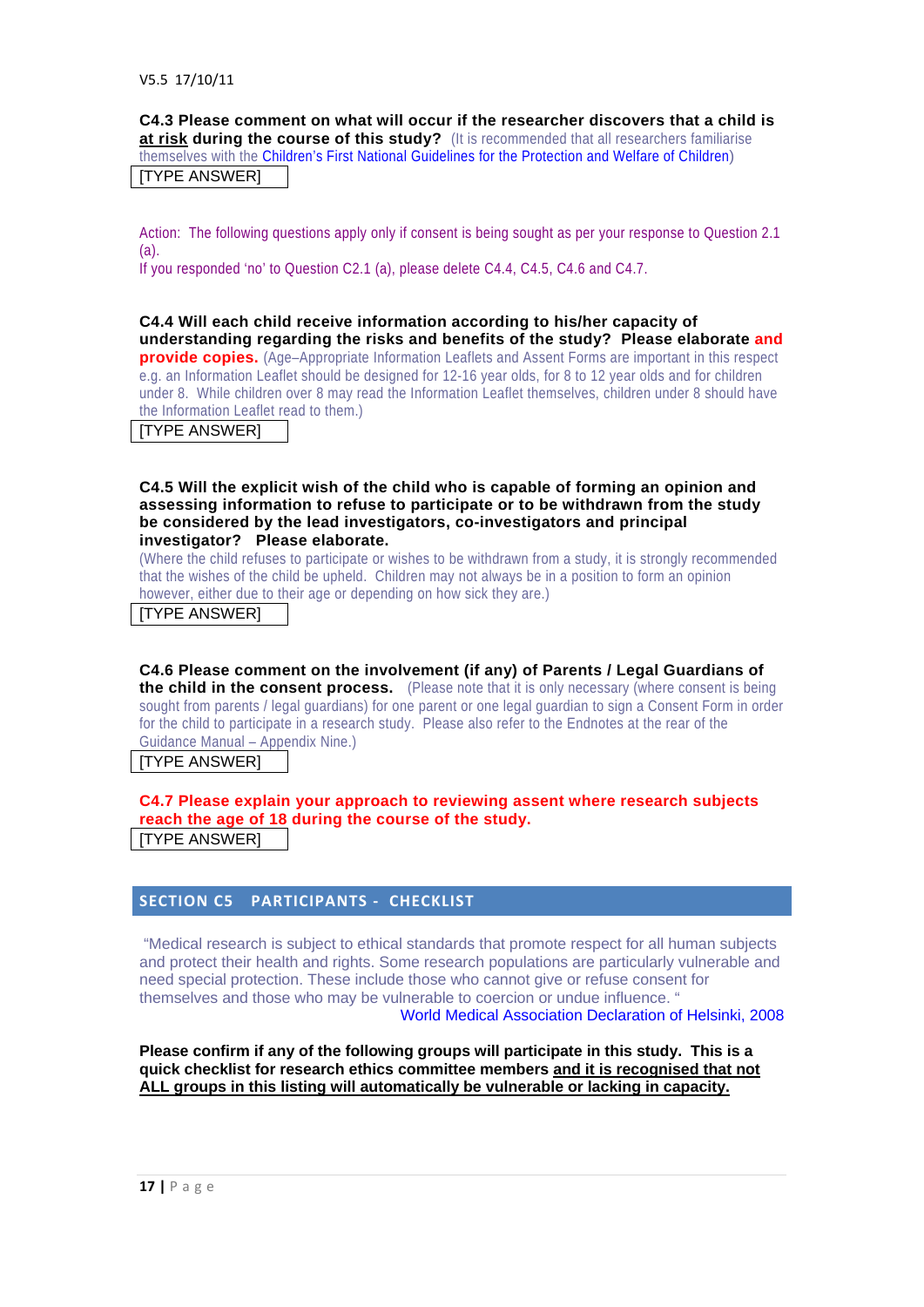V5.5 17/10/11

**C4.3 Please comment on what will occur if the researcher discovers that a child is <u>at risk</u> during the course of this study?** (It is recommended that all researchers familiarise themselves with the Children's First National Guidelines for the Protection and Welfare of Children)

[TYPE ANSWER]

Action: The following questions apply only if consent is being sought as per your response to Question 2.1 (a).
If you responded 'no' to Question C2.1 (a), please delete C4.4, C4.5, C4.6 and C4.7.

**C4.4 Will each child receive information according to his/her capacity of understanding regarding the risks and benefits of the study? Please elaborate and provide copies.** (Age–Appropriate Information Leaflets and Assent Forms are important in this respect e.g. an Information Leaflet should be designed for 12-16 year olds, for 8 to 12 year olds and for children under 8. While children over 8 may read the Information Leaflet themselves, children under 8 should have the Information Leaflet read to them.)

[TYPE ANSWER]

**C4.5 Will the explicit wish of the child who is capable of forming an opinion and assessing information to refuse to participate or to be withdrawn from the study be considered by the lead investigators, co-investigators and principal investigator? Please elaborate.**
(Where the child refuses to participate or wishes to be withdrawn from a study, it is strongly recommended that the wishes of the child be upheld. Children may not always be in a position to form an opinion however, either due to their age or depending on how sick they are.)

[TYPE ANSWER]

**C4.6 Please comment on the involvement (if any) of Parents / Legal Guardians of the child in the consent process.** (Please note that it is only necessary (where consent is being sought from parents / legal guardians) for one parent or one legal guardian to sign a Consent Form in order for the child to participate in a research study. Please also refer to the Endnotes at the rear of the Guidance Manual – Appendix Nine.)

[TYPE ANSWER]

**C4.7 Please explain your approach to reviewing assent where research subjects reach the age of 18 during the course of the study.**

[TYPE ANSWER]

## SECTION C5 PARTICIPANTS - CHECKLIST

"Medical research is subject to ethical standards that promote respect for all human subjects and protect their health and rights. Some research populations are particularly vulnerable and need special protection. These include those who cannot give or refuse consent for themselves and those who may be vulnerable to coercion or undue influence. "

World Medical Association Declaration of Helsinki, 2008

**Please confirm if any of the following groups will participate in this study. This is a quick checklist for research ethics committee members <u>and it is recognised that not ALL groups in this listing will automatically be vulnerable or lacking in capacity.</u>**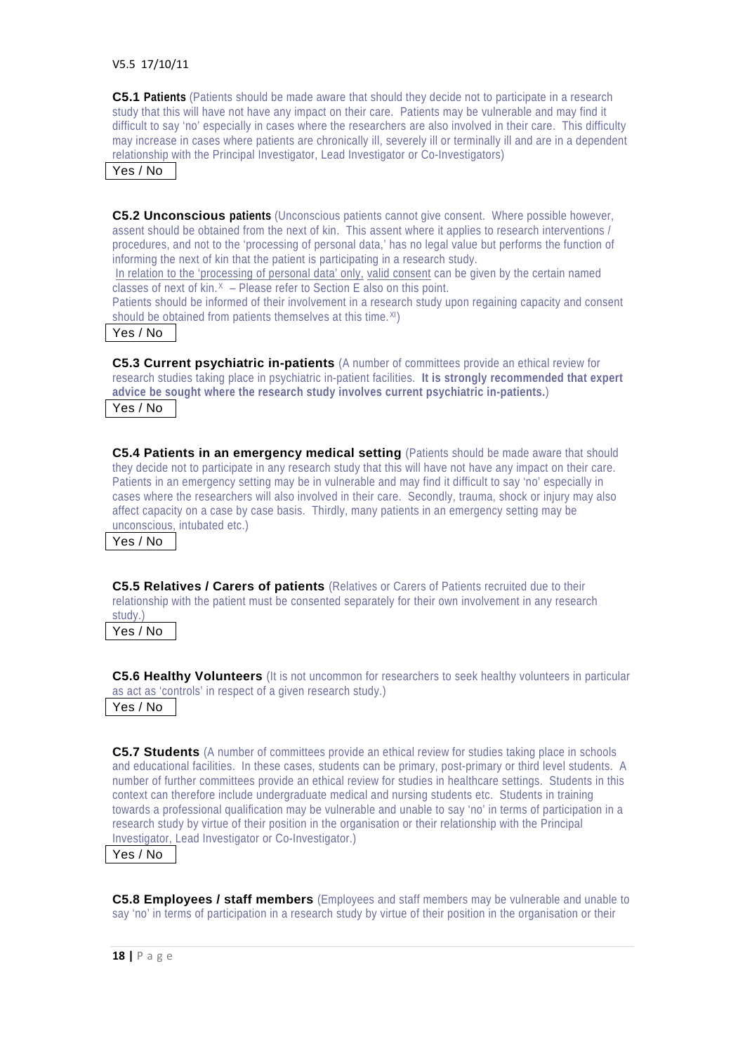**C5.1 Patients** (Patients should be made aware that should they decide not to participate in a research study that this will have not have any impact on their care. Patients may be vulnerable and may find it difficult to say 'no' especially in cases where the researchers are also involved in their care. This difficulty may increase in cases where patients are chronically ill, severely ill or terminally ill and are in a dependent relationship with the Principal Investigator, Lead Investigator or Co-Investigators)

Yes / No

**C5.2 Unconscious patients** (Unconscious patients cannot give consent. Where possible however, assent should be obtained from the next of kin. This assent where it applies to research interventions / procedures, and not to the 'processing of personal data,' has no legal value but performs the function of informing the next of kin that the patient is participating in a research study.

In relation to the 'processing of personal data' only, valid consent can be given by the certain named classes of next of kin.[X] – Please refer to Section E also on this point.

Patients should be informed of their involvement in a research study upon regaining capacity and consent should be obtained from patients themselves at this time.[XI])

Yes / No

**C5.3 Current psychiatric in-patients** (A number of committees provide an ethical review for research studies taking place in psychiatric in-patient facilities. **It is strongly recommended that expert advice be sought where the research study involves current psychiatric in-patients.**)

Yes / No

**C5.4 Patients in an emergency medical setting** (Patients should be made aware that should they decide not to participate in any research study that this will have not have any impact on their care. Patients in an emergency setting may be in vulnerable and may find it difficult to say 'no' especially in cases where the researchers will also involved in their care. Secondly, trauma, shock or injury may also affect capacity on a case by case basis. Thirdly, many patients in an emergency setting may be unconscious, intubated etc.)

Yes / No

**C5.5 Relatives / Carers of patients** (Relatives or Carers of Patients recruited due to their relationship with the patient must be consented separately for their own involvement in any research study.)

Yes / No

**C5.6 Healthy Volunteers** (It is not uncommon for researchers to seek healthy volunteers in particular as act as 'controls' in respect of a given research study.)

Yes / No

**C5.7 Students** (A number of committees provide an ethical review for studies taking place in schools and educational facilities. In these cases, students can be primary, post-primary or third level students. A number of further committees provide an ethical review for studies in healthcare settings. Students in this context can therefore include undergraduate medical and nursing students etc. Students in training towards a professional qualification may be vulnerable and unable to say 'no' in terms of participation in a research study by virtue of their position in the organisation or their relationship with the Principal Investigator, Lead Investigator or Co-Investigator.)

Yes / No

**C5.8 Employees / staff members** (Employees and staff members may be vulnerable and unable to say 'no' in terms of participation in a research study by virtue of their position in the organisation or their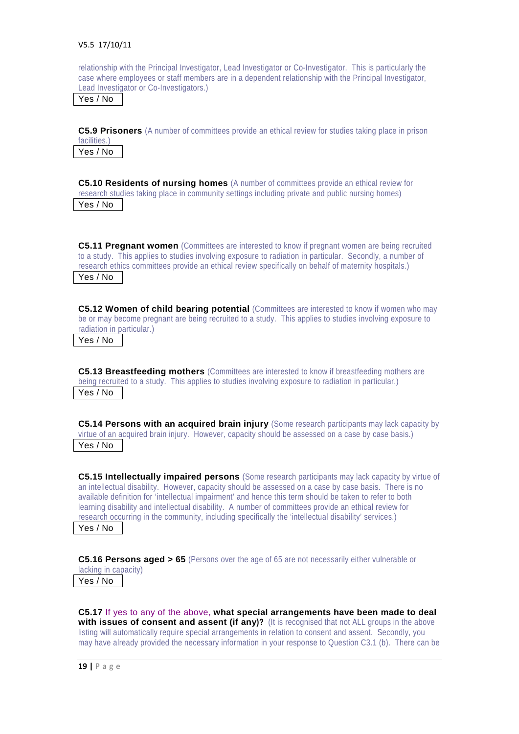relationship with the Principal Investigator, Lead Investigator or Co-Investigator. This is particularly the case where employees or staff members are in a dependent relationship with the Principal Investigator, Lead Investigator or Co-Investigators.)

Yes / No

**C5.9 Prisoners** (A number of committees provide an ethical review for studies taking place in prison facilities.)

Yes / No

**C5.10 Residents of nursing homes** (A number of committees provide an ethical review for research studies taking place in community settings including private and public nursing homes)

Yes / No

**C5.11 Pregnant women** (Committees are interested to know if pregnant women are being recruited to a study. This applies to studies involving exposure to radiation in particular. Secondly, a number of research ethics committees provide an ethical review specifically on behalf of maternity hospitals.)

Yes / No

**C5.12 Women of child bearing potential** (Committees are interested to know if women who may be or may become pregnant are being recruited to a study. This applies to studies involving exposure to radiation in particular.)

Yes / No

**C5.13 Breastfeeding mothers** (Committees are interested to know if breastfeeding mothers are being recruited to a study. This applies to studies involving exposure to radiation in particular.)

Yes / No

**C5.14 Persons with an acquired brain injury** (Some research participants may lack capacity by virtue of an acquired brain injury. However, capacity should be assessed on a case by case basis.)

Yes / No

**C5.15 Intellectually impaired persons** (Some research participants may lack capacity by virtue of an intellectual disability. However, capacity should be assessed on a case by case basis. There is no available definition for 'intellectual impairment' and hence this term should be taken to refer to both learning disability and intellectual disability. A number of committees provide an ethical review for research occurring in the community, including specifically the 'intellectual disability' services.)

Yes / No

**C5.16 Persons aged > 65** (Persons over the age of 65 are not necessarily either vulnerable or lacking in capacity)

Yes / No

**C5.17** If yes to any of the above, **what special arrangements have been made to deal with issues of consent and assent (if any)?** (It is recognised that not ALL groups in the above listing will automatically require special arrangements in relation to consent and assent. Secondly, you may have already provided the necessary information in your response to Question C3.1 (b). There can be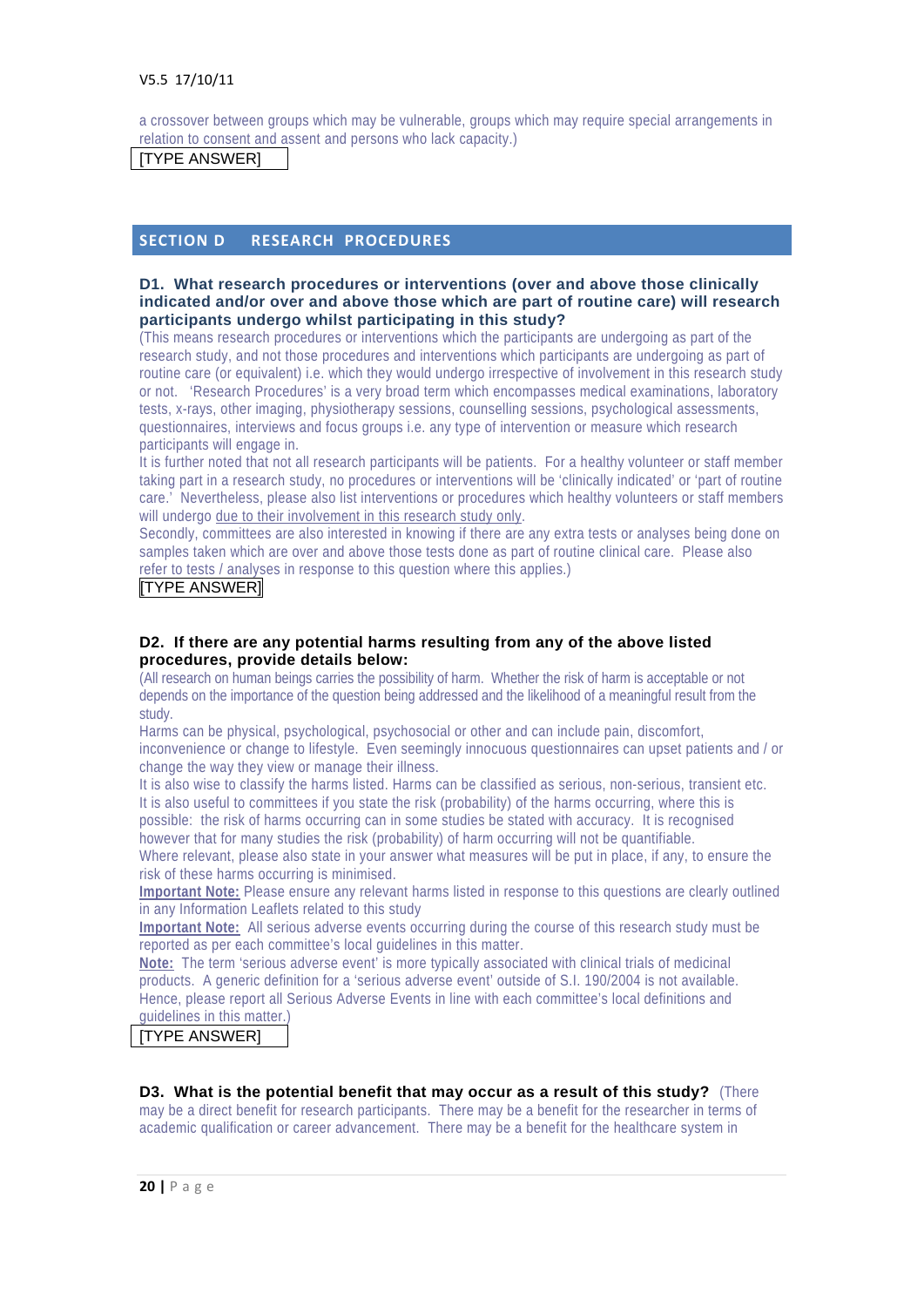a crossover between groups which may be vulnerable, groups which may require special arrangements in relation to consent and assent and persons who lack capacity.)

[TYPE ANSWER]

## SECTION D RESEARCH PROCEDURES

**D1. What research procedures or interventions (over and above those clinically indicated and/or over and above those which are part of routine care) will research participants undergo whilst participating in this study?**

(This means research procedures or interventions which the participants are undergoing as part of the research study, and not those procedures and interventions which participants are undergoing as part of routine care (or equivalent) i.e. which they would undergo irrespective of involvement in this research study or not. 'Research Procedures' is a very broad term which encompasses medical examinations, laboratory tests, x-rays, other imaging, physiotherapy sessions, counselling sessions, psychological assessments, questionnaires, interviews and focus groups i.e. any type of intervention or measure which research participants will engage in.

It is further noted that not all research participants will be patients. For a healthy volunteer or staff member taking part in a research study, no procedures or interventions will be 'clinically indicated' or 'part of routine care.' Nevertheless, please also list interventions or procedures which healthy volunteers or staff members will undergo due to their involvement in this research study only.

Secondly, committees are also interested in knowing if there are any extra tests or analyses being done on samples taken which are over and above those tests done as part of routine clinical care. Please also refer to tests / analyses in response to this question where this applies.)

[TYPE ANSWER]

**D2. If there are any potential harms resulting from any of the above listed procedures, provide details below:**

(All research on human beings carries the possibility of harm. Whether the risk of harm is acceptable or not depends on the importance of the question being addressed and the likelihood of a meaningful result from the study.

Harms can be physical, psychological, psychosocial or other and can include pain, discomfort, inconvenience or change to lifestyle. Even seemingly innocuous questionnaires can upset patients and / or change the way they view or manage their illness.

It is also wise to classify the harms listed. Harms can be classified as serious, non-serious, transient etc. It is also useful to committees if you state the risk (probability) of the harms occurring, where this is possible: the risk of harms occurring can in some studies be stated with accuracy. It is recognised however that for many studies the risk (probability) of harm occurring will not be quantifiable.

Where relevant, please also state in your answer what measures will be put in place, if any, to ensure the risk of these harms occurring is minimised.

**Important Note:** Please ensure any relevant harms listed in response to this questions are clearly outlined in any Information Leaflets related to this study

**Important Note:** All serious adverse events occurring during the course of this research study must be reported as per each committee's local guidelines in this matter.

**Note:** The term 'serious adverse event' is more typically associated with clinical trials of medicinal products. A generic definition for a 'serious adverse event' outside of S.I. 190/2004 is not available. Hence, please report all Serious Adverse Events in line with each committee's local definitions and guidelines in this matter.)

[TYPE ANSWER]

**D3. What is the potential benefit that may occur as a result of this study?** (There may be a direct benefit for research participants. There may be a benefit for the researcher in terms of academic qualification or career advancement. There may be a benefit for the healthcare system in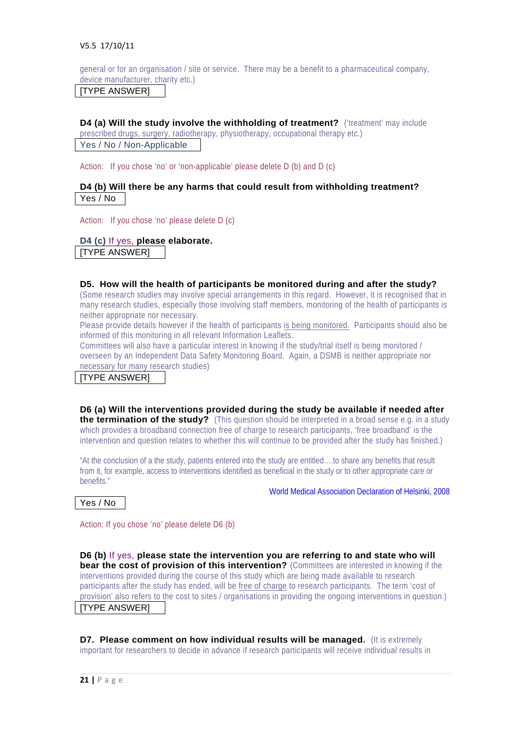general or for an organisation / site or service. There may be a benefit to a pharmaceutical company, device manufacturer, charity etc.)

[TYPE ANSWER]

**D4 (a) Will the study involve the withholding of treatment?** ('treatment' may include prescribed drugs, surgery, radiotherapy, physiotherapy, occupational therapy etc.)

Yes / No / Non-Applicable

Action: If you chose 'no' or 'non-applicable' please delete D (b) and D (c)

**D4 (b) Will there be any harms that could result from withholding treatment?**

Yes / No

Action: If you chose 'no' please delete D (c)

**D4 (c)** If yes, **please elaborate.**

[TYPE ANSWER]

**D5. How will the health of participants be monitored during and after the study?**

(Some research studies may involve special arrangements in this regard. However, it is recognised that in many research studies, especially those involving staff members, monitoring of the health of participants is neither appropriate nor necessary.

Please provide details however if the health of participants is being monitored. Participants should also be informed of this monitoring in all relevant Information Leaflets.

Committees will also have a particular interest in knowing if the study/trial itself is being monitored / overseen by an Independent Data Safety Monitoring Board. Again, a DSMB is neither appropriate nor necessary for many research studies)

[TYPE ANSWER]

**D6 (a) Will the interventions provided during the study be available if needed after the termination of the study?** (This question should be interpreted in a broad sense e.g. in a study which provides a broadband connection free of charge to research participants, 'free broadband' is the intervention and question relates to whether this will continue to be provided after the study has finished.)

"At the conclusion of a the study, patients entered into the study are entitled….to share any benefits that result from it, for example, access to interventions identified as beneficial in the study or to other appropriate care or benefits."

World Medical Association Declaration of Helsinki, 2008

Yes / No

Action: If you chose 'no' please delete D6 (b)

**D6 (b)** If yes, **please state the intervention you are referring to and state who will bear the cost of provision of this intervention?** (Committees are interested in knowing if the interventions provided during the course of this study which are being made available to research participants after the study has ended, will be free of charge to research participants. The term 'cost of provision' also refers to the cost to sites / organisations in providing the ongoing interventions in question.)

[TYPE ANSWER]

**D7. Please comment on how individual results will be managed.** (It is extremely important for researchers to decide in advance if research participants will receive individual results in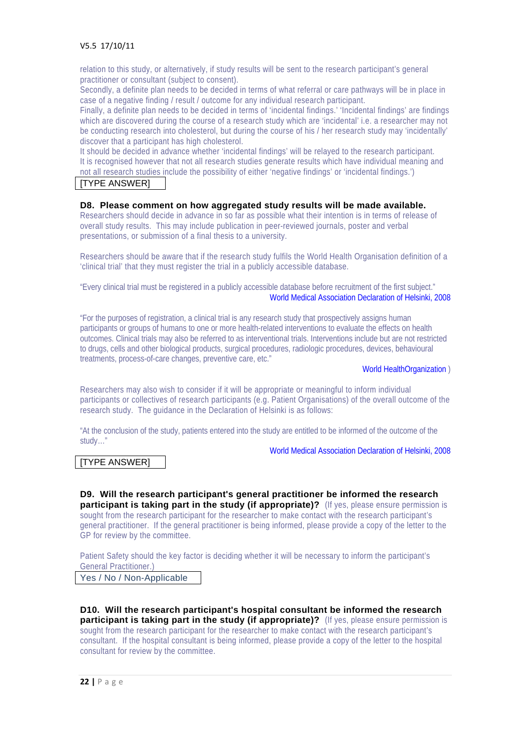relation to this study, or alternatively, if study results will be sent to the research participant's general practitioner or consultant (subject to consent).
Secondly, a definite plan needs to be decided in terms of what referral or care pathways will be in place in case of a negative finding / result / outcome for any individual research participant.
Finally, a definite plan needs to be decided in terms of 'incidental findings.' 'Incidental findings' are findings which are discovered during the course of a research study which are 'incidental' i.e. a researcher may not be conducting research into cholesterol, but during the course of his / her research study may 'incidentally' discover that a participant has high cholesterol.
It should be decided in advance whether 'incidental findings' will be relayed to the research participant.
It is recognised however that not all research studies generate results which have individual meaning and not all research studies include the possibility of either 'negative findings' or 'incidental findings.')

[TYPE ANSWER]

**D8. Please comment on how aggregated study results will be made available.**
Researchers should decide in advance in so far as possible what their intention is in terms of release of overall study results. This may include publication in peer-reviewed journals, poster and verbal presentations, or submission of a final thesis to a university.

Researchers should be aware that if the research study fulfils the World Health Organisation definition of a 'clinical trial' that they must register the trial in a publicly accessible database.

"Every clinical trial must be registered in a publicly accessible database before recruitment of the first subject."
World Medical Association Declaration of Helsinki, 2008

"For the purposes of registration, a clinical trial is any research study that prospectively assigns human participants or groups of humans to one or more health-related interventions to evaluate the effects on health outcomes. Clinical trials may also be referred to as interventional trials. Interventions include but are not restricted to drugs, cells and other biological products, surgical procedures, radiologic procedures, devices, behavioural treatments, process-of-care changes, preventive care, etc."
World HealthOrganization )

Researchers may also wish to consider if it will be appropriate or meaningful to inform individual participants or collectives of research participants (e.g. Patient Organisations) of the overall outcome of the research study. The guidance in the Declaration of Helsinki is as follows:

"At the conclusion of the study, patients entered into the study are entitled to be informed of the outcome of the study…"
World Medical Association Declaration of Helsinki, 2008

[TYPE ANSWER]

**D9. Will the research participant's general practitioner be informed the research participant is taking part in the study (if appropriate)?** (If yes, please ensure permission is sought from the research participant for the researcher to make contact with the research participant's general practitioner. If the general practitioner is being informed, please provide a copy of the letter to the GP for review by the committee.

Patient Safety should the key factor is deciding whether it will be necessary to inform the participant's General Practitioner.)

Yes / No / Non-Applicable

**D10. Will the research participant's hospital consultant be informed the research participant is taking part in the study (if appropriate)?** (If yes, please ensure permission is sought from the research participant for the researcher to make contact with the research participant's consultant. If the hospital consultant is being informed, please provide a copy of the letter to the hospital consultant for review by the committee.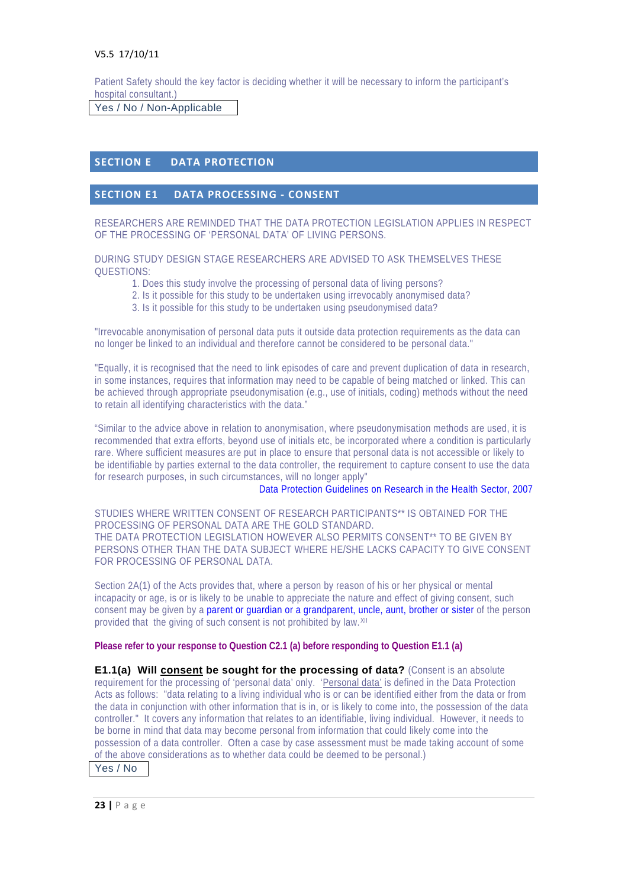Patient Safety should the key factor is deciding whether it will be necessary to inform the participant's hospital consultant.)

Yes / No / Non-Applicable

## SECTION E DATA PROTECTION

### SECTION E1 DATA PROCESSING - CONSENT

RESEARCHERS ARE REMINDED THAT THE DATA PROTECTION LEGISLATION APPLIES IN RESPECT OF THE PROCESSING OF 'PERSONAL DATA' OF LIVING PERSONS.

DURING STUDY DESIGN STAGE RESEARCHERS ARE ADVISED TO ASK THEMSELVES THESE QUESTIONS:

1. Does this study involve the processing of personal data of living persons?
2. Is it possible for this study to be undertaken using irrevocably anonymised data?
3. Is it possible for this study to be undertaken using pseudonymised data?

"Irrevocable anonymisation of personal data puts it outside data protection requirements as the data can no longer be linked to an individual and therefore cannot be considered to be personal data."

"Equally, it is recognised that the need to link episodes of care and prevent duplication of data in research, in some instances, requires that information may need to be capable of being matched or linked. This can be achieved through appropriate pseudonymisation (e.g., use of initials, coding) methods without the need to retain all identifying characteristics with the data."

"Similar to the advice above in relation to anonymisation, where pseudonymisation methods are used, it is recommended that extra efforts, beyond use of initials etc, be incorporated where a condition is particularly rare. Where sufficient measures are put in place to ensure that personal data is not accessible or likely to be identifiable by parties external to the data controller, the requirement to capture consent to use the data for research purposes, in such circumstances, will no longer apply"

Data Protection Guidelines on Research in the Health Sector, 2007

STUDIES WHERE WRITTEN CONSENT OF RESEARCH PARTICIPANTS** IS OBTAINED FOR THE PROCESSING OF PERSONAL DATA ARE THE GOLD STANDARD.
THE DATA PROTECTION LEGISLATION HOWEVER ALSO PERMITS CONSENT** TO BE GIVEN BY PERSONS OTHER THAN THE DATA SUBJECT WHERE HE/SHE LACKS CAPACITY TO GIVE CONSENT FOR PROCESSING OF PERSONAL DATA.

Section 2A(1) of the Acts provides that, where a person by reason of his or her physical or mental incapacity or age, is or is likely to be unable to appreciate the nature and effect of giving consent, such consent may be given by a parent or guardian or a grandparent, uncle, aunt, brother or sister of the person provided that the giving of such consent is not prohibited by law.[XII]

**Please refer to your response to Question C2.1 (a) before responding to Question E1.1 (a)**

**E1.1(a) Will consent be sought for the processing of data?** (Consent is an absolute requirement for the processing of 'personal data' only. 'Personal data' is defined in the Data Protection Acts as follows: "data relating to a living individual who is or can be identified either from the data or from the data in conjunction with other information that is in, or is likely to come into, the possession of the data controller." It covers any information that relates to an identifiable, living individual. However, it needs to be borne in mind that data may become personal from information that could likely come into the possession of a data controller. Often a case by case assessment must be made taking account of some of the above considerations as to whether data could be deemed to be personal.)

Yes / No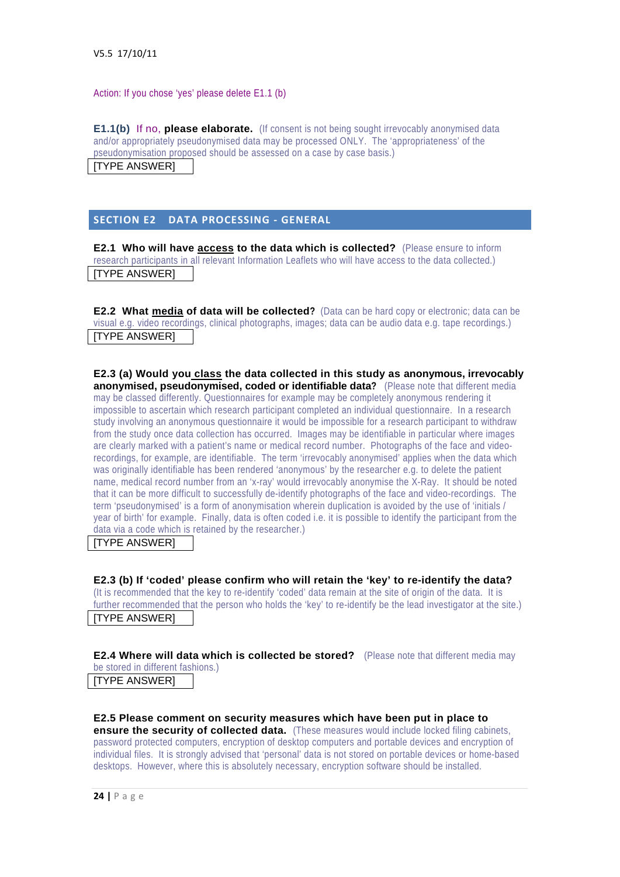Action: If you chose 'yes' please delete E1.1 (b)

**E1.1(b)** If no, **please elaborate.** (If consent is not being sought irrevocably anonymised data and/or appropriately pseudonymised data may be processed ONLY. The 'appropriateness' of the pseudonymisation proposed should be assessed on a case by case basis.)

[TYPE ANSWER]

## SECTION E2 DATA PROCESSING - GENERAL

**E2.1 Who will have access to the data which is collected?** (Please ensure to inform research participants in all relevant Information Leaflets who will have access to the data collected.)

[TYPE ANSWER]

**E2.2 What media of data will be collected?** (Data can be hard copy or electronic; data can be visual e.g. video recordings, clinical photographs, images; data can be audio data e.g. tape recordings.)

[TYPE ANSWER]

**E2.3 (a) Would you class the data collected in this study as anonymous, irrevocably anonymised, pseudonymised, coded or identifiable data?** (Please note that different media may be classed differently. Questionnaires for example may be completely anonymous rendering it impossible to ascertain which research participant completed an individual questionnaire. In a research study involving an anonymous questionnaire it would be impossible for a research participant to withdraw from the study once data collection has occurred. Images may be identifiable in particular where images are clearly marked with a patient's name or medical record number. Photographs of the face and video-recordings, for example, are identifiable. The term 'irrevocably anonymised' applies when the data which was originally identifiable has been rendered 'anonymous' by the researcher e.g. to delete the patient name, medical record number from an 'x-ray' would irrevocably anonymise the X-Ray. It should be noted that it can be more difficult to successfully de-identify photographs of the face and video-recordings. The term 'pseudonymised' is a form of anonymisation wherein duplication is avoided by the use of 'initials / year of birth' for example. Finally, data is often coded i.e. it is possible to identify the participant from the data via a code which is retained by the researcher.)

[TYPE ANSWER]

**E2.3 (b) If 'coded' please confirm who will retain the 'key' to re-identify the data?** (It is recommended that the key to re-identify 'coded' data remain at the site of origin of the data. It is further recommended that the person who holds the 'key' to re-identify be the lead investigator at the site.)

[TYPE ANSWER]

**E2.4 Where will data which is collected be stored?** (Please note that different media may be stored in different fashions.)

[TYPE ANSWER]

**E2.5 Please comment on security measures which have been put in place to ensure the security of collected data.** (These measures would include locked filing cabinets, password protected computers, encryption of desktop computers and portable devices and encryption of individual files. It is strongly advised that 'personal' data is not stored on portable devices or home-based desktops. However, where this is absolutely necessary, encryption software should be installed.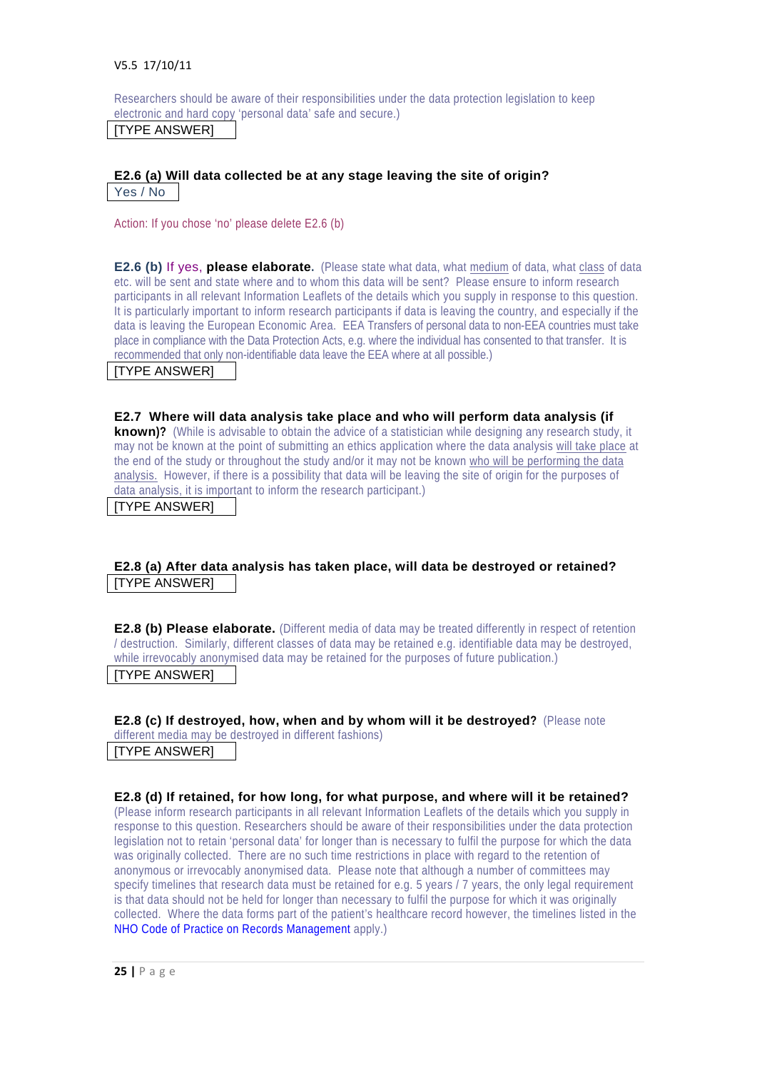Researchers should be aware of their responsibilities under the data protection legislation to keep electronic and hard copy 'personal data' safe and secure.)

[TYPE ANSWER]

**E2.6 (a) Will data collected be at any stage leaving the site of origin?**

Yes / No

Action: If you chose 'no' please delete E2.6 (b)

**E2.6 (b)** If yes, **please elaborate.** (Please state what data, what medium of data, what class of data etc. will be sent and state where and to whom this data will be sent? Please ensure to inform research participants in all relevant Information Leaflets of the details which you supply in response to this question. It is particularly important to inform research participants if data is leaving the country, and especially if the data is leaving the European Economic Area. EEA Transfers of personal data to non-EEA countries must take place in compliance with the Data Protection Acts, e.g. where the individual has consented to that transfer. It is recommended that only non-identifiable data leave the EEA where at all possible.)

[TYPE ANSWER]

**E2.7 Where will data analysis take place and who will perform data analysis (if known)?** (While is advisable to obtain the advice of a statistician while designing any research study, it may not be known at the point of submitting an ethics application where the data analysis will take place at the end of the study or throughout the study and/or it may not be known who will be performing the data analysis. However, if there is a possibility that data will be leaving the site of origin for the purposes of data analysis, it is important to inform the research participant.)

[TYPE ANSWER]

**E2.8 (a) After data analysis has taken place, will data be destroyed or retained?**

[TYPE ANSWER]

**E2.8 (b) Please elaborate.** (Different media of data may be treated differently in respect of retention / destruction. Similarly, different classes of data may be retained e.g. identifiable data may be destroyed, while irrevocably anonymised data may be retained for the purposes of future publication.)

[TYPE ANSWER]

**E2.8 (c) If destroyed, how, when and by whom will it be destroyed?** (Please note different media may be destroyed in different fashions)

[TYPE ANSWER]

**E2.8 (d) If retained, for how long, for what purpose, and where will it be retained?** (Please inform research participants in all relevant Information Leaflets of the details which you supply in response to this question. Researchers should be aware of their responsibilities under the data protection legislation not to retain 'personal data' for longer than is necessary to fulfil the purpose for which the data was originally collected. There are no such time restrictions in place with regard to the retention of anonymous or irrevocably anonymised data. Please note that although a number of committees may specify timelines that research data must be retained for e.g. 5 years / 7 years, the only legal requirement is that data should not be held for longer than necessary to fulfil the purpose for which it was originally collected. Where the data forms part of the patient's healthcare record however, the timelines listed in the NHO Code of Practice on Records Management apply.)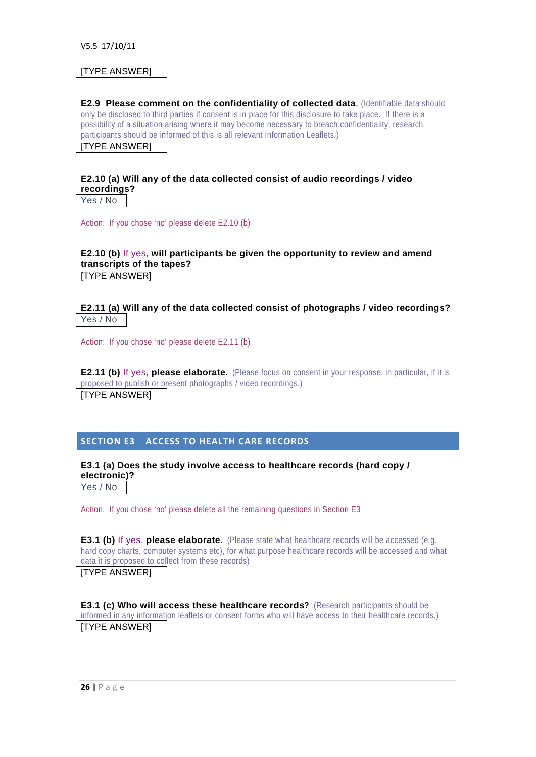[TYPE ANSWER]

**E2.9 Please comment on the confidentiality of collected data**. (Identifiable data should only be disclosed to third parties if consent is in place for this disclosure to take place. If there is a possibility of a situation arising where it may become necessary to breach confidentiality, research participants should be informed of this is all relevant Information Leaflets.)

[TYPE ANSWER]

**E2.10 (a) Will any of the data collected consist of audio recordings / video recordings?**

Yes / No

Action: If you chose 'no' please delete E2.10 (b)

**E2.10 (b)** If yes, **will participants be given the opportunity to review and amend transcripts of the tapes?**

[TYPE ANSWER]

**E2.11 (a) Will any of the data collected consist of photographs / video recordings?**

Yes / No

Action: If you chose 'no' please delete E2.11 (b)

**E2.11 (b)** If yes, **please elaborate.** (Please focus on consent in your response, in particular, if it is proposed to publish or present photographs / video recordings.)

[TYPE ANSWER]

## SECTION E3 ACCESS TO HEALTH CARE RECORDS

**E3.1 (a) Does the study involve access to healthcare records (hard copy / electronic)?**

Yes / No

Action: If you chose 'no' please delete all the remaining questions in Section E3

**E3.1 (b)** If yes, **please elaborate.** (Please state what healthcare records will be accessed (e.g. hard copy charts, computer systems etc), for what purpose healthcare records will be accessed and what data it is proposed to collect from these records)

[TYPE ANSWER]

**E3.1 (c) Who will access these healthcare records?** (Research participants should be informed in any information leaflets or consent forms who will have access to their healthcare records.)

[TYPE ANSWER]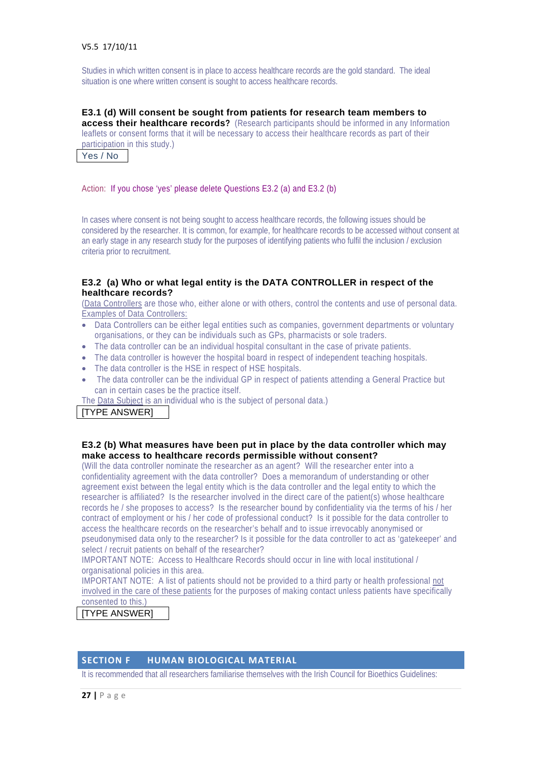Studies in which written consent is in place to access healthcare records are the gold standard. The ideal situation is one where written consent is sought to access healthcare records.

**E3.1 (d) Will consent be sought from patients for research team members to access their healthcare records?** (Research participants should be informed in any Information leaflets or consent forms that it will be necessary to access their healthcare records as part of their participation in this study.)

Yes / No

Action: If you chose 'yes' please delete Questions E3.2 (a) and E3.2 (b)

In cases where consent is not being sought to access healthcare records, the following issues should be considered by the researcher. It is common, for example, for healthcare records to be accessed without consent at an early stage in any research study for the purposes of identifying patients who fulfil the inclusion / exclusion criteria prior to recruitment.

**E3.2 (a) Who or what legal entity is the DATA CONTROLLER in respect of the healthcare records?**

(Data Controllers are those who, either alone or with others, control the contents and use of personal data. Examples of Data Controllers:

- Data Controllers can be either legal entities such as companies, government departments or voluntary organisations, or they can be individuals such as GPs, pharmacists or sole traders.
- The data controller can be an individual hospital consultant in the case of private patients.
- The data controller is however the hospital board in respect of independent teaching hospitals.
- The data controller is the HSE in respect of HSE hospitals.
- The data controller can be the individual GP in respect of patients attending a General Practice but can in certain cases be the practice itself.

The Data Subject is an individual who is the subject of personal data.)

[TYPE ANSWER]

**E3.2 (b) What measures have been put in place by the data controller which may make access to healthcare records permissible without consent?**

(Will the data controller nominate the researcher as an agent? Will the researcher enter into a confidentiality agreement with the data controller? Does a memorandum of understanding or other agreement exist between the legal entity which is the data controller and the legal entity to which the researcher is affiliated? Is the researcher involved in the direct care of the patient(s) whose healthcare records he / she proposes to access? Is the researcher bound by confidentiality via the terms of his / her contract of employment or his / her code of professional conduct? Is it possible for the data controller to access the healthcare records on the researcher's behalf and to issue irrevocably anonymised or pseudonymised data only to the researcher? Is it possible for the data controller to act as 'gatekeeper' and select / recruit patients on behalf of the researcher?

IMPORTANT NOTE: Access to Healthcare Records should occur in line with local institutional / organisational policies in this area.

IMPORTANT NOTE: A list of patients should not be provided to a third party or health professional not involved in the care of these patients for the purposes of making contact unless patients have specifically consented to this.)

[TYPE ANSWER]

## SECTION F HUMAN BIOLOGICAL MATERIAL

It is recommended that all researchers familiarise themselves with the Irish Council for Bioethics Guidelines: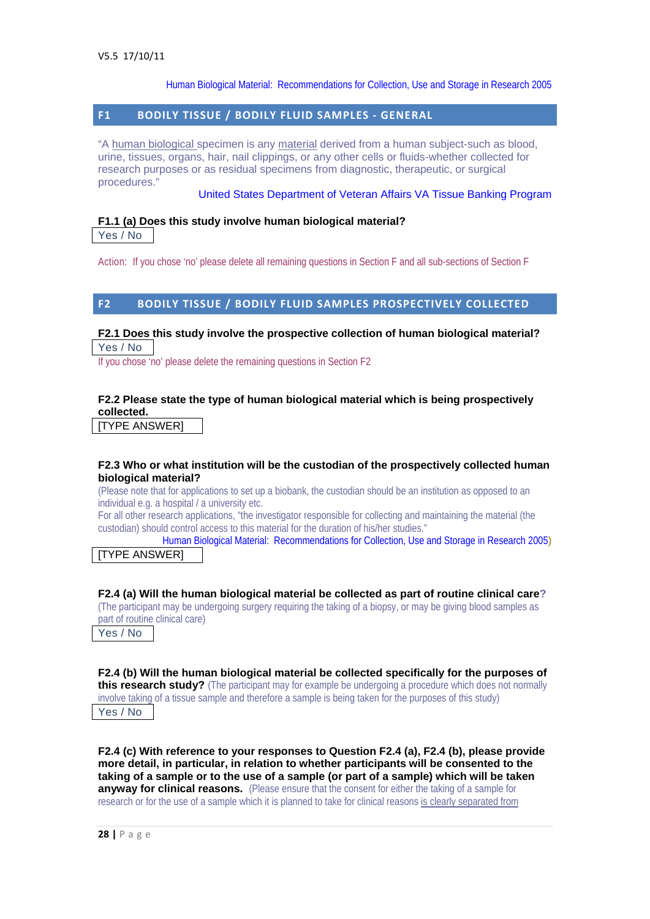Human Biological Material: Recommendations for Collection, Use and Storage in Research 2005

## F1 BODILY TISSUE / BODILY FLUID SAMPLES - GENERAL

"A human biological specimen is any material derived from a human subject-such as blood, urine, tissues, organs, hair, nail clippings, or any other cells or fluids-whether collected for research purposes or as residual specimens from diagnostic, therapeutic, or surgical procedures."

United States Department of Veteran Affairs VA Tissue Banking Program

**F1.1 (a) Does this study involve human biological material?**

Yes / No

Action: If you chose 'no' please delete all remaining questions in Section F and all sub-sections of Section F

## F2 BODILY TISSUE / BODILY FLUID SAMPLES PROSPECTIVELY COLLECTED

**F2.1 Does this study involve the prospective collection of human biological material?**

Yes / No

If you chose 'no' please delete the remaining questions in Section F2

**F2.2 Please state the type of human biological material which is being prospectively collected.**

[TYPE ANSWER]

**F2.3 Who or what institution will be the custodian of the prospectively collected human biological material?**

(Please note that for applications to set up a biobank, the custodian should be an institution as opposed to an individual e.g. a hospital / a university etc.

For all other research applications, "the investigator responsible for collecting and maintaining the material (the custodian) should control access to this material for the duration of his/her studies."

Human Biological Material: Recommendations for Collection, Use and Storage in Research 2005)

[TYPE ANSWER]

**F2.4 (a) Will the human biological material be collected as part of routine clinical care?**

(The participant may be undergoing surgery requiring the taking of a biopsy, or may be giving blood samples as part of routine clinical care)

Yes / No

**F2.4 (b) Will the human biological material be collected specifically for the purposes of this research study?** (The participant may for example be undergoing a procedure which does not normally involve taking of a tissue sample and therefore a sample is being taken for the purposes of this study)

Yes / No

**F2.4 (c) With reference to your responses to Question F2.4 (a), F2.4 (b), please provide more detail, in particular, in relation to whether participants will be consented to the taking of a sample or to the use of a sample (or part of a sample) which will be taken anyway for clinical reasons.** (Please ensure that the consent for either the taking of a sample for research or for the use of a sample which it is planned to take for clinical reasons is clearly separated from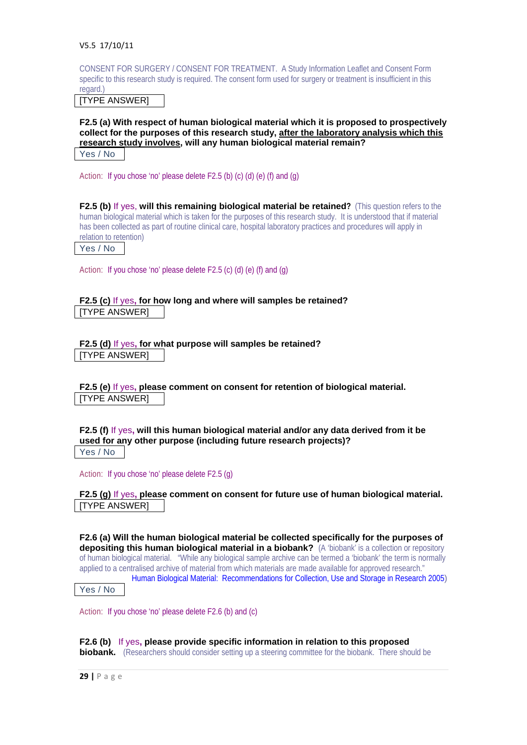CONSENT FOR SURGERY / CONSENT FOR TREATMENT. A Study Information Leaflet and Consent Form specific to this research study is required. The consent form used for surgery or treatment is insufficient in this regard.)

[TYPE ANSWER]

**F2.5 (a) With respect of human biological material which it is proposed to prospectively collect for the purposes of this research study, <u>after the laboratory analysis which this research study involves</u>, will any human biological material remain?**

Yes / No

Action: If you chose 'no' please delete F2.5 (b) (c) (d) (e) (f) and (g)

**F2.5 (b)** If yes, **will this remaining biological material be retained?** (This question refers to the human biological material which is taken for the purposes of this research study. It is understood that if material has been collected as part of routine clinical care, hospital laboratory practices and procedures will apply in relation to retention)

Yes / No

Action: If you chose 'no' please delete F2.5 (c) (d) (e) (f) and (g)

**F2.5 (c)** If yes**, for how long and where will samples be retained?**

[TYPE ANSWER]

**F2.5 (d)** If yes**, for what purpose will samples be retained?**

[TYPE ANSWER]

**F2.5 (e)** If yes**, please comment on consent for retention of biological material.**

[TYPE ANSWER]

**F2.5 (f)** If yes**, will this human biological material and/or any data derived from it be used for any other purpose (including future research projects)?**

Yes / No

Action: If you chose 'no' please delete F2.5 (g)

**F2.5 (g)** If yes**, please comment on consent for future use of human biological material.**

[TYPE ANSWER]

**F2.6 (a) Will the human biological material be collected specifically for the purposes of depositing this human biological material in a biobank?** (A 'biobank' is a collection or repository of human biological material. "While any biological sample archive can be termed a 'biobank' the term is normally applied to a centralised archive of material from which materials are made available for approved research." Human Biological Material: Recommendations for Collection, Use and Storage in Research 2005)

Yes / No

Action: If you chose 'no' please delete F2.6 (b) and (c)

**F2.6 (b)** If yes**, please provide specific information in relation to this proposed biobank.** (Researchers should consider setting up a steering committee for the biobank. There should be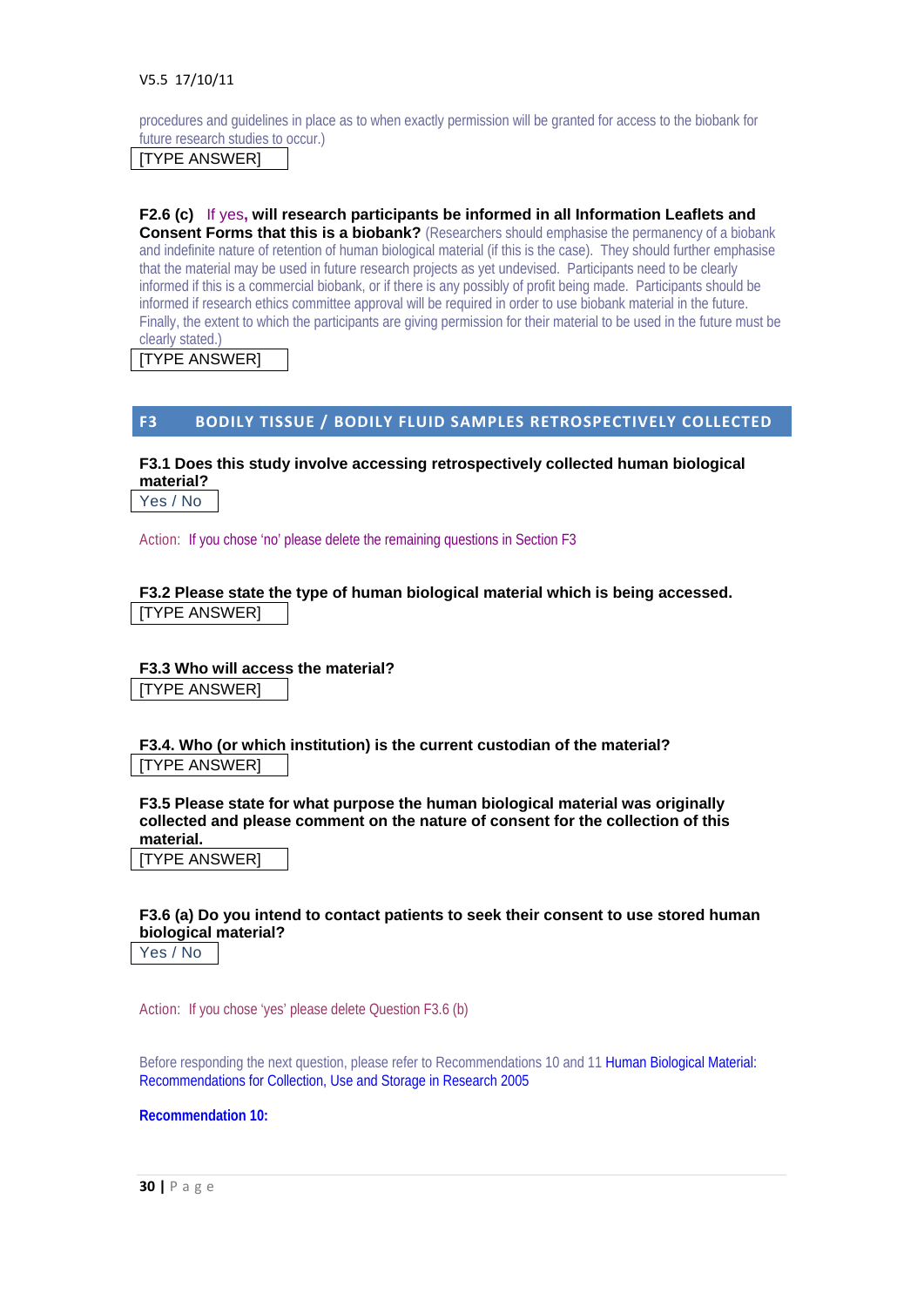procedures and guidelines in place as to when exactly permission will be granted for access to the biobank for future research studies to occur.)

[TYPE ANSWER]

**F2.6 (c)** If yes, **will research participants be informed in all Information Leaflets and Consent Forms that this is a biobank?** (Researchers should emphasise the permanency of a biobank and indefinite nature of retention of human biological material (if this is the case). They should further emphasise that the material may be used in future research projects as yet undevised. Participants need to be clearly informed if this is a commercial biobank, or if there is any possibly of profit being made. Participants should be informed if research ethics committee approval will be required in order to use biobank material in the future. Finally, the extent to which the participants are giving permission for their material to be used in the future must be clearly stated.)

[TYPE ANSWER]

## F3 BODILY TISSUE / BODILY FLUID SAMPLES RETROSPECTIVELY COLLECTED

**F3.1 Does this study involve accessing retrospectively collected human biological material?**

Yes / No

Action: If you chose 'no' please delete the remaining questions in Section F3

**F3.2 Please state the type of human biological material which is being accessed.**

[TYPE ANSWER]

**F3.3 Who will access the material?**

[TYPE ANSWER]

**F3.4. Who (or which institution) is the current custodian of the material?**

[TYPE ANSWER]

**F3.5 Please state for what purpose the human biological material was originally collected and please comment on the nature of consent for the collection of this material.**

[TYPE ANSWER]

**F3.6 (a) Do you intend to contact patients to seek their consent to use stored human biological material?**

Yes / No

Action: If you chose 'yes' please delete Question F3.6 (b)

Before responding the next question, please refer to Recommendations 10 and 11 Human Biological Material: Recommendations for Collection, Use and Storage in Research 2005

**Recommendation 10:**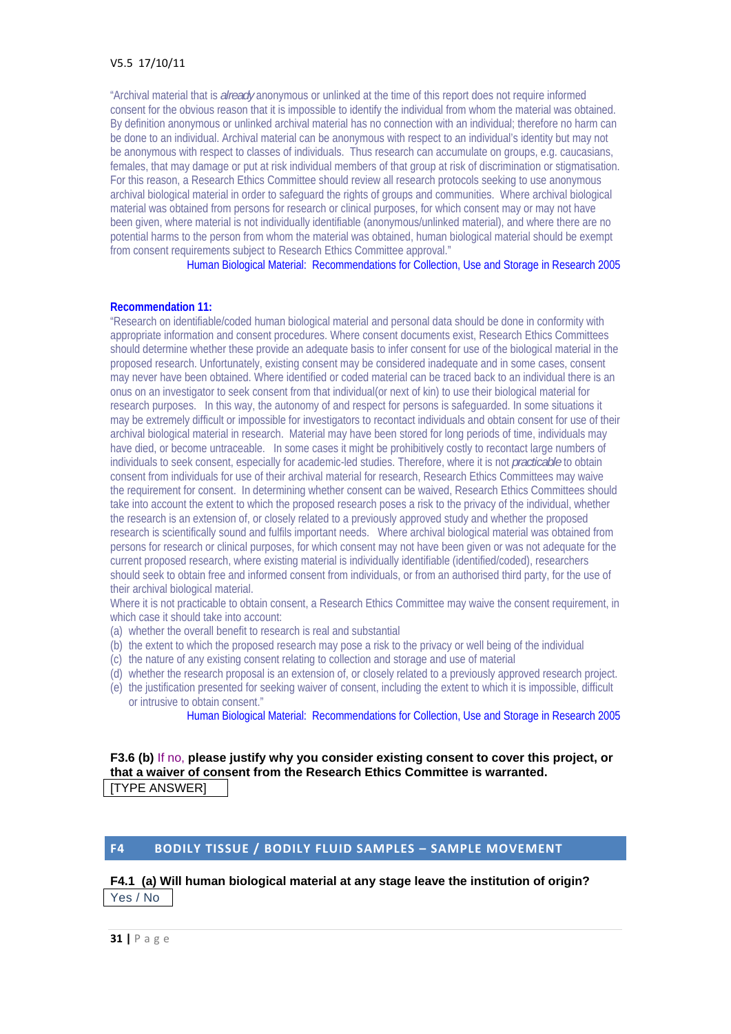"Archival material that is *already* anonymous or unlinked at the time of this report does not require informed consent for the obvious reason that it is impossible to identify the individual from whom the material was obtained. By definition anonymous or unlinked archival material has no connection with an individual; therefore no harm can be done to an individual. Archival material can be anonymous with respect to an individual's identity but may not be anonymous with respect to classes of individuals. Thus research can accumulate on groups, e.g. caucasians, females, that may damage or put at risk individual members of that group at risk of discrimination or stigmatisation. For this reason, a Research Ethics Committee should review all research protocols seeking to use anonymous archival biological material in order to safeguard the rights of groups and communities. Where archival biological material was obtained from persons for research or clinical purposes, for which consent may or may not have been given, where material is not individually identifiable (anonymous/unlinked material), and where there are no potential harms to the person from whom the material was obtained, human biological material should be exempt from consent requirements subject to Research Ethics Committee approval."

Human Biological Material: Recommendations for Collection, Use and Storage in Research 2005

**Recommendation 11:**

"Research on identifiable/coded human biological material and personal data should be done in conformity with appropriate information and consent procedures. Where consent documents exist, Research Ethics Committees should determine whether these provide an adequate basis to infer consent for use of the biological material in the proposed research. Unfortunately, existing consent may be considered inadequate and in some cases, consent may never have been obtained. Where identified or coded material can be traced back to an individual there is an onus on an investigator to seek consent from that individual(or next of kin) to use their biological material for research purposes. In this way, the autonomy of and respect for persons is safeguarded. In some situations it may be extremely difficult or impossible for investigators to recontact individuals and obtain consent for use of their archival biological material in research. Material may have been stored for long periods of time, individuals may have died, or become untraceable. In some cases it might be prohibitively costly to recontact large numbers of individuals to seek consent, especially for academic-led studies. Therefore, where it is not *practicable* to obtain consent from individuals for use of their archival material for research, Research Ethics Committees may waive the requirement for consent. In determining whether consent can be waived, Research Ethics Committees should take into account the extent to which the proposed research poses a risk to the privacy of the individual, whether the research is an extension of, or closely related to a previously approved study and whether the proposed research is scientifically sound and fulfils important needs. Where archival biological material was obtained from persons for research or clinical purposes, for which consent may not have been given or was not adequate for the current proposed research, where existing material is individually identifiable (identified/coded), researchers should seek to obtain free and informed consent from individuals, or from an authorised third party, for the use of their archival biological material.

Where it is not practicable to obtain consent, a Research Ethics Committee may waive the consent requirement, in which case it should take into account:

(a) whether the overall benefit to research is real and substantial
(b) the extent to which the proposed research may pose a risk to the privacy or well being of the individual
(c) the nature of any existing consent relating to collection and storage and use of material
(d) whether the research proposal is an extension of, or closely related to a previously approved research project.
(e) the justification presented for seeking waiver of consent, including the extent to which it is impossible, difficult or intrusive to obtain consent."

Human Biological Material: Recommendations for Collection, Use and Storage in Research 2005

**F3.6 (b)** If no, **please justify why you consider existing consent to cover this project, or that a waiver of consent from the Research Ethics Committee is warranted.**

[TYPE ANSWER]

## F4 BODILY TISSUE / BODILY FLUID SAMPLES – SAMPLE MOVEMENT

**F4.1 (a) Will human biological material at any stage leave the institution of origin?**

Yes / No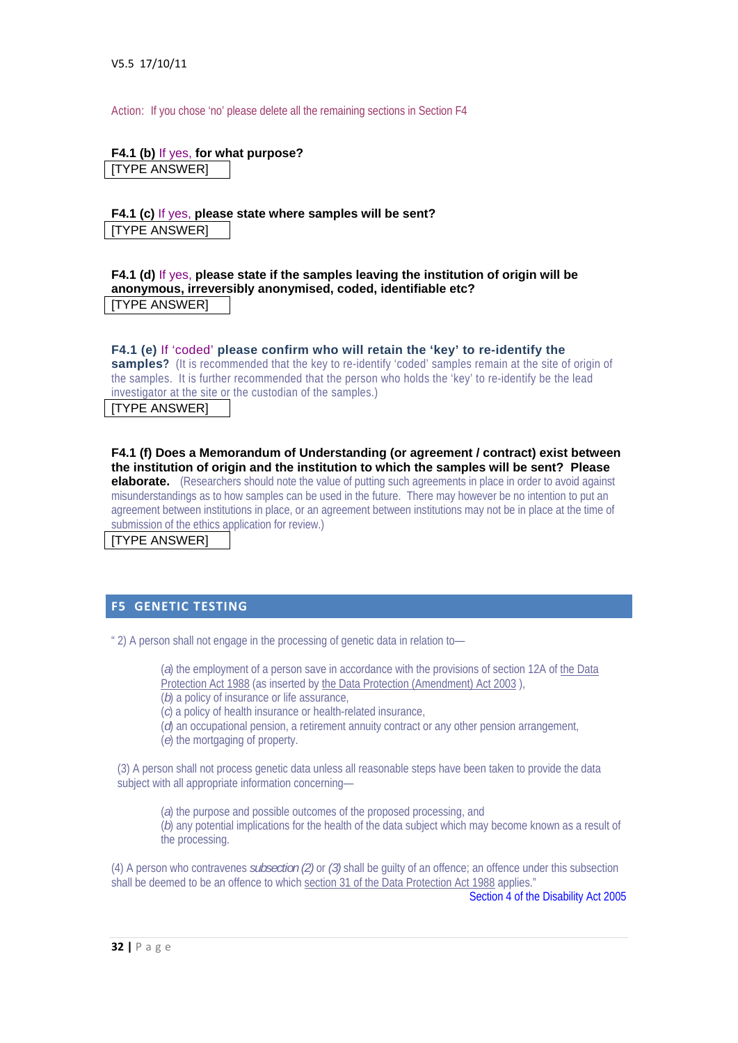Action: If you chose 'no' please delete all the remaining sections in Section F4

**F4.1 (b)** If yes, **for what purpose?**

[TYPE ANSWER]

**F4.1 (c)** If yes, **please state where samples will be sent?**

[TYPE ANSWER]

**F4.1 (d)** If yes, **please state if the samples leaving the institution of origin will be anonymous, irreversibly anonymised, coded, identifiable etc?**

[TYPE ANSWER]

**F4.1 (e)** If 'coded' **please confirm who will retain the 'key' to re-identify the samples?** (It is recommended that the key to re-identify 'coded' samples remain at the site of origin of the samples. It is further recommended that the person who holds the 'key' to re-identify be the lead investigator at the site or the custodian of the samples.)

[TYPE ANSWER]

**F4.1 (f) Does a Memorandum of Understanding (or agreement / contract) exist between the institution of origin and the institution to which the samples will be sent? Please elaborate.** (Researchers should note the value of putting such agreements in place in order to avoid against misunderstandings as to how samples can be used in the future. There may however be no intention to put an agreement between institutions in place, or an agreement between institutions may not be in place at the time of submission of the ethics application for review.)

[TYPE ANSWER]

## F5 GENETIC TESTING

" 2) A person shall not engage in the processing of genetic data in relation to—

> (*a*) the employment of a person save in accordance with the provisions of section 12A of the Data Protection Act 1988 (as inserted by the Data Protection (Amendment) Act 2003 ),
> (*b*) a policy of insurance or life assurance,
> (*c*) a policy of health insurance or health-related insurance,
> (*d*) an occupational pension, a retirement annuity contract or any other pension arrangement,
> (*e*) the mortgaging of property.

(3) A person shall not process genetic data unless all reasonable steps have been taken to provide the data subject with all appropriate information concerning—

> (*a*) the purpose and possible outcomes of the proposed processing, and
> (*b*) any potential implications for the health of the data subject which may become known as a result of the processing.

(4) A person who contravenes *subsection (2)* or *(3)* shall be guilty of an offence; an offence under this subsection shall be deemed to be an offence to which section 31 of the Data Protection Act 1988 applies."

Section 4 of the Disability Act 2005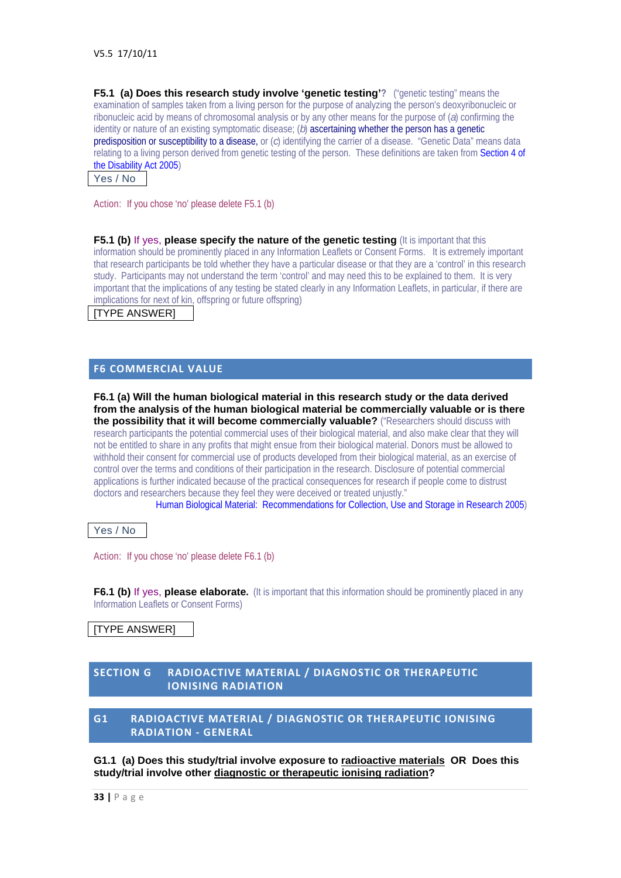**F5.1 (a) Does this research study involve 'genetic testing'?** ("genetic testing" means the examination of samples taken from a living person for the purpose of analyzing the person's deoxyribonucleic or ribonucleic acid by means of chromosomal analysis or by any other means for the purpose of (*a*) confirming the identity or nature of an existing symptomatic disease; (*b*) ascertaining whether the person has a genetic predisposition or susceptibility to a disease, or (*c*) identifying the carrier of a disease. "Genetic Data" means data relating to a living person derived from genetic testing of the person. These definitions are taken from Section 4 of the Disability Act 2005)

Yes / No

Action: If you chose 'no' please delete F5.1 (b)

**F5.1 (b)** If yes, **please specify the nature of the genetic testing** (It is important that this information should be prominently placed in any Information Leaflets or Consent Forms. It is extremely important that research participants be told whether they have a particular disease or that they are a 'control' in this research study. Participants may not understand the term 'control' and may need this to be explained to them. It is very important that the implications of any testing be stated clearly in any Information Leaflets, in particular, if there are implications for next of kin, offspring or future offspring)

[TYPE ANSWER]

## F6 COMMERCIAL VALUE

**F6.1 (a) Will the human biological material in this research study or the data derived from the analysis of the human biological material be commercially valuable or is there the possibility that it will become commercially valuable?** ("Researchers should discuss with research participants the potential commercial uses of their biological material, and also make clear that they will not be entitled to share in any profits that might ensue from their biological material. Donors must be allowed to withhold their consent for commercial use of products developed from their biological material, as an exercise of control over the terms and conditions of their participation in the research. Disclosure of potential commercial applications is further indicated because of the practical consequences for research if people come to distrust doctors and researchers because they feel they were deceived or treated unjustly."
Human Biological Material: Recommendations for Collection, Use and Storage in Research 2005)

Yes / No

Action: If you chose 'no' please delete F6.1 (b)

**F6.1 (b)** If yes, **please elaborate.** (It is important that this information should be prominently placed in any Information Leaflets or Consent Forms)

[TYPE ANSWER]

# SECTION G RADIOACTIVE MATERIAL / DIAGNOSTIC OR THERAPEUTIC IONISING RADIATION

## G1 RADIOACTIVE MATERIAL / DIAGNOSTIC OR THERAPEUTIC IONISING RADIATION - GENERAL

**G1.1 (a) Does this study/trial involve exposure to radioactive materials OR Does this study/trial involve other diagnostic or therapeutic ionising radiation?**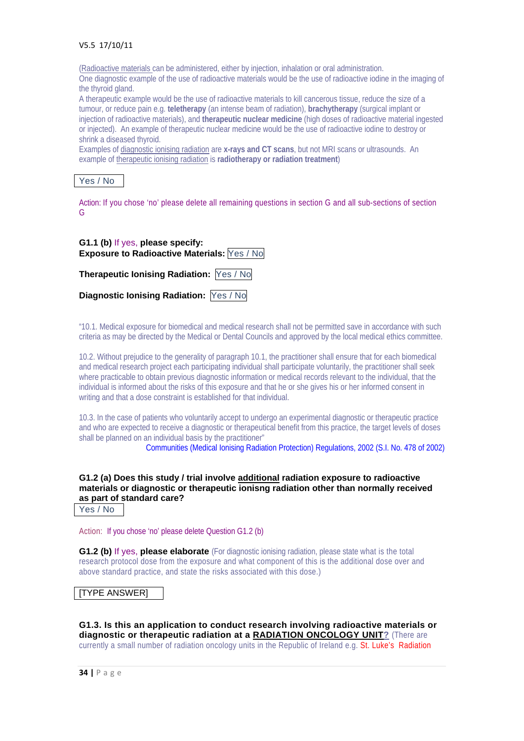(Radioactive materials can be administered, either by injection, inhalation or oral administration.
One diagnostic example of the use of radioactive materials would be the use of radioactive iodine in the imaging of the thyroid gland.
A therapeutic example would be the use of radioactive materials to kill cancerous tissue, reduce the size of a tumour, or reduce pain e.g. **teletherapy** (an intense beam of radiation), **brachytherapy** (surgical implant or injection of radioactive materials), and **therapeutic nuclear medicine** (high doses of radioactive material ingested or injected). An example of therapeutic nuclear medicine would be the use of radioactive iodine to destroy or shrink a diseased thyroid.
Examples of diagnostic ionising radiation are **x-rays and CT scans**, but not MRI scans or ultrasounds. An example of therapeutic ionising radiation is **radiotherapy or radiation treatment**)

Yes / No

Action: If you chose 'no' please delete all remaining questions in section G and all sub-sections of section G

**G1.1 (b)** If yes, **please specify:**
**Exposure to Radioactive Materials:** Yes / No

**Therapeutic Ionising Radiation:** Yes / No

**Diagnostic Ionising Radiation:** Yes / No

"10.1. Medical exposure for biomedical and medical research shall not be permitted save in accordance with such criteria as may be directed by the Medical or Dental Councils and approved by the local medical ethics committee.

10.2. Without prejudice to the generality of paragraph 10.1, the practitioner shall ensure that for each biomedical and medical research project each participating individual shall participate voluntarily, the practitioner shall seek where practicable to obtain previous diagnostic information or medical records relevant to the individual, that the individual is informed about the risks of this exposure and that he or she gives his or her informed consent in writing and that a dose constraint is established for that individual.

10.3. In the case of patients who voluntarily accept to undergo an experimental diagnostic or therapeutic practice and who are expected to receive a diagnostic or therapeutical benefit from this practice, the target levels of doses shall be planned on an individual basis by the practitioner"

Communities (Medical Ionising Radiation Protection) Regulations, 2002 (S.I. No. 478 of 2002)

**G1.2 (a) Does this study / trial involve additional radiation exposure to radioactive materials or diagnostic or therapeutic ionisng radiation other than normally received as part of standard care?**

Yes / No

Action: If you chose 'no' please delete Question G1.2 (b)

**G1.2 (b)** If yes, **please elaborate** (For diagnostic ionising radiation, please state what is the total research protocol dose from the exposure and what component of this is the additional dose over and above standard practice, and state the risks associated with this dose.)

[TYPE ANSWER]

**G1.3. Is this an application to conduct research involving radioactive materials or diagnostic or therapeutic radiation at a RADIATION ONCOLOGY UNIT?** (There are currently a small number of radiation oncology units in the Republic of Ireland e.g. St. Luke's Radiation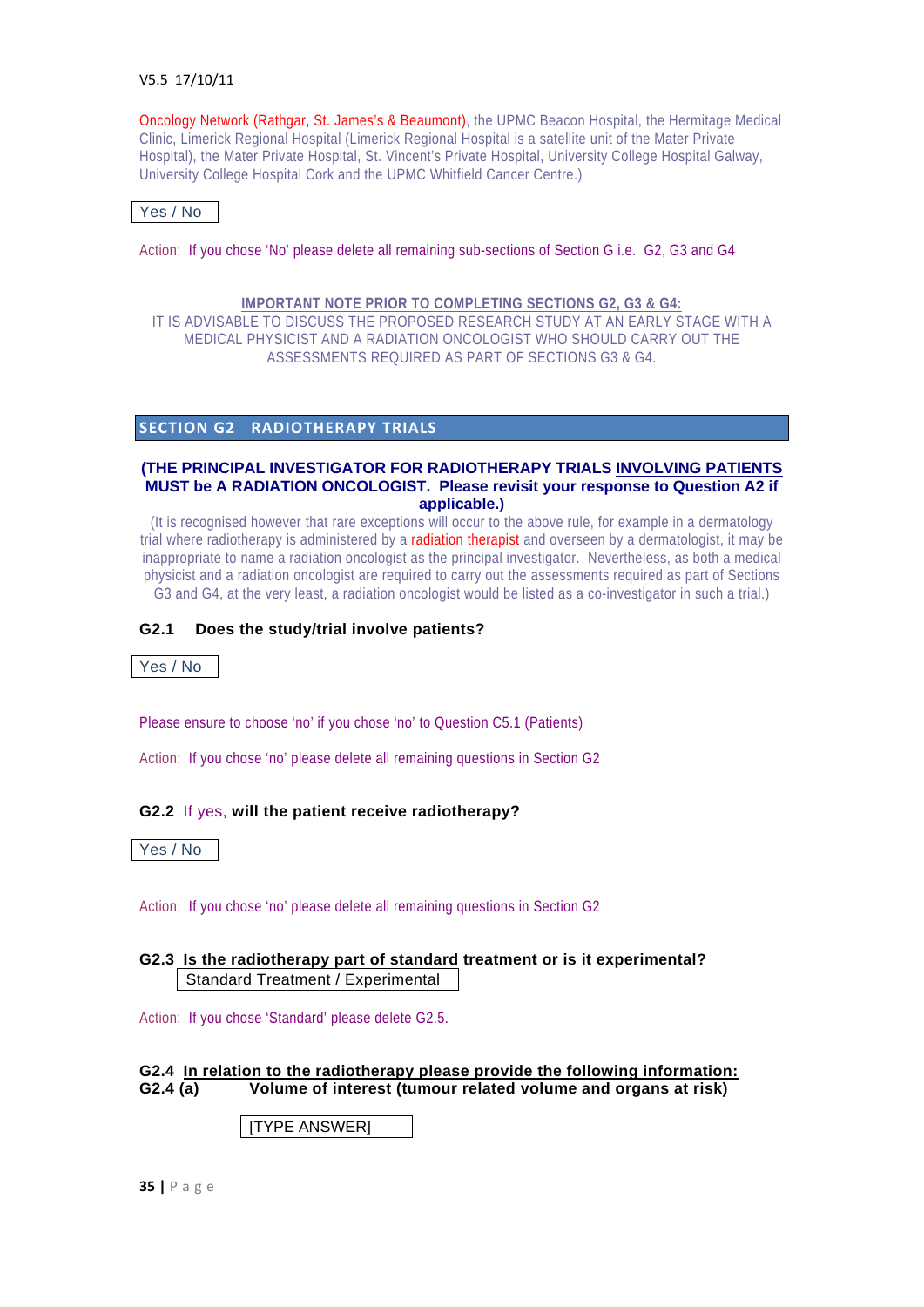V5.5 17/10/11

Oncology Network (Rathgar, St. James's & Beaumont), the UPMC Beacon Hospital, the Hermitage Medical Clinic, Limerick Regional Hospital (Limerick Regional Hospital is a satellite unit of the Mater Private Hospital), the Mater Private Hospital, St. Vincent's Private Hospital, University College Hospital Galway, University College Hospital Cork and the UPMC Whitfield Cancer Centre.)

Yes / No

Action: If you chose 'No' please delete all remaining sub-sections of Section G i.e. G2, G3 and G4

**IMPORTANT NOTE PRIOR TO COMPLETING SECTIONS G2, G3 & G4:**
IT IS ADVISABLE TO DISCUSS THE PROPOSED RESEARCH STUDY AT AN EARLY STAGE WITH A MEDICAL PHYSICIST AND A RADIATION ONCOLOGIST WHO SHOULD CARRY OUT THE ASSESSMENTS REQUIRED AS PART OF SECTIONS G3 & G4.

## SECTION G2 RADIOTHERAPY TRIALS

**(THE PRINCIPAL INVESTIGATOR FOR RADIOTHERAPY TRIALS INVOLVING PATIENTS MUST be A RADIATION ONCOLOGIST. Please revisit your response to Question A2 if applicable.)**

(It is recognised however that rare exceptions will occur to the above rule, for example in a dermatology trial where radiotherapy is administered by a radiation therapist and overseen by a dermatologist, it may be inappropriate to name a radiation oncologist as the principal investigator. Nevertheless, as both a medical physicist and a radiation oncologist are required to carry out the assessments required as part of Sections G3 and G4, at the very least, a radiation oncologist would be listed as a co-investigator in such a trial.)

**G2.1 Does the study/trial involve patients?**

Yes / No

Please ensure to choose 'no' if you chose 'no' to Question C5.1 (Patients)

Action: If you chose 'no' please delete all remaining questions in Section G2

**G2.2** If yes, **will the patient receive radiotherapy?**

Yes / No

Action: If you chose 'no' please delete all remaining questions in Section G2

**G2.3 Is the radiotherapy part of standard treatment or is it experimental?**

Standard Treatment / Experimental

Action: If you chose 'Standard' please delete G2.5.

**G2.4 In relation to the radiotherapy please provide the following information:**
**G2.4 (a) Volume of interest (tumour related volume and organs at risk)**

[TYPE ANSWER]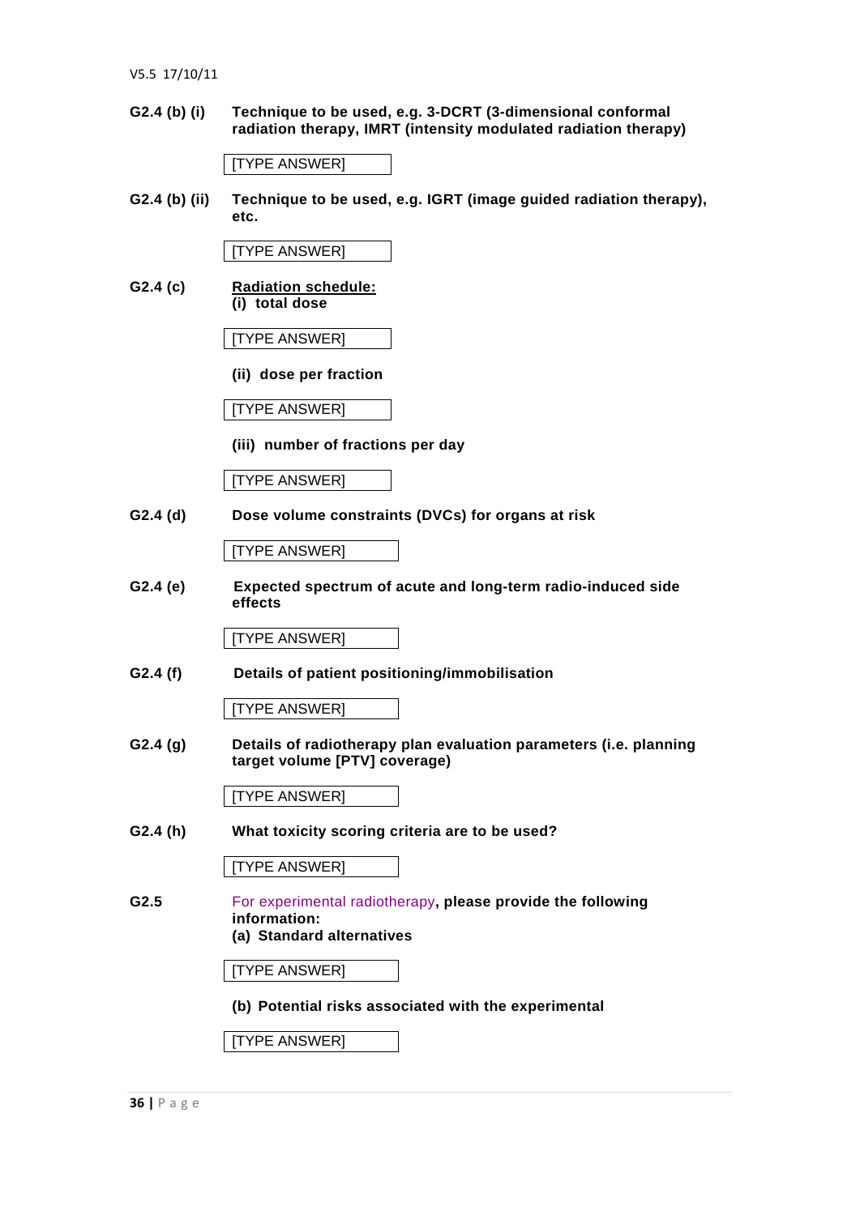**G2.4 (b) (i)** **Technique to be used, e.g. 3-DCRT (3-dimensional conformal radiation therapy, IMRT (intensity modulated radiation therapy)**

[TYPE ANSWER]

**G2.4 (b) (ii)** **Technique to be used, e.g. IGRT (image guided radiation therapy), etc.**

[TYPE ANSWER]

**G2.4 (c)** **Radiation schedule:**
**(i) total dose**

[TYPE ANSWER]

**(ii) dose per fraction**

[TYPE ANSWER]

**(iii) number of fractions per day**

[TYPE ANSWER]

**G2.4 (d)** **Dose volume constraints (DVCs) for organs at risk**

[TYPE ANSWER]

**G2.4 (e)** **Expected spectrum of acute and long-term radio-induced side effects**

[TYPE ANSWER]

**G2.4 (f)** **Details of patient positioning/immobilisation**

[TYPE ANSWER]

**G2.4 (g)** **Details of radiotherapy plan evaluation parameters (i.e. planning target volume [PTV] coverage)**

[TYPE ANSWER]

**G2.4 (h)** **What toxicity scoring criteria are to be used?**

[TYPE ANSWER]

**G2.5** For experimental radiotherapy**, please provide the following information:**
**(a) Standard alternatives**

[TYPE ANSWER]

**(b) Potential risks associated with the experimental**

[TYPE ANSWER]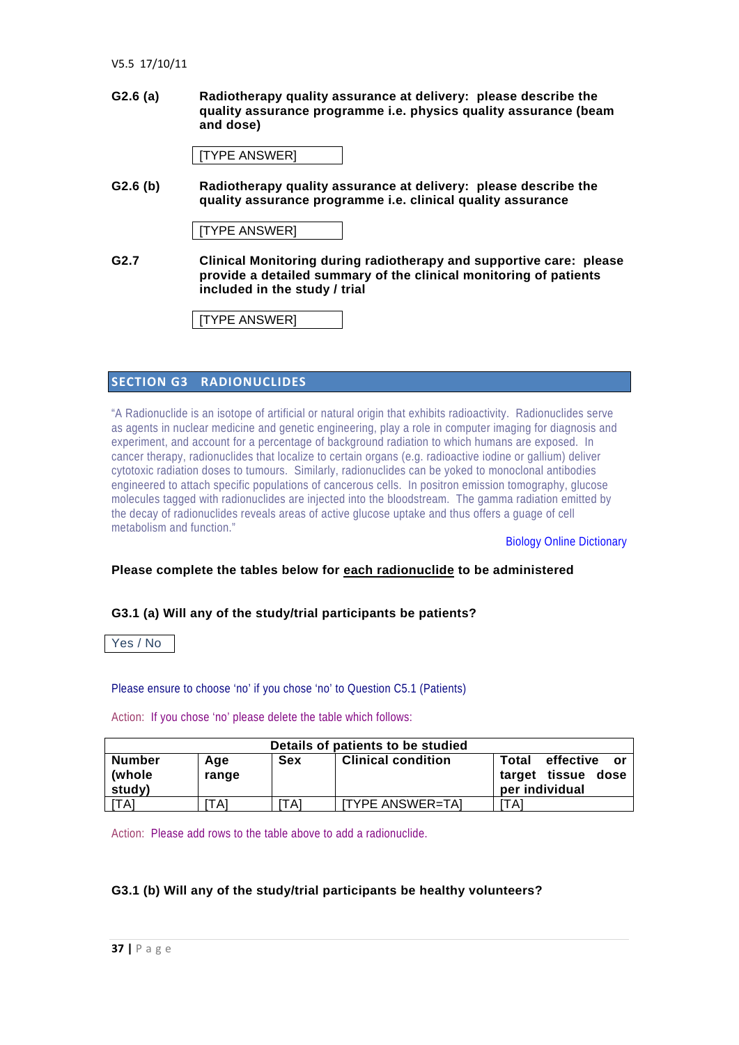V5.5 17/10/11

**G2.6 (a)** **Radiotherapy quality assurance at delivery: please describe the quality assurance programme i.e. physics quality assurance (beam and dose)**

[TYPE ANSWER]

**G2.6 (b)** **Radiotherapy quality assurance at delivery: please describe the quality assurance programme i.e. clinical quality assurance**

[TYPE ANSWER]

**G2.7** **Clinical Monitoring during radiotherapy and supportive care: please provide a detailed summary of the clinical monitoring of patients included in the study / trial**

[TYPE ANSWER]

## SECTION G3 RADIONUCLIDES

"A Radionuclide is an isotope of artificial or natural origin that exhibits radioactivity. Radionuclides serve as agents in nuclear medicine and genetic engineering, play a role in computer imaging for diagnosis and experiment, and account for a percentage of background radiation to which humans are exposed. In cancer therapy, radionuclides that localize to certain organs (e.g. radioactive iodine or gallium) deliver cytotoxic radiation doses to tumours. Similarly, radionuclides can be yoked to monoclonal antibodies engineered to attach specific populations of cancerous cells. In positron emission tomography, glucose molecules tagged with radionuclides are injected into the bloodstream. The gamma radiation emitted by the decay of radionuclides reveals areas of active glucose uptake and thus offers a guage of cell metabolism and function."

Biology Online Dictionary

**Please complete the tables below for each radionuclide to be administered**

**G3.1 (a) Will any of the study/trial participants be patients?**

Yes / No

Please ensure to choose 'no' if you chose 'no' to Question C5.1 (Patients)

Action: If you chose 'no' please delete the table which follows:

| Details of patients to be studied | | | | |
|---|---|---|---|---|
| **Number (whole study)** | **Age range** | **Sex** | **Clinical condition** | **Total effective or target tissue dose per individual** |
| [TA] | [TA] | [TA] | [TYPE ANSWER=TA] | [TA] |

Action: Please add rows to the table above to add a radionuclide.

**G3.1 (b) Will any of the study/trial participants be healthy volunteers?**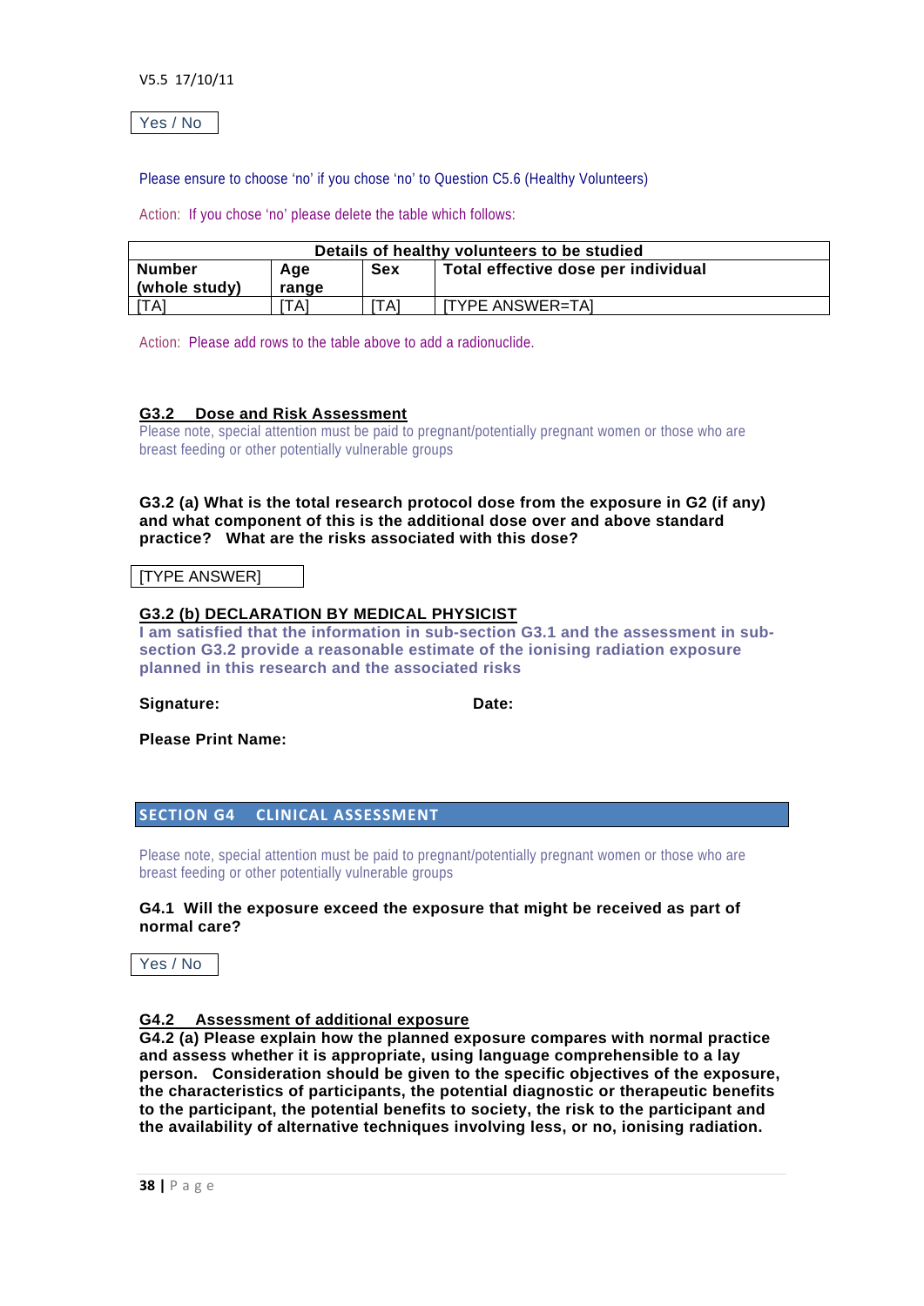Yes / No

Please ensure to choose 'no' if you chose 'no' to Question C5.6 (Healthy Volunteers)

Action: If you chose 'no' please delete the table which follows:

| Details of healthy volunteers to be studied | | | |
|---|---|---|---|
| **Number (whole study)** | **Age range** | **Sex** | **Total effective dose per individual** |
| [TA] | [TA] | [TA] | [TYPE ANSWER=TA] |

Action: Please add rows to the table above to add a radionuclide.

### G3.2 Dose and Risk Assessment

Please note, special attention must be paid to pregnant/potentially pregnant women or those who are breast feeding or other potentially vulnerable groups

**G3.2 (a) What is the total research protocol dose from the exposure in G2 (if any) and what component of this is the additional dose over and above standard practice? What are the risks associated with this dose?**

[TYPE ANSWER]

### G3.2 (b) DECLARATION BY MEDICAL PHYSICIST

**I am satisfied that the information in sub-section G3.1 and the assessment in sub-section G3.2 provide a reasonable estimate of the ionising radiation exposure planned in this research and the associated risks**

**Signature:** **Date:**

**Please Print Name:**

## SECTION G4 CLINICAL ASSESSMENT

Please note, special attention must be paid to pregnant/potentially pregnant women or those who are breast feeding or other potentially vulnerable groups

**G4.1 Will the exposure exceed the exposure that might be received as part of normal care?**

Yes / No

### G4.2 Assessment of additional exposure

**G4.2 (a) Please explain how the planned exposure compares with normal practice and assess whether it is appropriate, using language comprehensible to a lay person. Consideration should be given to the specific objectives of the exposure, the characteristics of participants, the potential diagnostic or therapeutic benefits to the participant, the potential benefits to society, the risk to the participant and the availability of alternative techniques involving less, or no, ionising radiation.**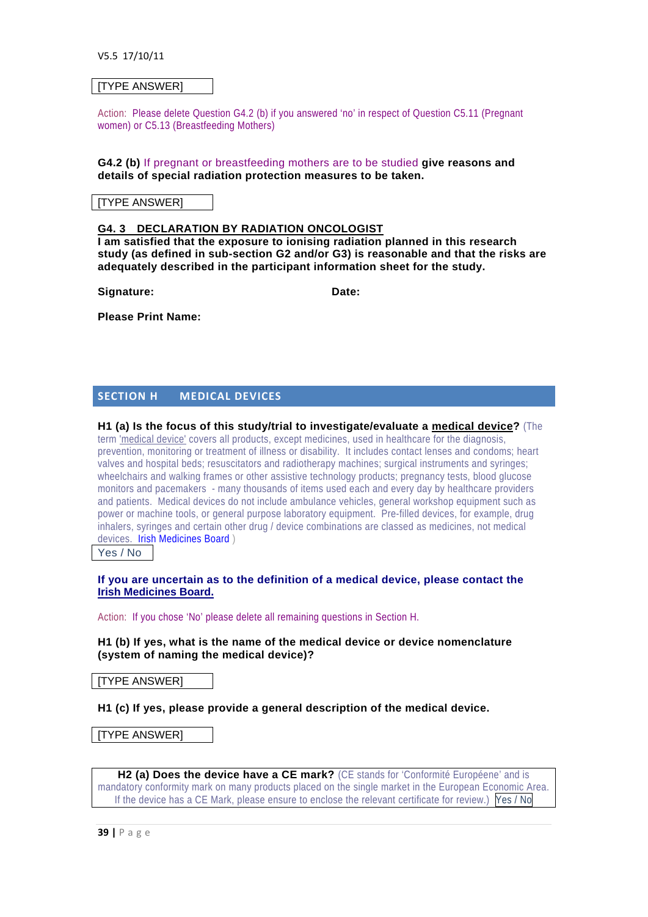[TYPE ANSWER]

Action: Please delete Question G4.2 (b) if you answered 'no' in respect of Question C5.11 (Pregnant women) or C5.13 (Breastfeeding Mothers)

**G4.2 (b)** If pregnant or breastfeeding mothers are to be studied **give reasons and details of special radiation protection measures to be taken.**

[TYPE ANSWER]

### G4. 3 DECLARATION BY RADIATION ONCOLOGIST

**I am satisfied that the exposure to ionising radiation planned in this research study (as defined in sub-section G2 and/or G3) is reasonable and that the risks are adequately described in the participant information sheet for the study.**

**Signature:** **Date:**

**Please Print Name:**

## SECTION H MEDICAL DEVICES

**H1 (a) Is the focus of this study/trial to investigate/evaluate a medical device?** (The term 'medical device' covers all products, except medicines, used in healthcare for the diagnosis, prevention, monitoring or treatment of illness or disability. It includes contact lenses and condoms; heart valves and hospital beds; resuscitators and radiotherapy machines; surgical instruments and syringes; wheelchairs and walking frames or other assistive technology products; pregnancy tests, blood glucose monitors and pacemakers - many thousands of items used each and every day by healthcare providers and patients. Medical devices do not include ambulance vehicles, general workshop equipment such as power or machine tools, or general purpose laboratory equipment. Pre-filled devices, for example, drug inhalers, syringes and certain other drug / device combinations are classed as medicines, not medical devices. Irish Medicines Board )

Yes / No

**If you are uncertain as to the definition of a medical device, please contact the Irish Medicines Board.**

Action: If you chose 'No' please delete all remaining questions in Section H.

**H1 (b) If yes, what is the name of the medical device or device nomenclature (system of naming the medical device)?**

[TYPE ANSWER]

**H1 (c) If yes, please provide a general description of the medical device.**

[TYPE ANSWER]

**H2 (a) Does the device have a CE mark?** (CE stands for 'Conformité Européene' and is mandatory conformity mark on many products placed on the single market in the European Economic Area. If the device has a CE Mark, please ensure to enclose the relevant certificate for review.) Yes / No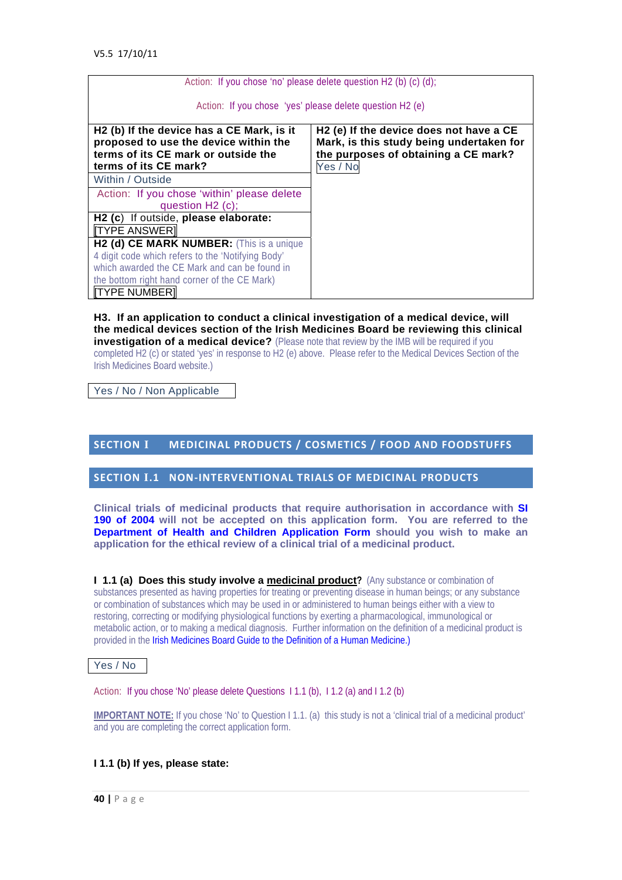| Action: If you chose 'no' please delete question H2 (b) (c) (d); Action: If you chose 'yes' please delete question H2 (e) | |
|---|---|
| **H2 (b) If the device has a CE Mark, is it proposed to use the device within the terms of its CE mark or outside the terms of its CE mark?** | **H2 (e) If the device does not have a CE Mark, is this study being undertaken for the purposes of obtaining a CE mark?** Yes / No |
| Within / Outside | |
| Action: If you chose 'within' please delete question H2 (c); | |
| **H2 (c)** If outside, **please elaborate:** [TYPE ANSWER] | |
| **H2 (d) CE MARK NUMBER:** (This is a unique 4 digit code which refers to the 'Notifying Body' which awarded the CE Mark and can be found in the bottom right hand corner of the CE Mark) [TYPE NUMBER] | |

**H3. If an application to conduct a clinical investigation of a medical device, will the medical devices section of the Irish Medicines Board be reviewing this clinical investigation of a medical device?** (Please note that review by the IMB will be required if you completed H2 (c) or stated 'yes' in response to H2 (e) above. Please refer to the Medical Devices Section of the Irish Medicines Board website.)

Yes / No / Non Applicable

## SECTION I MEDICINAL PRODUCTS / COSMETICS / FOOD AND FOODSTUFFS

## SECTION I.1 NON-INTERVENTIONAL TRIALS OF MEDICINAL PRODUCTS

**Clinical trials of medicinal products that require authorisation in accordance with SI 190 of 2004 will not be accepted on this application form. You are referred to the Department of Health and Children Application Form should you wish to make an application for the ethical review of a clinical trial of a medicinal product.**

**I 1.1 (a) Does this study involve a medicinal product?** (Any substance or combination of substances presented as having properties for treating or preventing disease in human beings; or any substance or combination of substances which may be used in or administered to human beings either with a view to restoring, correcting or modifying physiological functions by exerting a pharmacological, immunological or metabolic action, or to making a medical diagnosis. Further information on the definition of a medicinal product is provided in the Irish Medicines Board Guide to the Definition of a Human Medicine.)

Yes / No

Action: If you chose 'No' please delete Questions I 1.1 (b), I 1.2 (a) and I 1.2 (b)

IMPORTANT NOTE: If you chose 'No' to Question I 1.1. (a) this study is not a 'clinical trial of a medicinal product' and you are completing the correct application form.

**I 1.1 (b) If yes, please state:**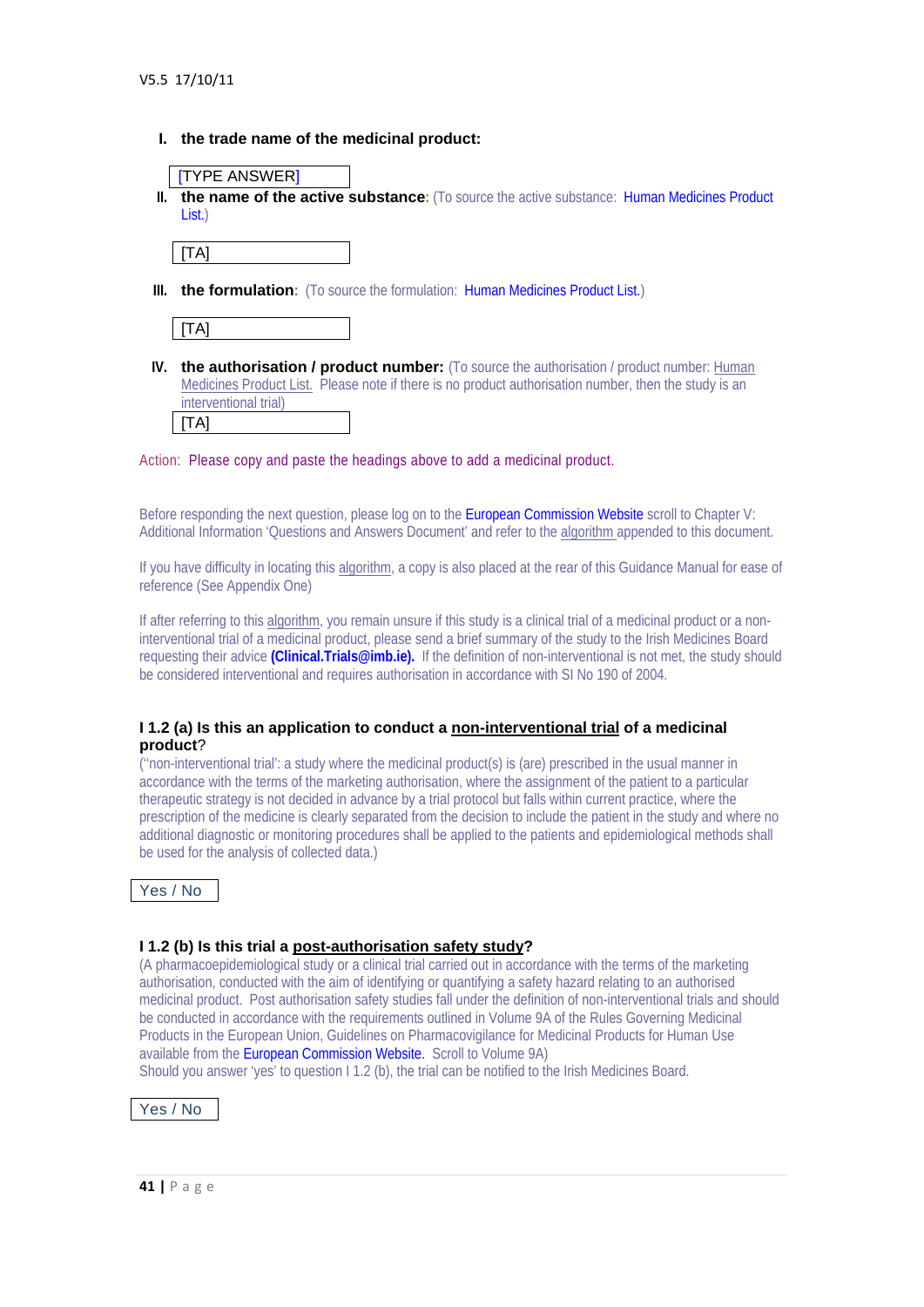V5.5 17/10/11

I. **the trade name of the medicinal product:**

[TYPE ANSWER]

II. **the name of the active substance**: (To source the active substance: Human Medicines Product List.)

[TA]

III. **the formulation**: (To source the formulation: Human Medicines Product List.)

[TA]

IV. **the authorisation / product number:** (To source the authorisation / product number: Human Medicines Product List. Please note if there is no product authorisation number, then the study is an interventional trial)

[TA]

Action: Please copy and paste the headings above to add a medicinal product.

Before responding the next question, please log on to the European Commission Website scroll to Chapter V: Additional Information 'Questions and Answers Document' and refer to the algorithm appended to this document.

If you have difficulty in locating this algorithm, a copy is also placed at the rear of this Guidance Manual for ease of reference (See Appendix One)

If after referring to this algorithm, you remain unsure if this study is a clinical trial of a medicinal product or a non-interventional trial of a medicinal product, please send a brief summary of the study to the Irish Medicines Board requesting their advice **(Clinical.Trials@imb.ie).** If the definition of non-interventional is not met, the study should be considered interventional and requires authorisation in accordance with SI No 190 of 2004.

**I 1.2 (a) Is this an application to conduct a non-interventional trial of a medicinal product?**

("non-interventional trial': a study where the medicinal product(s) is (are) prescribed in the usual manner in accordance with the terms of the marketing authorisation, where the assignment of the patient to a particular therapeutic strategy is not decided in advance by a trial protocol but falls within current practice, where the prescription of the medicine is clearly separated from the decision to include the patient in the study and where no additional diagnostic or monitoring procedures shall be applied to the patients and epidemiological methods shall be used for the analysis of collected data.)

Yes / No

**I 1.2 (b) Is this trial a post-authorisation safety study?**

(A pharmacoepidemiological study or a clinical trial carried out in accordance with the terms of the marketing authorisation, conducted with the aim of identifying or quantifying a safety hazard relating to an authorised medicinal product. Post authorisation safety studies fall under the definition of non-interventional trials and should be conducted in accordance with the requirements outlined in Volume 9A of the Rules Governing Medicinal Products in the European Union, Guidelines on Pharmacovigilance for Medicinal Products for Human Use available from the European Commission Website. Scroll to Volume 9A)

Should you answer 'yes' to question I 1.2 (b), the trial can be notified to the Irish Medicines Board.

Yes / No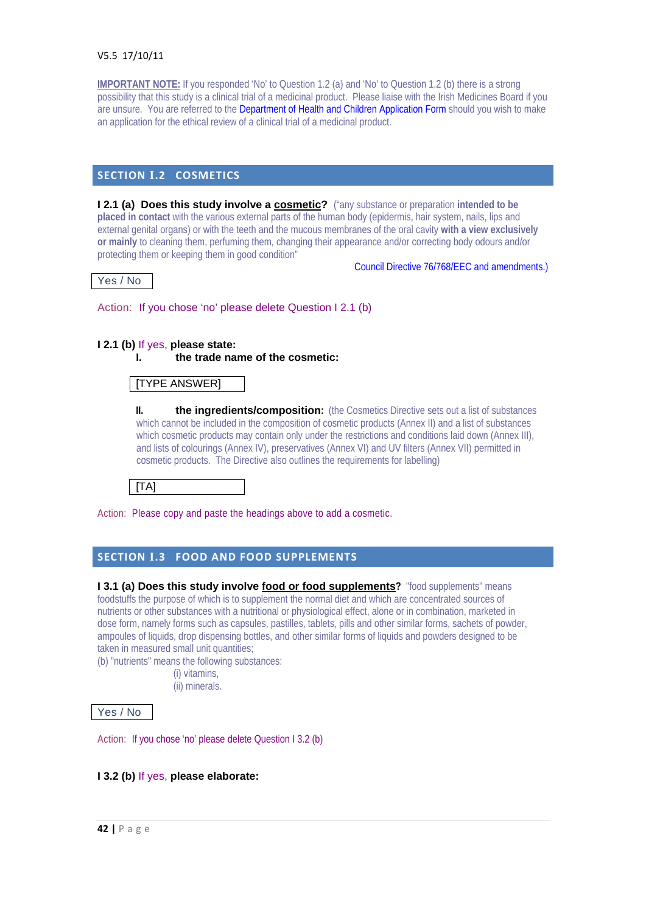V5.5 17/10/11

**IMPORTANT NOTE:** If you responded 'No' to Question 1.2 (a) and 'No' to Question 1.2 (b) there is a strong possibility that this study is a clinical trial of a medicinal product. Please liaise with the Irish Medicines Board if you are unsure. You are referred to the Department of Health and Children Application Form should you wish to make an application for the ethical review of a clinical trial of a medicinal product.

## SECTION I.2 COSMETICS

**I 2.1 (a) Does this study involve a <u>cosmetic</u>?** ("any substance or preparation **intended to be placed in contact** with the various external parts of the human body (epidermis, hair system, nails, lips and external genital organs) or with the teeth and the mucous membranes of the oral cavity **with a view exclusively or mainly** to cleaning them, perfuming them, changing their appearance and/or correcting body odours and/or protecting them or keeping them in good condition"

Council Directive 76/768/EEC and amendments.)

| Yes / No |
|---|

Action: If you chose 'no' please delete Question I 2.1 (b)

**I 2.1 (b)** If yes, **please state:**

**I. the trade name of the cosmetic:**

| [TYPE ANSWER] |
|---|

**II. the ingredients/composition:** (the Cosmetics Directive sets out a list of substances which cannot be included in the composition of cosmetic products (Annex II) and a list of substances which cosmetic products may contain only under the restrictions and conditions laid down (Annex III), and lists of colourings (Annex IV), preservatives (Annex VI) and UV filters (Annex VII) permitted in cosmetic products. The Directive also outlines the requirements for labelling)

| [TA] |
|---|

Action: Please copy and paste the headings above to add a cosmetic.

## SECTION I.3 FOOD AND FOOD SUPPLEMENTS

**I 3.1 (a) Does this study involve <u>food or food supplements</u>?** "food supplements" means foodstuffs the purpose of which is to supplement the normal diet and which are concentrated sources of nutrients or other substances with a nutritional or physiological effect, alone or in combination, marketed in dose form, namely forms such as capsules, pastilles, tablets, pills and other similar forms, sachets of powder, ampoules of liquids, drop dispensing bottles, and other similar forms of liquids and powders designed to be taken in measured small unit quantities;

(b) "nutrients" means the following substances:

(i) vitamins,

(ii) minerals.

| Yes / No |
|---|

Action: If you chose 'no' please delete Question I 3.2 (b)

**I 3.2 (b)** If yes, **please elaborate:**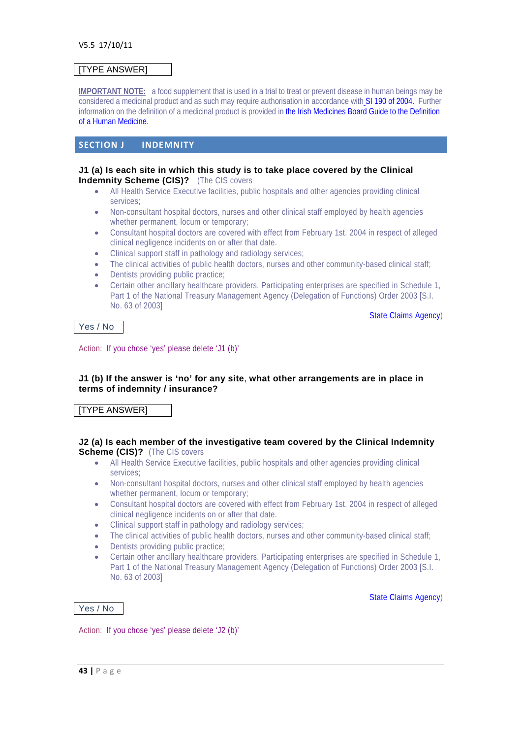V5.5 17/10/11

[TYPE ANSWER]

**IMPORTANT NOTE:** a food supplement that is used in a trial to treat or prevent disease in human beings may be considered a medicinal product and as such may require authorisation in accordance with SI 190 of 2004. Further information on the definition of a medicinal product is provided in the Irish Medicines Board Guide to the Definition of a Human Medicine.

## SECTION J INDEMNITY

**J1 (a) Is each site in which this study is to take place covered by the Clinical Indemnity Scheme (CIS)?** (The CIS covers

- All Health Service Executive facilities, public hospitals and other agencies providing clinical services;
- Non-consultant hospital doctors, nurses and other clinical staff employed by health agencies whether permanent, locum or temporary;
- Consultant hospital doctors are covered with effect from February 1st. 2004 in respect of alleged clinical negligence incidents on or after that date.
- Clinical support staff in pathology and radiology services;
- The clinical activities of public health doctors, nurses and other community-based clinical staff;
- Dentists providing public practice;
- Certain other ancillary healthcare providers. Participating enterprises are specified in Schedule 1, Part 1 of the National Treasury Management Agency (Delegation of Functions) Order 2003 [S.I. No. 63 of 2003]

State Claims Agency)

Yes / No

Action: If you chose 'yes' please delete 'J1 (b)'

**J1 (b) If the answer is 'no' for any site, what other arrangements are in place in terms of indemnity / insurance?**

[TYPE ANSWER]

**J2 (a) Is each member of the investigative team covered by the Clinical Indemnity Scheme (CIS)?** (The CIS covers

- All Health Service Executive facilities, public hospitals and other agencies providing clinical services;
- Non-consultant hospital doctors, nurses and other clinical staff employed by health agencies whether permanent, locum or temporary;
- Consultant hospital doctors are covered with effect from February 1st. 2004 in respect of alleged clinical negligence incidents on or after that date.
- Clinical support staff in pathology and radiology services;
- The clinical activities of public health doctors, nurses and other community-based clinical staff;
- Dentists providing public practice;
- Certain other ancillary healthcare providers. Participating enterprises are specified in Schedule 1, Part 1 of the National Treasury Management Agency (Delegation of Functions) Order 2003 [S.I. No. 63 of 2003]

State Claims Agency)

Yes / No

Action: If you chose 'yes' please delete 'J2 (b)'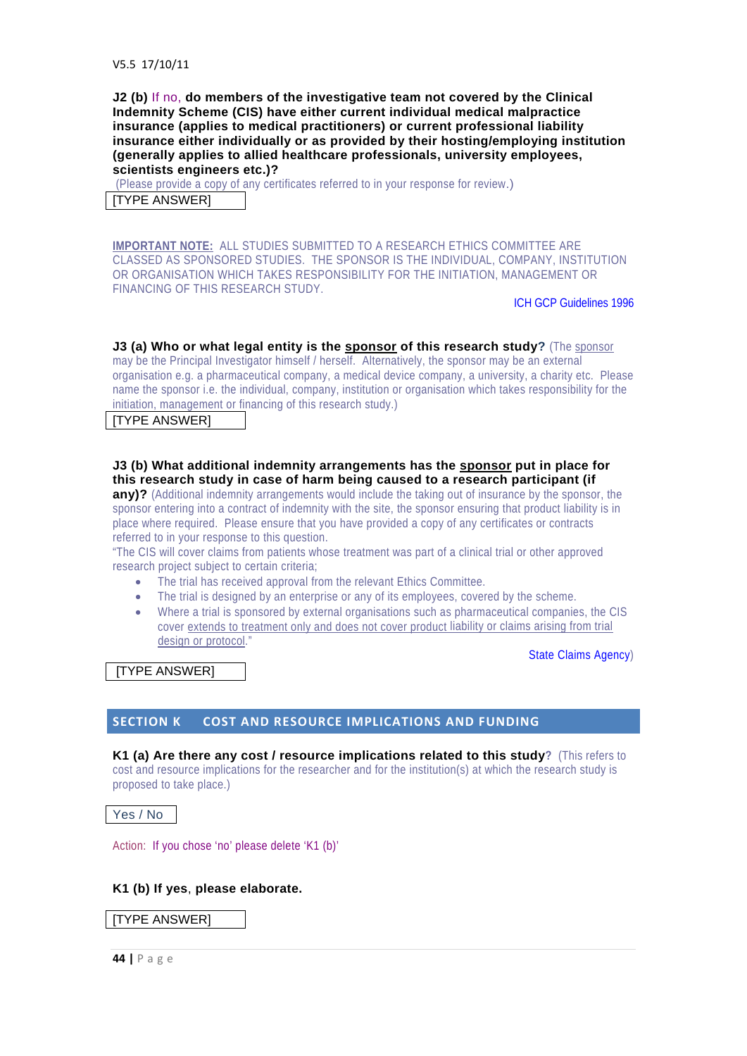**J2 (b)** If no, **do members of the investigative team not covered by the Clinical Indemnity Scheme (CIS) have either current individual medical malpractice insurance (applies to medical practitioners) or current professional liability insurance either individually or as provided by their hosting/employing institution (generally applies to allied healthcare professionals, university employees, scientists engineers etc.)?**

(Please provide a copy of any certificates referred to in your response for review.)

[TYPE ANSWER]

**IMPORTANT NOTE:** ALL STUDIES SUBMITTED TO A RESEARCH ETHICS COMMITTEE ARE CLASSED AS SPONSORED STUDIES. THE SPONSOR IS THE INDIVIDUAL, COMPANY, INSTITUTION OR ORGANISATION WHICH TAKES RESPONSIBILITY FOR THE INITIATION, MANAGEMENT OR FINANCING OF THIS RESEARCH STUDY.

ICH GCP Guidelines 1996

**J3 (a) Who or what legal entity is the sponsor of this research study?** (The sponsor may be the Principal Investigator himself / herself. Alternatively, the sponsor may be an external organisation e.g. a pharmaceutical company, a medical device company, a university, a charity etc. Please name the sponsor i.e. the individual, company, institution or organisation which takes responsibility for the initiation, management or financing of this research study.)

[TYPE ANSWER]

**J3 (b) What additional indemnity arrangements has the sponsor put in place for this research study in case of harm being caused to a research participant (if any)?** (Additional indemnity arrangements would include the taking out of insurance by the sponsor, the sponsor entering into a contract of indemnity with the site, the sponsor ensuring that product liability is in place where required. Please ensure that you have provided a copy of any certificates or contracts referred to in your response to this question.

"The CIS will cover claims from patients whose treatment was part of a clinical trial or other approved research project subject to certain criteria;

- The trial has received approval from the relevant Ethics Committee.
- The trial is designed by an enterprise or any of its employees, covered by the scheme.
- Where a trial is sponsored by external organisations such as pharmaceutical companies, the CIS cover extends to treatment only and does not cover product liability or claims arising from trial design or protocol."

State Claims Agency)

[TYPE ANSWER]

## SECTION K COST AND RESOURCE IMPLICATIONS AND FUNDING

**K1 (a) Are there any cost / resource implications related to this study?** (This refers to cost and resource implications for the researcher and for the institution(s) at which the research study is proposed to take place.)

Yes / No

Action: If you chose 'no' please delete 'K1 (b)'

**K1 (b) If yes, please elaborate.**

[TYPE ANSWER]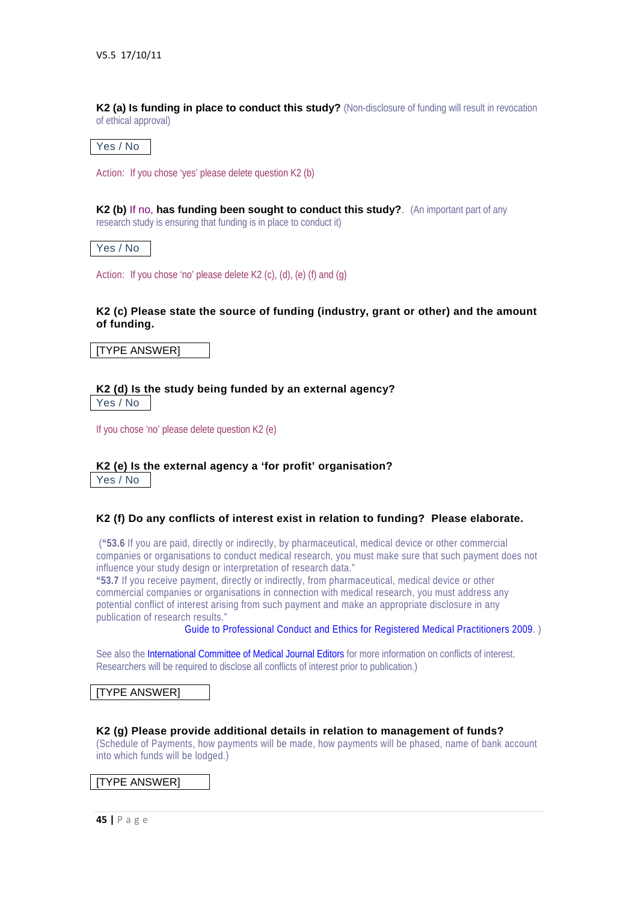**K2 (a) Is funding in place to conduct this study?** (Non-disclosure of funding will result in revocation of ethical approval)

Yes / No

Action: If you chose 'yes' please delete question K2 (b)

**K2 (b)** If no, **has funding been sought to conduct this study?**. (An important part of any research study is ensuring that funding is in place to conduct it)

Yes / No

Action: If you chose 'no' please delete K2 (c), (d), (e) (f) and (g)

**K2 (c) Please state the source of funding (industry, grant or other) and the amount of funding.**

[TYPE ANSWER]

**K2 (d) Is the study being funded by an external agency?**

Yes / No

If you chose 'no' please delete question K2 (e)

**K2 (e) Is the external agency a 'for profit' organisation?**

Yes / No

**K2 (f) Do any conflicts of interest exist in relation to funding? Please elaborate.**

(**"53.6** If you are paid, directly or indirectly, by pharmaceutical, medical device or other commercial companies or organisations to conduct medical research, you must make sure that such payment does not influence your study design or interpretation of research data."
**"53.7** If you receive payment, directly or indirectly, from pharmaceutical, medical device or other commercial companies or organisations in connection with medical research, you must address any potential conflict of interest arising from such payment and make an appropriate disclosure in any publication of research results."
Guide to Professional Conduct and Ethics for Registered Medical Practitioners 2009. )

See also the International Committee of Medical Journal Editors for more information on conflicts of interest. Researchers will be required to disclose all conflicts of interest prior to publication.)

[TYPE ANSWER]

**K2 (g) Please provide additional details in relation to management of funds?**
(Schedule of Payments, how payments will be made, how payments will be phased, name of bank account into which funds will be lodged.)

[TYPE ANSWER]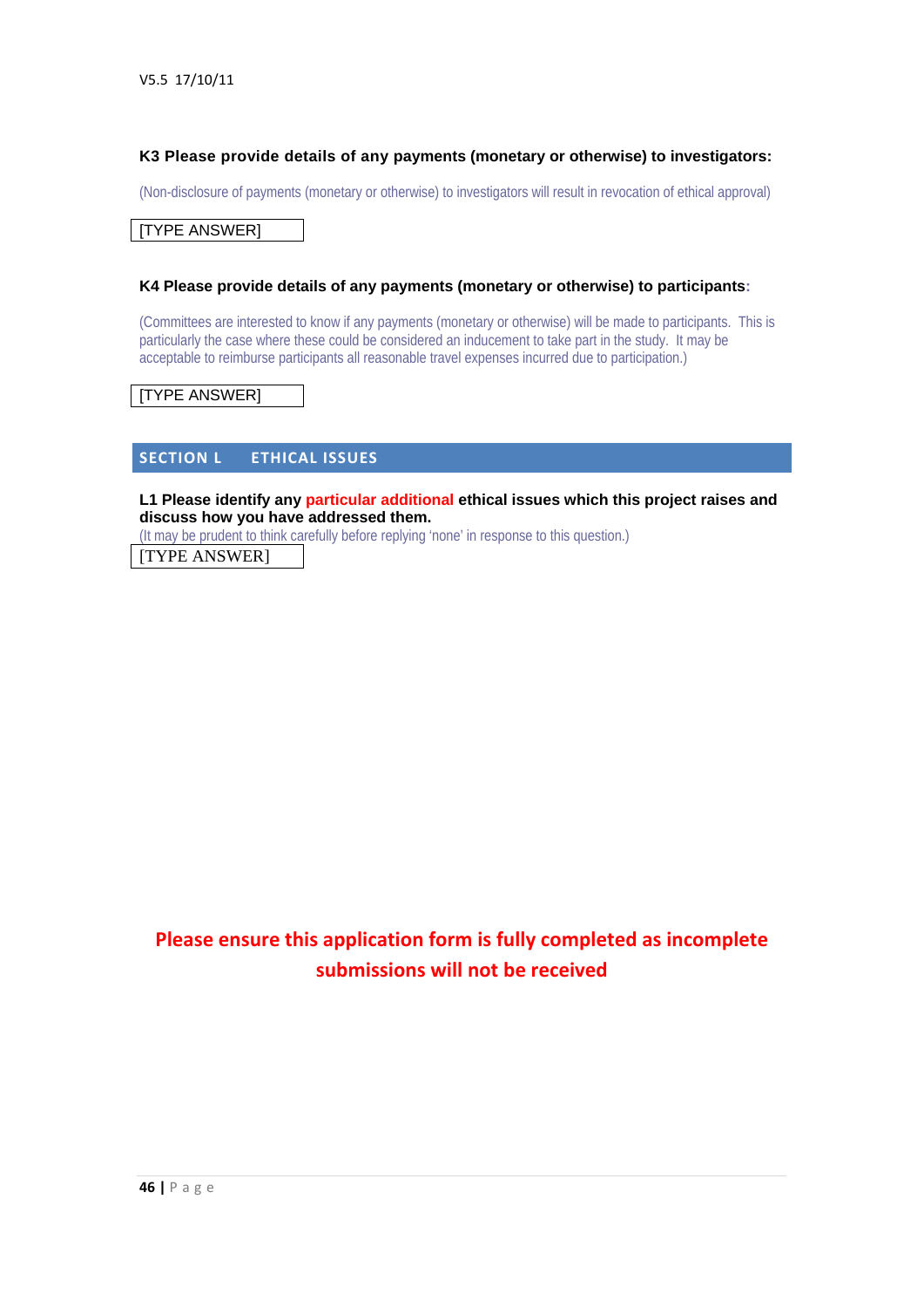**K3 Please provide details of any payments (monetary or otherwise) to investigators:**

(Non-disclosure of payments (monetary or otherwise) to investigators will result in revocation of ethical approval)

[TYPE ANSWER]

**K4 Please provide details of any payments (monetary or otherwise) to participants:**

(Committees are interested to know if any payments (monetary or otherwise) will be made to participants. This is particularly the case where these could be considered an inducement to take part in the study. It may be acceptable to reimburse participants all reasonable travel expenses incurred due to participation.)

[TYPE ANSWER]

## SECTION L ETHICAL ISSUES

**L1 Please identify any particular additional ethical issues which this project raises and discuss how you have addressed them.**

(It may be prudent to think carefully before replying 'none' in response to this question.)

[TYPE ANSWER]

**Please ensure this application form is fully completed as incomplete submissions will not be received**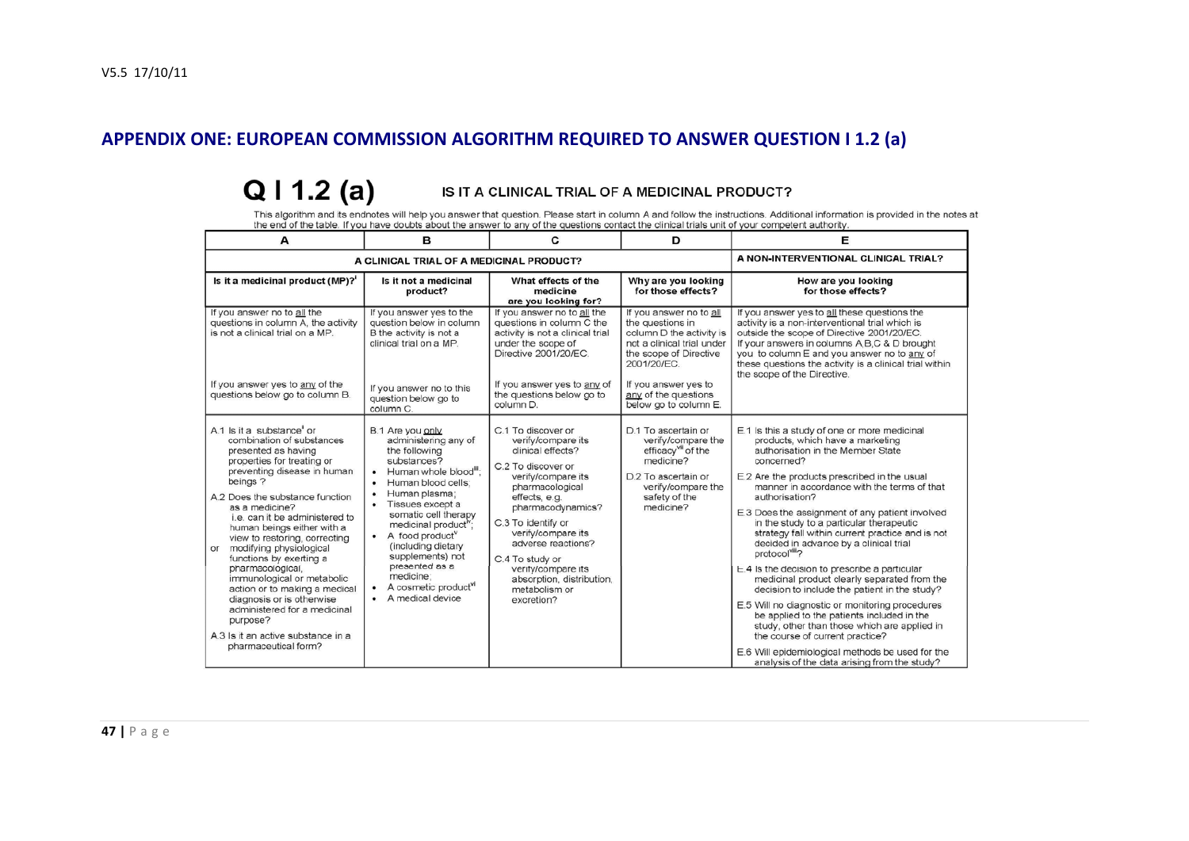## APPENDIX ONE: EUROPEAN COMMISSION ALGORITHM REQUIRED TO ANSWER QUESTION I 1.2 (a)

# Q I 1.2 (a) IS IT A CLINICAL TRIAL OF A MEDICINAL PRODUCT?

This algorithm and its endnotes will help you answer that question. Please start in column A and follow the instructions. Additional information is provided in the notes at the end of the table. If you have doubts about the answer to any of the questions contact the clinical trials unit of your competent authority.

| A | B | C | D | E |
|---|---|---|---|---|
| A CLINICAL TRIAL OF A MEDICINAL PRODUCT? | | | | A NON-INTERVENTIONAL CLINICAL TRIAL? |
| Is it a medicinal product (MP)?[i] | Is it not a medicinal product? | What effects of the medicine are you looking for? | Why are you looking for those effects? | How are you looking for those effects? |
| If you answer no to all the questions in column A, the activity is not a clinical trial on a MP.<br><br>If you answer yes to any of the questions below go to column B. | If you answer yes to the question below in column B the activity is not a clinical trial on a MP.<br><br>If you answer no to this question below go to column C. | If you answer no to all the questions in column C the activity is not a clinical trial under the scope of Directive 2001/20/EC.<br><br>If you answer yes to any of the questions below go to column D. | If you answer no to all the questions in column D the activity is not a clinical trial under the scope of Directive 2001/20/EC.<br><br>If you answer yes to any of the questions below go to column E. | If you answer yes to all these questions the activity is a non-interventional trial which is outside the scope of Directive 2001/20/EC. If your answers in columns A,B,C & D brought you to column E and you answer no to any of these questions the activity is a clinical trial within the scope of the Directive. |
| A.1 Is it a substance[i] or combination of substances presented as having properties for treating or preventing disease in human beings ?<br>A.2 Does the substance function as a medicine?<br>i.e. can it be administered to human beings either with a view to restoring, correcting or modifying physiological functions by exerting a pharmacological, immunological or metabolic action or to making a medical diagnosis or is otherwise administered for a medicinal purpose?<br>A.3 Is it an active substance in a pharmaceutical form? | B.1 Are you only administering any of the following substances?<br>• Human whole blood[iii];<br>• Human blood cells;<br>• Human plasma;<br>• Tissues except a somatic cell therapy medicinal product[iv];<br>• A food product[v] (including dietary supplements) not presented as a medicine;<br>• A cosmetic product[vi]<br>• A medical device | C.1 To discover or verify/compare its clinical effects?<br>C.2 To discover or verify/compare its pharmacological effects, e.g. pharmacodynamics?<br>C.3 To identify or verify/compare its adverse reactions?<br>C.4 To study or verify/compare its absorption, distribution, metabolism or excretion? | D.1 To ascertain or verify/compare the efficacy[vii] of the medicine?<br>D.2 To ascertain or verify/compare the safety of the medicine? | E.1 Is this a study of one or more medicinal products, which have a marketing authorisation in the Member State concerned?<br>E.2 Are the products prescribed in the usual manner in accordance with the terms of that authorisation?<br>E.3 Does the assignment of any patient involved in the study to a particular therapeutic strategy fall within current practice and is not decided in advance by a clinical trial protocol[viii]?<br>E.4 Is the decision to prescribe a particular medicinal product clearly separated from the decision to include the patient in the study?<br>E.5 Will no diagnostic or monitoring procedures be applied to the patients included in the study, other than those which are applied in the course of current practice?<br>E.6 Will epidemiological methods be used for the analysis of the data arising from the study? |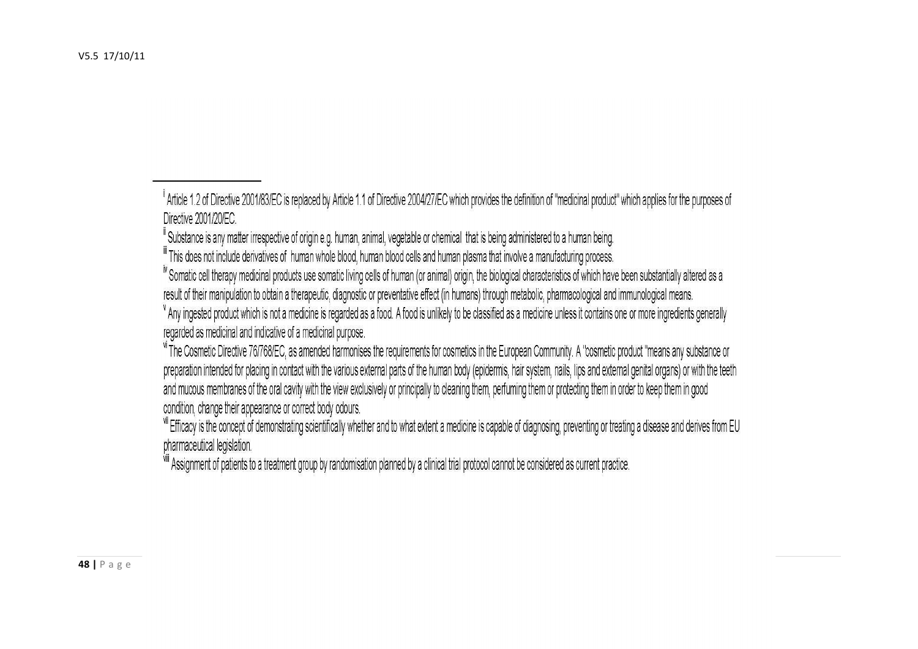[i] Article 1.2 of Directive 2001/83/EC is replaced by Article 1.1 of Directive 2004/27/EC which provides the definition of "medicinal product" which applies for the purposes of Directive 2001/20/EC.

[ii] Substance is any matter irrespective of origin e.g. human, animal, vegetable or chemical that is being administered to a human being.

[iii] This does not include derivatives of human whole blood, human blood cells and human plasma that involve a manufacturing process.

[iv] Somatic cell therapy medicinal products use somatic living cells of human (or animal) origin, the biological characteristics of which have been substantially altered as a result of their manipulation to obtain a therapeutic, diagnostic or preventative effect (in humans) through metabolic, pharmacological and immunological means.

[v] Any ingested product which is not a medicine is regarded as a food. A food is unlikely to be classified as a medicine unless it contains one or more ingredients generally regarded as medicinal and indicative of a medicinal purpose.

[vi] The Cosmetic Directive 76/768/EC, as amended harmonises the requirements for cosmetics in the European Community. A "cosmetic product "means any substance or preparation intended for placing in contact with the various external parts of the human body (epidermis, hair system, nails, lips and external genital organs) or with the teeth and mucous membranes of the oral cavity with the view exclusively or principally to cleaning them, perfuming them or protecting them in order to keep them in good condition, change their appearance or correct body odours.

[vii] Efficacy is the concept of demonstrating scientifically whether and to what extent a medicine is capable of diagnosing, preventing or treating a disease and derives from EU pharmaceutical legislation.

[viii] Assignment of patients to a treatment group by randomisation planned by a clinical trial protocol cannot be considered as current practice.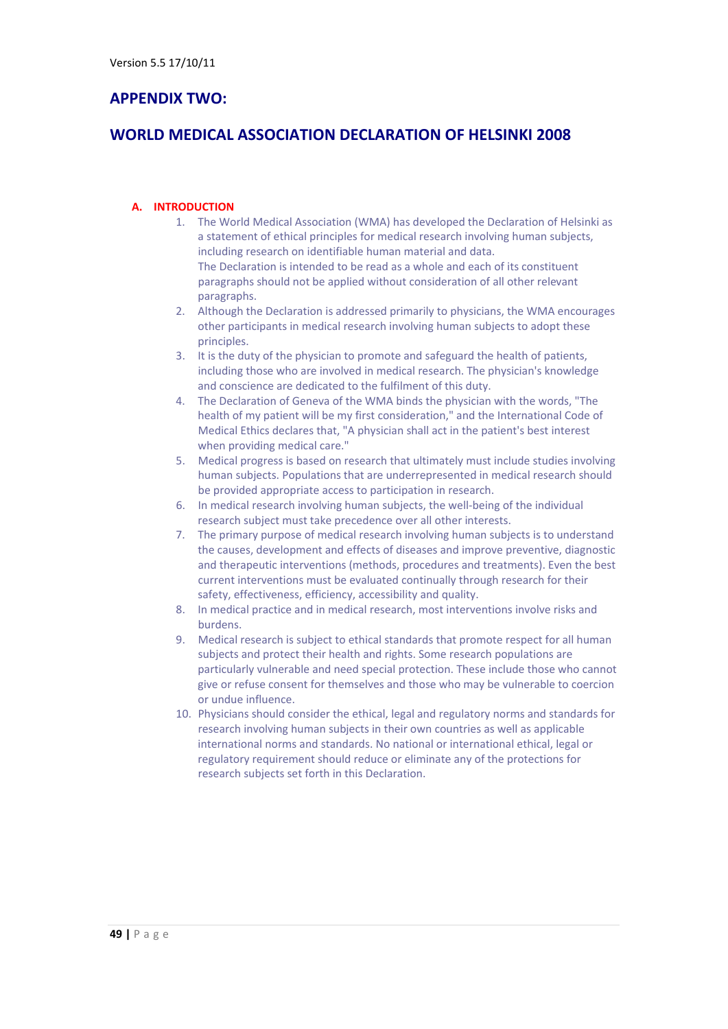Version 5.5 17/10/11

# APPENDIX TWO:

# WORLD MEDICAL ASSOCIATION DECLARATION OF HELSINKI 2008

## A. INTRODUCTION

1. The World Medical Association (WMA) has developed the Declaration of Helsinki as a statement of ethical principles for medical research involving human subjects, including research on identifiable human material and data.
   The Declaration is intended to be read as a whole and each of its constituent paragraphs should not be applied without consideration of all other relevant paragraphs.
2. Although the Declaration is addressed primarily to physicians, the WMA encourages other participants in medical research involving human subjects to adopt these principles.
3. It is the duty of the physician to promote and safeguard the health of patients, including those who are involved in medical research. The physician's knowledge and conscience are dedicated to the fulfilment of this duty.
4. The Declaration of Geneva of the WMA binds the physician with the words, "The health of my patient will be my first consideration," and the International Code of Medical Ethics declares that, "A physician shall act in the patient's best interest when providing medical care."
5. Medical progress is based on research that ultimately must include studies involving human subjects. Populations that are underrepresented in medical research should be provided appropriate access to participation in research.
6. In medical research involving human subjects, the well-being of the individual research subject must take precedence over all other interests.
7. The primary purpose of medical research involving human subjects is to understand the causes, development and effects of diseases and improve preventive, diagnostic and therapeutic interventions (methods, procedures and treatments). Even the best current interventions must be evaluated continually through research for their safety, effectiveness, efficiency, accessibility and quality.
8. In medical practice and in medical research, most interventions involve risks and burdens.
9. Medical research is subject to ethical standards that promote respect for all human subjects and protect their health and rights. Some research populations are particularly vulnerable and need special protection. These include those who cannot give or refuse consent for themselves and those who may be vulnerable to coercion or undue influence.
10. Physicians should consider the ethical, legal and regulatory norms and standards for research involving human subjects in their own countries as well as applicable international norms and standards. No national or international ethical, legal or regulatory requirement should reduce or eliminate any of the protections for research subjects set forth in this Declaration.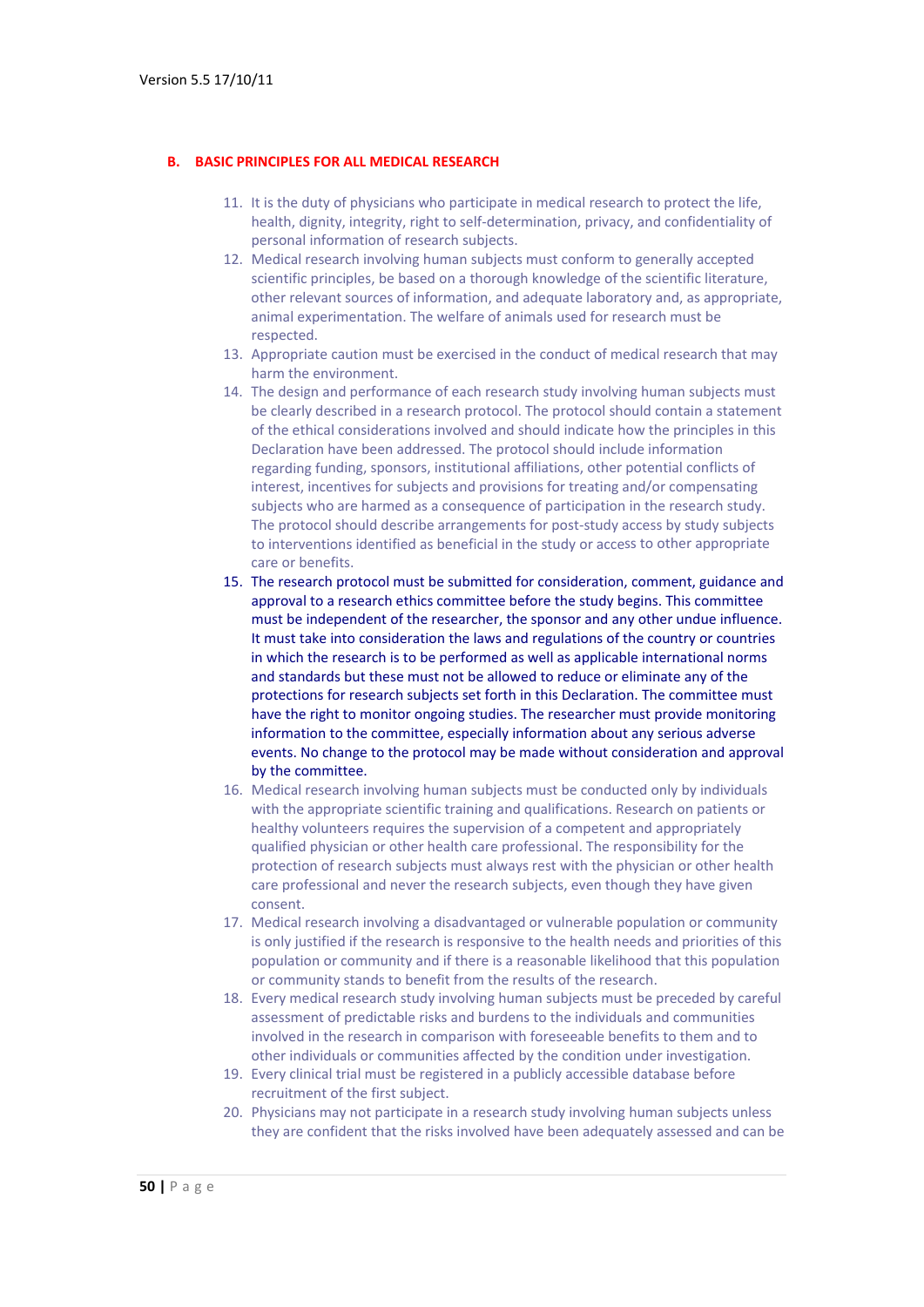## B. BASIC PRINCIPLES FOR ALL MEDICAL RESEARCH

11. It is the duty of physicians who participate in medical research to protect the life, health, dignity, integrity, right to self-determination, privacy, and confidentiality of personal information of research subjects.
12. Medical research involving human subjects must conform to generally accepted scientific principles, be based on a thorough knowledge of the scientific literature, other relevant sources of information, and adequate laboratory and, as appropriate, animal experimentation. The welfare of animals used for research must be respected.
13. Appropriate caution must be exercised in the conduct of medical research that may harm the environment.
14. The design and performance of each research study involving human subjects must be clearly described in a research protocol. The protocol should contain a statement of the ethical considerations involved and should indicate how the principles in this Declaration have been addressed. The protocol should include information regarding funding, sponsors, institutional affiliations, other potential conflicts of interest, incentives for subjects and provisions for treating and/or compensating subjects who are harmed as a consequence of participation in the research study. The protocol should describe arrangements for post-study access by study subjects to interventions identified as beneficial in the study or access to other appropriate care or benefits.
15. The research protocol must be submitted for consideration, comment, guidance and approval to a research ethics committee before the study begins. This committee must be independent of the researcher, the sponsor and any other undue influence. It must take into consideration the laws and regulations of the country or countries in which the research is to be performed as well as applicable international norms and standards but these must not be allowed to reduce or eliminate any of the protections for research subjects set forth in this Declaration. The committee must have the right to monitor ongoing studies. The researcher must provide monitoring information to the committee, especially information about any serious adverse events. No change to the protocol may be made without consideration and approval by the committee.
16. Medical research involving human subjects must be conducted only by individuals with the appropriate scientific training and qualifications. Research on patients or healthy volunteers requires the supervision of a competent and appropriately qualified physician or other health care professional. The responsibility for the protection of research subjects must always rest with the physician or other health care professional and never the research subjects, even though they have given consent.
17. Medical research involving a disadvantaged or vulnerable population or community is only justified if the research is responsive to the health needs and priorities of this population or community and if there is a reasonable likelihood that this population or community stands to benefit from the results of the research.
18. Every medical research study involving human subjects must be preceded by careful assessment of predictable risks and burdens to the individuals and communities involved in the research in comparison with foreseeable benefits to them and to other individuals or communities affected by the condition under investigation.
19. Every clinical trial must be registered in a publicly accessible database before recruitment of the first subject.
20. Physicians may not participate in a research study involving human subjects unless they are confident that the risks involved have been adequately assessed and can be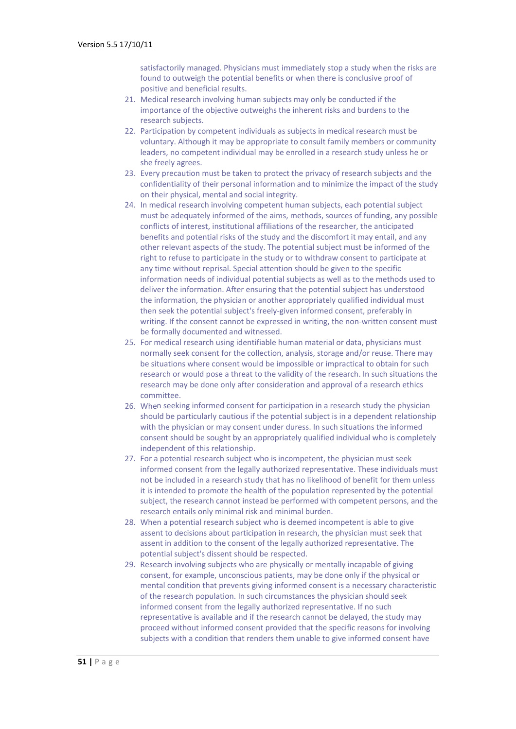satisfactorily managed. Physicians must immediately stop a study when the risks are found to outweigh the potential benefits or when there is conclusive proof of positive and beneficial results.

21. Medical research involving human subjects may only be conducted if the importance of the objective outweighs the inherent risks and burdens to the research subjects.
22. Participation by competent individuals as subjects in medical research must be voluntary. Although it may be appropriate to consult family members or community leaders, no competent individual may be enrolled in a research study unless he or she freely agrees.
23. Every precaution must be taken to protect the privacy of research subjects and the confidentiality of their personal information and to minimize the impact of the study on their physical, mental and social integrity.
24. In medical research involving competent human subjects, each potential subject must be adequately informed of the aims, methods, sources of funding, any possible conflicts of interest, institutional affiliations of the researcher, the anticipated benefits and potential risks of the study and the discomfort it may entail, and any other relevant aspects of the study. The potential subject must be informed of the right to refuse to participate in the study or to withdraw consent to participate at any time without reprisal. Special attention should be given to the specific information needs of individual potential subjects as well as to the methods used to deliver the information. After ensuring that the potential subject has understood the information, the physician or another appropriately qualified individual must then seek the potential subject's freely-given informed consent, preferably in writing. If the consent cannot be expressed in writing, the non-written consent must be formally documented and witnessed.
25. For medical research using identifiable human material or data, physicians must normally seek consent for the collection, analysis, storage and/or reuse. There may be situations where consent would be impossible or impractical to obtain for such research or would pose a threat to the validity of the research. In such situations the research may be done only after consideration and approval of a research ethics committee.
26. When seeking informed consent for participation in a research study the physician should be particularly cautious if the potential subject is in a dependent relationship with the physician or may consent under duress. In such situations the informed consent should be sought by an appropriately qualified individual who is completely independent of this relationship.
27. For a potential research subject who is incompetent, the physician must seek informed consent from the legally authorized representative. These individuals must not be included in a research study that has no likelihood of benefit for them unless it is intended to promote the health of the population represented by the potential subject, the research cannot instead be performed with competent persons, and the research entails only minimal risk and minimal burden.
28. When a potential research subject who is deemed incompetent is able to give assent to decisions about participation in research, the physician must seek that assent in addition to the consent of the legally authorized representative. The potential subject's dissent should be respected.
29. Research involving subjects who are physically or mentally incapable of giving consent, for example, unconscious patients, may be done only if the physical or mental condition that prevents giving informed consent is a necessary characteristic of the research population. In such circumstances the physician should seek informed consent from the legally authorized representative. If no such representative is available and if the research cannot be delayed, the study may proceed without informed consent provided that the specific reasons for involving subjects with a condition that renders them unable to give informed consent have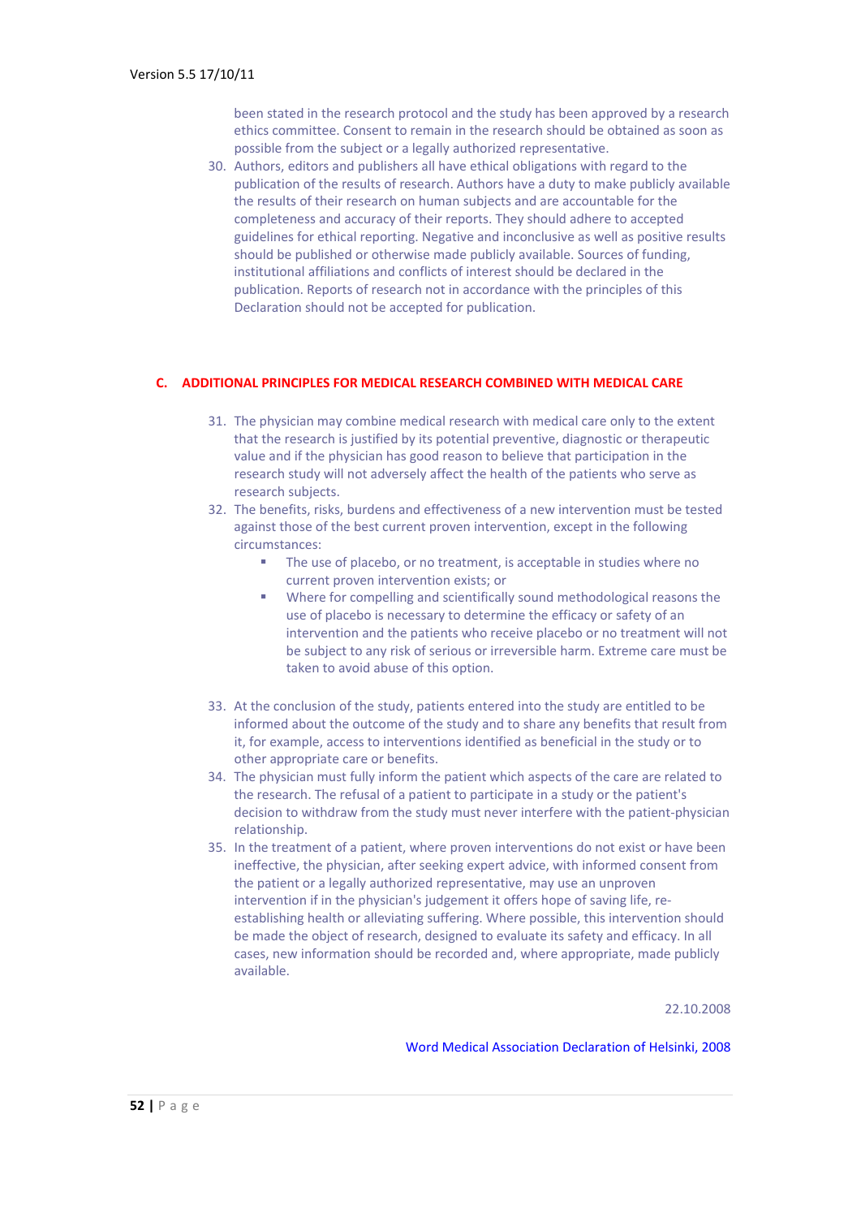been stated in the research protocol and the study has been approved by a research ethics committee. Consent to remain in the research should be obtained as soon as possible from the subject or a legally authorized representative.

30. Authors, editors and publishers all have ethical obligations with regard to the publication of the results of research. Authors have a duty to make publicly available the results of their research on human subjects and are accountable for the completeness and accuracy of their reports. They should adhere to accepted guidelines for ethical reporting. Negative and inconclusive as well as positive results should be published or otherwise made publicly available. Sources of funding, institutional affiliations and conflicts of interest should be declared in the publication. Reports of research not in accordance with the principles of this Declaration should not be accepted for publication.

## C. ADDITIONAL PRINCIPLES FOR MEDICAL RESEARCH COMBINED WITH MEDICAL CARE

31. The physician may combine medical research with medical care only to the extent that the research is justified by its potential preventive, diagnostic or therapeutic value and if the physician has good reason to believe that participation in the research study will not adversely affect the health of the patients who serve as research subjects.
32. The benefits, risks, burdens and effectiveness of a new intervention must be tested against those of the best current proven intervention, except in the following circumstances:
    - The use of placebo, or no treatment, is acceptable in studies where no current proven intervention exists; or
    - Where for compelling and scientifically sound methodological reasons the use of placebo is necessary to determine the efficacy or safety of an intervention and the patients who receive placebo or no treatment will not be subject to any risk of serious or irreversible harm. Extreme care must be taken to avoid abuse of this option.
33. At the conclusion of the study, patients entered into the study are entitled to be informed about the outcome of the study and to share any benefits that result from it, for example, access to interventions identified as beneficial in the study or to other appropriate care or benefits.
34. The physician must fully inform the patient which aspects of the care are related to the research. The refusal of a patient to participate in a study or the patient's decision to withdraw from the study must never interfere with the patient-physician relationship.
35. In the treatment of a patient, where proven interventions do not exist or have been ineffective, the physician, after seeking expert advice, with informed consent from the patient or a legally authorized representative, may use an unproven intervention if in the physician's judgement it offers hope of saving life, re-establishing health or alleviating suffering. Where possible, this intervention should be made the object of research, designed to evaluate its safety and efficacy. In all cases, new information should be recorded and, where appropriate, made publicly available.

22.10.2008

Word Medical Association Declaration of Helsinki, 2008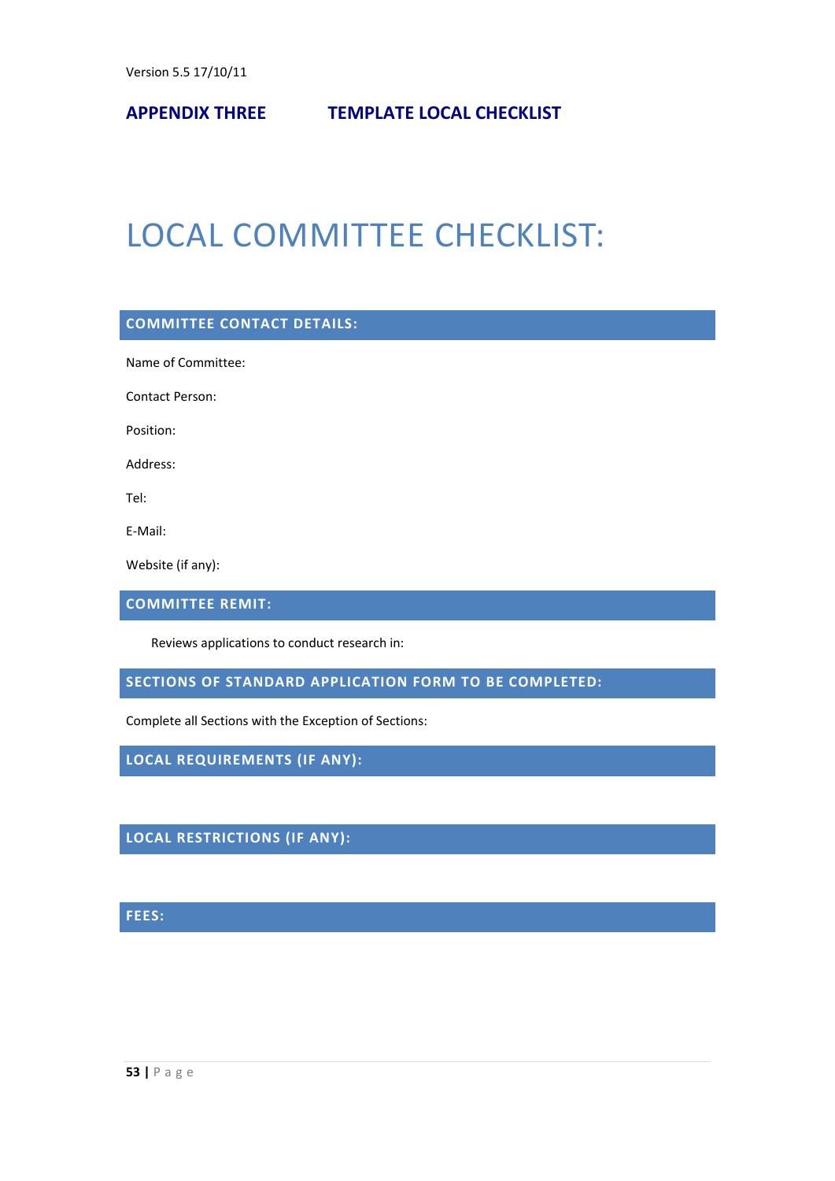Version 5.5 17/10/11

## APPENDIX THREE TEMPLATE LOCAL CHECKLIST

# LOCAL COMMITTEE CHECKLIST:

### COMMITTEE CONTACT DETAILS:

Name of Committee:

Contact Person:

Position:

Address:

Tel:

E-Mail:

Website (if any):

### COMMITTEE REMIT:

Reviews applications to conduct research in:

### SECTIONS OF STANDARD APPLICATION FORM TO BE COMPLETED:

Complete all Sections with the Exception of Sections:

### LOCAL REQUIREMENTS (IF ANY):

### LOCAL RESTRICTIONS (IF ANY):

### FEES: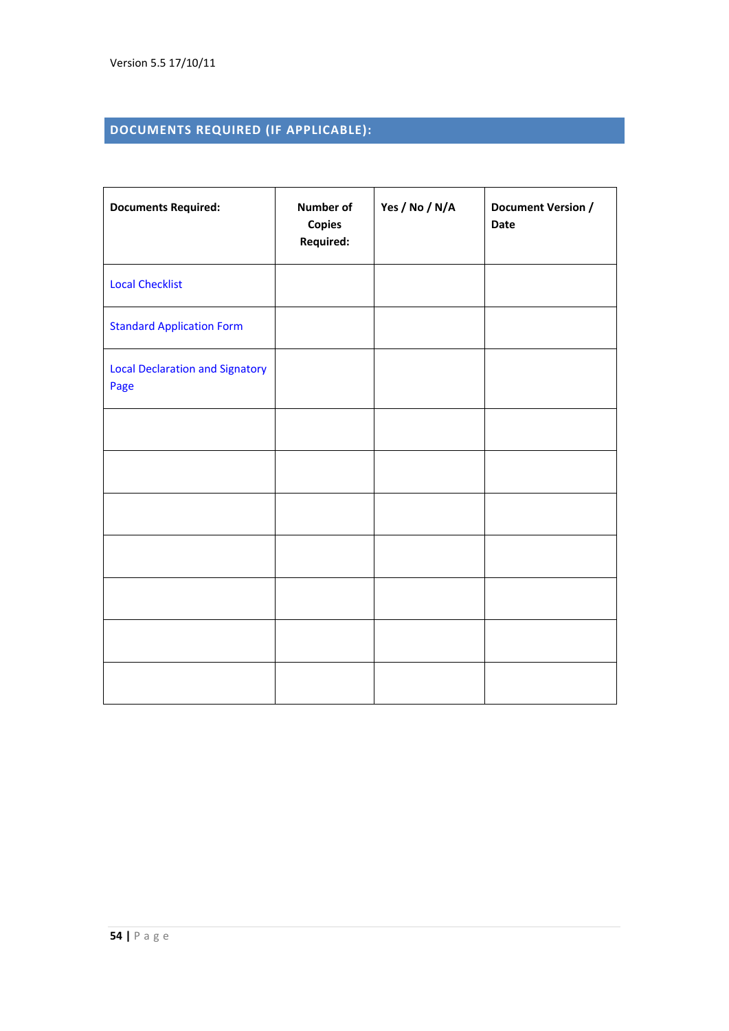Version 5.5 17/10/11

## DOCUMENTS REQUIRED (IF APPLICABLE):

| Documents Required: | Number of Copies Required: | Yes / No / N/A | Document Version / Date |
|---|---|---|---|
| Local Checklist | | | |
| Standard Application Form | | | |
| Local Declaration and Signatory Page | | | |
| | | | |
| | | | |
| | | | |
| | | | |
| | | | |
| | | | |
| | | | |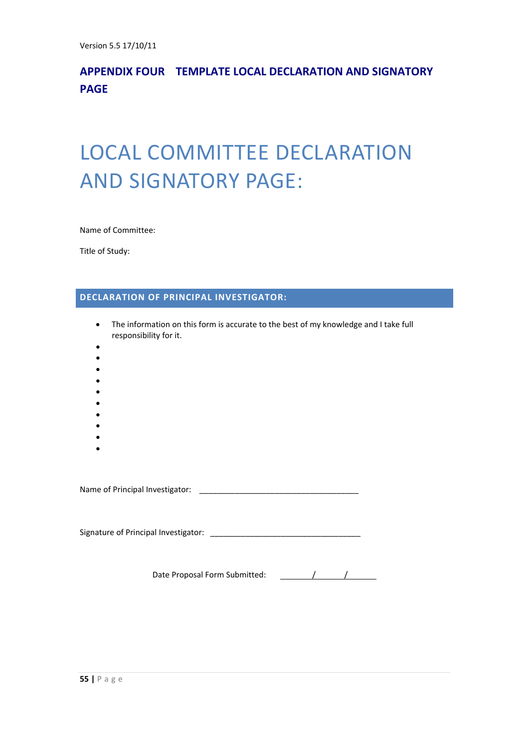Version 5.5 17/10/11

## APPENDIX FOUR TEMPLATE LOCAL DECLARATION AND SIGNATORY PAGE

# LOCAL COMMITTEE DECLARATION AND SIGNATORY PAGE:

Name of Committee:

Title of Study:

### DECLARATION OF PRINCIPAL INVESTIGATOR:

- The information on this form is accurate to the best of my knowledge and I take full responsibility for it.
- 
- 
- 
- 
- 
- 
- 
- 
- 
- 

Name of Principal Investigator: ____________________________________

Signature of Principal Investigator: __________________________________

Date Proposal Form Submitted: ______/______/______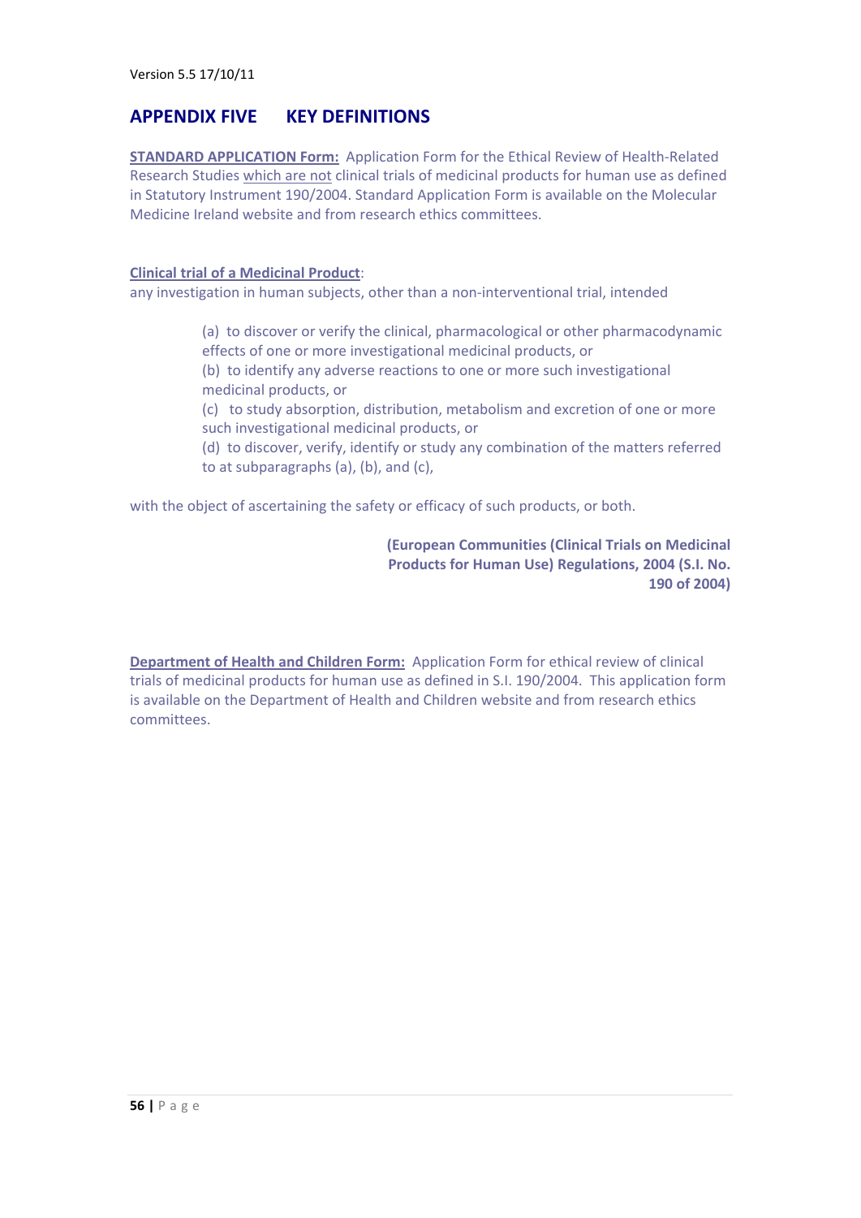## APPENDIX FIVE KEY DEFINITIONS

**STANDARD APPLICATION Form:** Application Form for the Ethical Review of Health-Related Research Studies which are not clinical trials of medicinal products for human use as defined in Statutory Instrument 190/2004. Standard Application Form is available on the Molecular Medicine Ireland website and from research ethics committees.

**Clinical trial of a Medicinal Product**:

any investigation in human subjects, other than a non-interventional trial, intended

> (a) to discover or verify the clinical, pharmacological or other pharmacodynamic effects of one or more investigational medicinal products, or
>
> (b) to identify any adverse reactions to one or more such investigational medicinal products, or
>
> (c) to study absorption, distribution, metabolism and excretion of one or more such investigational medicinal products, or
>
> (d) to discover, verify, identify or study any combination of the matters referred to at subparagraphs (a), (b), and (c),

with the object of ascertaining the safety or efficacy of such products, or both.

**(European Communities (Clinical Trials on Medicinal Products for Human Use) Regulations, 2004 (S.I. No. 190 of 2004)**

**Department of Health and Children Form:** Application Form for ethical review of clinical trials of medicinal products for human use as defined in S.I. 190/2004. This application form is available on the Department of Health and Children website and from research ethics committees.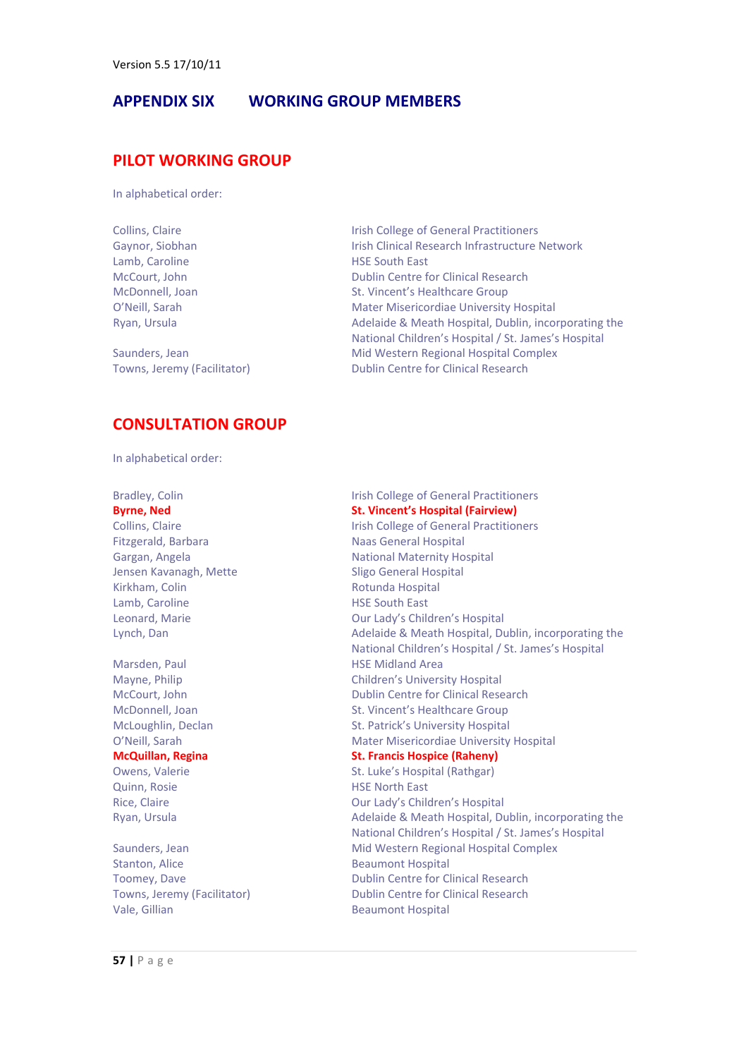Version 5.5 17/10/11

# APPENDIX SIX WORKING GROUP MEMBERS

## PILOT WORKING GROUP

In alphabetical order:

| Name | Organisation |
|---|---|
| Collins, Claire | Irish College of General Practitioners |
| Gaynor, Siobhan | Irish Clinical Research Infrastructure Network |
| Lamb, Caroline | HSE South East |
| McCourt, John | Dublin Centre for Clinical Research |
| McDonnell, Joan | St. Vincent's Healthcare Group |
| O'Neill, Sarah | Mater Misericordiae University Hospital |
| Ryan, Ursula | Adelaide & Meath Hospital, Dublin, incorporating the National Children's Hospital / St. James's Hospital |
| Saunders, Jean | Mid Western Regional Hospital Complex |
| Towns, Jeremy (Facilitator) | Dublin Centre for Clinical Research |

## CONSULTATION GROUP

In alphabetical order:

| Name | Organisation |
|---|---|
| Bradley, Colin | Irish College of General Practitioners |
| **Byrne, Ned** | **St. Vincent's Hospital (Fairview)** |
| Collins, Claire | Irish College of General Practitioners |
| Fitzgerald, Barbara | Naas General Hospital |
| Gargan, Angela | National Maternity Hospital |
| Jensen Kavanagh, Mette | Sligo General Hospital |
| Kirkham, Colin | Rotunda Hospital |
| Lamb, Caroline | HSE South East |
| Leonard, Marie | Our Lady's Children's Hospital |
| Lynch, Dan | Adelaide & Meath Hospital, Dublin, incorporating the National Children's Hospital / St. James's Hospital |
| Marsden, Paul | HSE Midland Area |
| Mayne, Philip | Children's University Hospital |
| McCourt, John | Dublin Centre for Clinical Research |
| McDonnell, Joan | St. Vincent's Healthcare Group |
| McLoughlin, Declan | St. Patrick's University Hospital |
| O'Neill, Sarah | Mater Misericordiae University Hospital |
| **McQuillan, Regina** | **St. Francis Hospice (Raheny)** |
| Owens, Valerie | St. Luke's Hospital (Rathgar) |
| Quinn, Rosie | HSE North East |
| Rice, Claire | Our Lady's Children's Hospital |
| Ryan, Ursula | Adelaide & Meath Hospital, Dublin, incorporating the National Children's Hospital / St. James's Hospital |
| Saunders, Jean | Mid Western Regional Hospital Complex |
| Stanton, Alice | Beaumont Hospital |
| Toomey, Dave | Dublin Centre for Clinical Research |
| Towns, Jeremy (Facilitator) | Dublin Centre for Clinical Research |
| Vale, Gillian | Beaumont Hospital |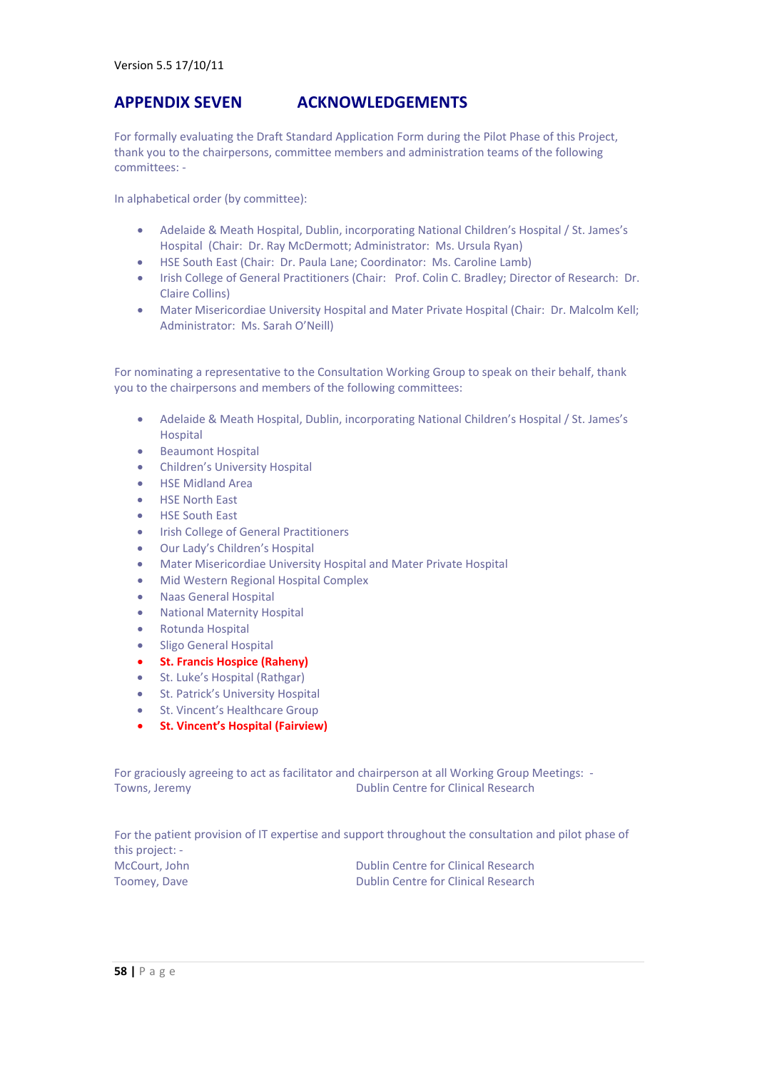Version 5.5 17/10/11

## APPENDIX SEVEN ACKNOWLEDGEMENTS

For formally evaluating the Draft Standard Application Form during the Pilot Phase of this Project, thank you to the chairpersons, committee members and administration teams of the following committees: -

In alphabetical order (by committee):

- Adelaide & Meath Hospital, Dublin, incorporating National Children's Hospital / St. James's Hospital (Chair: Dr. Ray McDermott; Administrator: Ms. Ursula Ryan)
- HSE South East (Chair: Dr. Paula Lane; Coordinator: Ms. Caroline Lamb)
- Irish College of General Practitioners (Chair: Prof. Colin C. Bradley; Director of Research: Dr. Claire Collins)
- Mater Misericordiae University Hospital and Mater Private Hospital (Chair: Dr. Malcolm Kell; Administrator: Ms. Sarah O'Neill)

For nominating a representative to the Consultation Working Group to speak on their behalf, thank you to the chairpersons and members of the following committees:

- Adelaide & Meath Hospital, Dublin, incorporating National Children's Hospital / St. James's Hospital
- Beaumont Hospital
- Children's University Hospital
- HSE Midland Area
- HSE North East
- HSE South East
- Irish College of General Practitioners
- Our Lady's Children's Hospital
- Mater Misericordiae University Hospital and Mater Private Hospital
- Mid Western Regional Hospital Complex
- Naas General Hospital
- National Maternity Hospital
- Rotunda Hospital
- Sligo General Hospital
- **St. Francis Hospice (Raheny)**
- St. Luke's Hospital (Rathgar)
- St. Patrick's University Hospital
- St. Vincent's Healthcare Group
- **St. Vincent's Hospital (Fairview)**

For graciously agreeing to act as facilitator and chairperson at all Working Group Meetings: -

Towns, Jeremy — Dublin Centre for Clinical Research

For the patient provision of IT expertise and support throughout the consultation and pilot phase of this project: -

McCourt, John — Dublin Centre for Clinical Research
Toomey, Dave — Dublin Centre for Clinical Research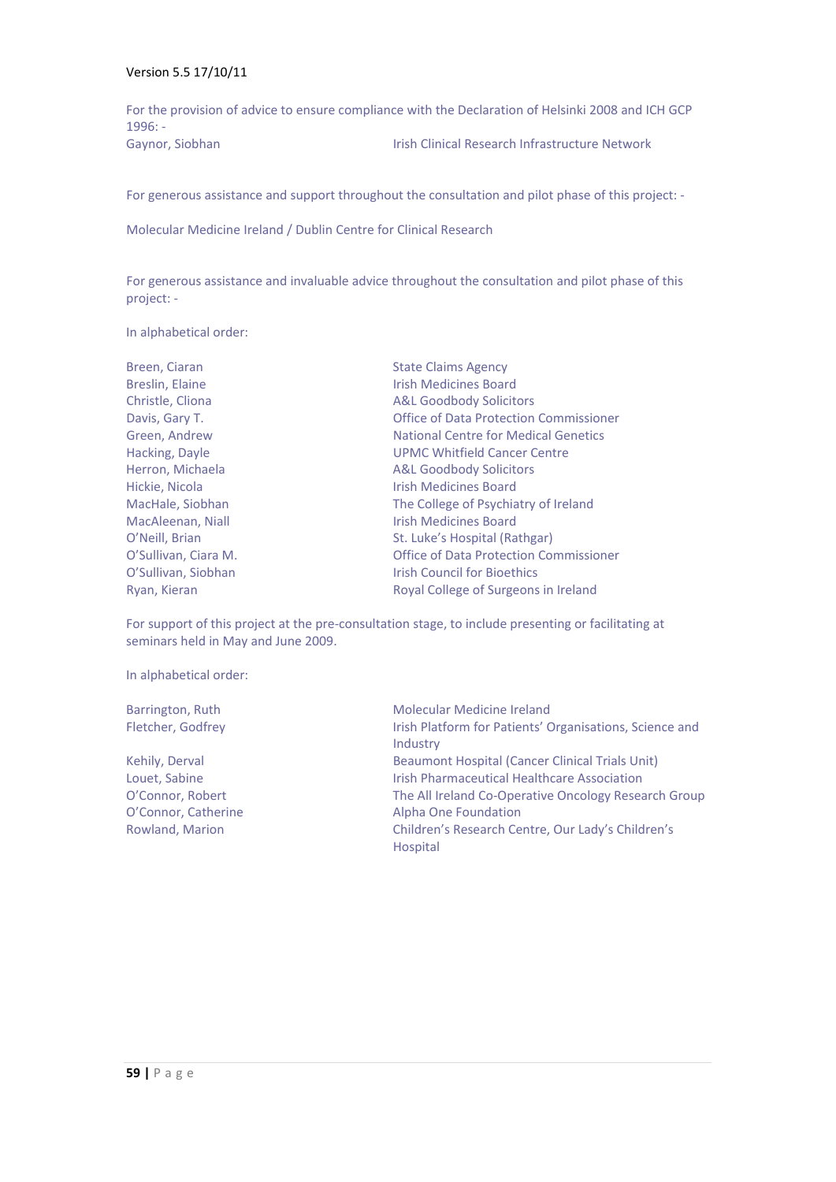Version 5.5 17/10/11

For the provision of advice to ensure compliance with the Declaration of Helsinki 2008 and ICH GCP 1996: -

| | |
|---|---|
| Gaynor, Siobhan | Irish Clinical Research Infrastructure Network |

For generous assistance and support throughout the consultation and pilot phase of this project: -

Molecular Medicine Ireland / Dublin Centre for Clinical Research

For generous assistance and invaluable advice throughout the consultation and pilot phase of this project: -

In alphabetical order:

| | |
|---|---|
| Breen, Ciaran | State Claims Agency |
| Breslin, Elaine | Irish Medicines Board |
| Christle, Cliona | A&L Goodbody Solicitors |
| Davis, Gary T. | Office of Data Protection Commissioner |
| Green, Andrew | National Centre for Medical Genetics |
| Hacking, Dayle | UPMC Whitfield Cancer Centre |
| Herron, Michaela | A&L Goodbody Solicitors |
| Hickie, Nicola | Irish Medicines Board |
| MacHale, Siobhan | The College of Psychiatry of Ireland |
| MacAleenan, Niall | Irish Medicines Board |
| O'Neill, Brian | St. Luke's Hospital (Rathgar) |
| O'Sullivan, Ciara M. | Office of Data Protection Commissioner |
| O'Sullivan, Siobhan | Irish Council for Bioethics |
| Ryan, Kieran | Royal College of Surgeons in Ireland |

For support of this project at the pre-consultation stage, to include presenting or facilitating at seminars held in May and June 2009.

In alphabetical order:

| | |
|---|---|
| Barrington, Ruth | Molecular Medicine Ireland |
| Fletcher, Godfrey | Irish Platform for Patients' Organisations, Science and Industry |
| Kehily, Derval | Beaumont Hospital (Cancer Clinical Trials Unit) |
| Louet, Sabine | Irish Pharmaceutical Healthcare Association |
| O'Connor, Robert | The All Ireland Co-Operative Oncology Research Group |
| O'Connor, Catherine | Alpha One Foundation |
| Rowland, Marion | Children's Research Centre, Our Lady's Children's Hospital |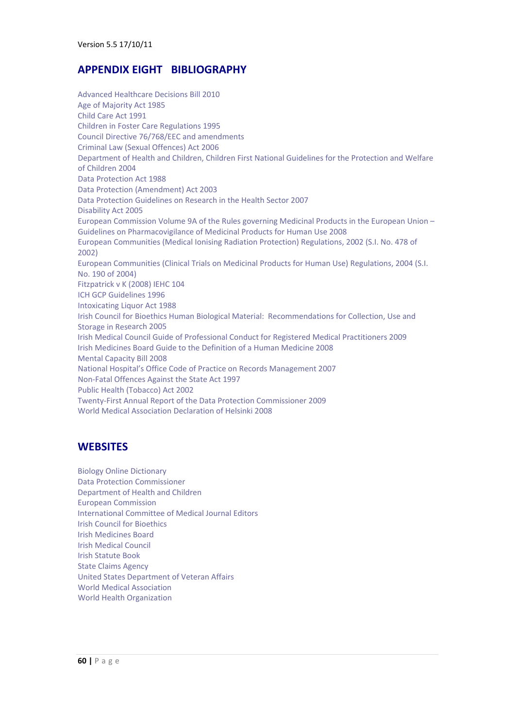## APPENDIX EIGHT BIBLIOGRAPHY

Advanced Healthcare Decisions Bill 2010
Age of Majority Act 1985
Child Care Act 1991
Children in Foster Care Regulations 1995
Council Directive 76/768/EEC and amendments
Criminal Law (Sexual Offences) Act 2006
Department of Health and Children, Children First National Guidelines for the Protection and Welfare of Children 2004
Data Protection Act 1988
Data Protection (Amendment) Act 2003
Data Protection Guidelines on Research in the Health Sector 2007
Disability Act 2005
European Commission Volume 9A of the Rules governing Medicinal Products in the European Union – Guidelines on Pharmacovigilance of Medicinal Products for Human Use 2008
European Communities (Medical Ionising Radiation Protection) Regulations, 2002 (S.I. No. 478 of 2002)
European Communities (Clinical Trials on Medicinal Products for Human Use) Regulations, 2004 (S.I. No. 190 of 2004)
Fitzpatrick v K (2008) IEHC 104
ICH GCP Guidelines 1996
Intoxicating Liquor Act 1988
Irish Council for Bioethics Human Biological Material: Recommendations for Collection, Use and Storage in Research 2005
Irish Medical Council Guide of Professional Conduct for Registered Medical Practitioners 2009
Irish Medicines Board Guide to the Definition of a Human Medicine 2008
Mental Capacity Bill 2008
National Hospital's Office Code of Practice on Records Management 2007
Non-Fatal Offences Against the State Act 1997
Public Health (Tobacco) Act 2002
Twenty-First Annual Report of the Data Protection Commissioner 2009
World Medical Association Declaration of Helsinki 2008

## WEBSITES

Biology Online Dictionary
Data Protection Commissioner
Department of Health and Children
European Commission
International Committee of Medical Journal Editors
Irish Council for Bioethics
Irish Medicines Board
Irish Medical Council
Irish Statute Book
State Claims Agency
United States Department of Veteran Affairs
World Medical Association
World Health Organization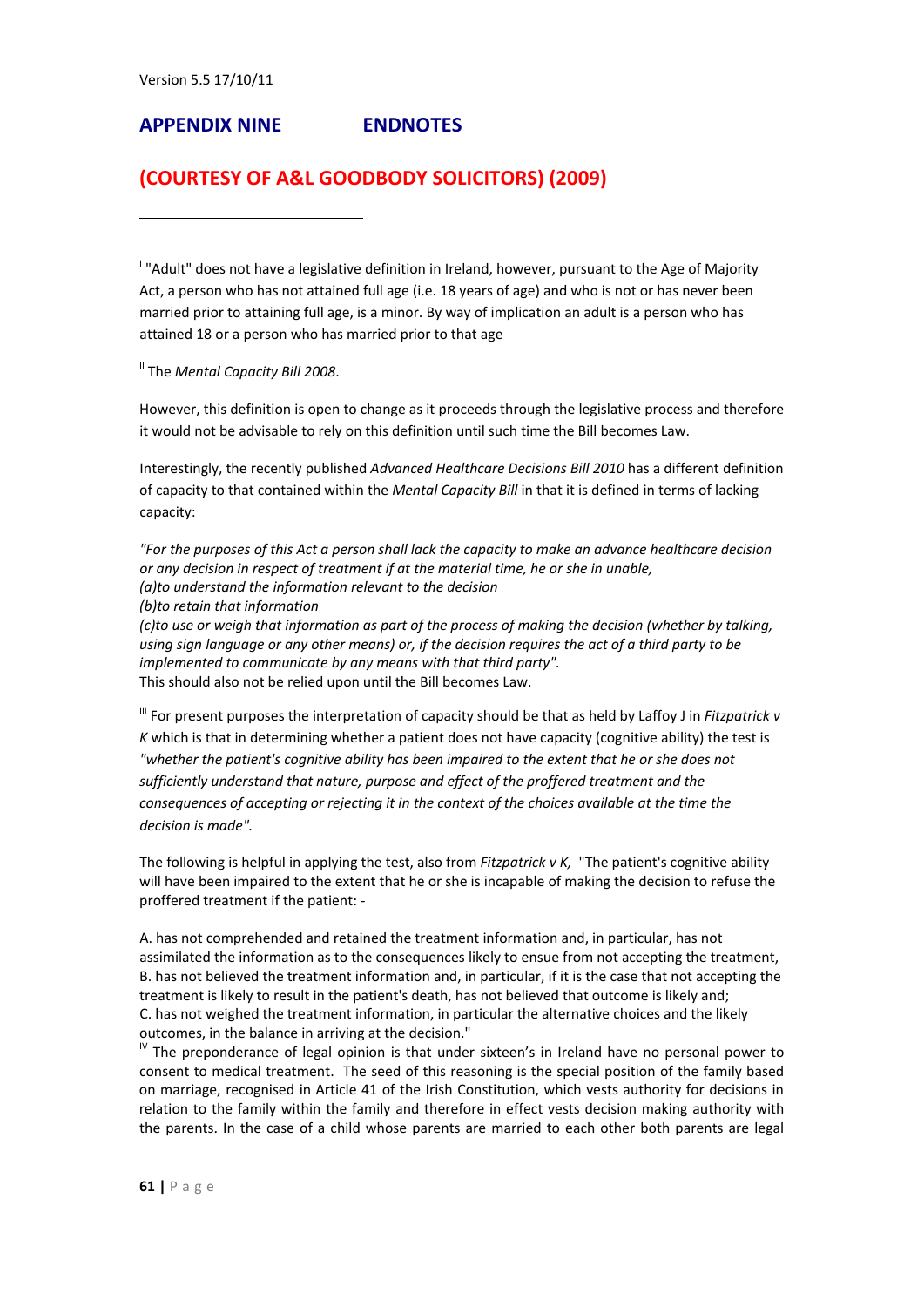## APPENDIX NINE ENDNOTES

## (COURTESY OF A&L GOODBODY SOLICITORS) (2009)

---

[I] "Adult" does not have a legislative definition in Ireland, however, pursuant to the Age of Majority Act, a person who has not attained full age (i.e. 18 years of age) and who is not or has never been married prior to attaining full age, is a minor. By way of implication an adult is a person who has attained 18 or a person who has married prior to that age

[II] The *Mental Capacity Bill 2008*.

However, this definition is open to change as it proceeds through the legislative process and therefore it would not be advisable to rely on this definition until such time the Bill becomes Law.

Interestingly, the recently published *Advanced Healthcare Decisions Bill 2010* has a different definition of capacity to that contained within the *Mental Capacity Bill* in that it is defined in terms of lacking capacity:

*"For the purposes of this Act a person shall lack the capacity to make an advance healthcare decision or any decision in respect of treatment if at the material time, he or she in unable,*
*(a)to understand the information relevant to the decision*
*(b)to retain that information*
*(c)to use or weigh that information as part of the process of making the decision (whether by talking, using sign language or any other means) or, if the decision requires the act of a third party to be implemented to communicate by any means with that third party".*
This should also not be relied upon until the Bill becomes Law.

[III] For present purposes the interpretation of capacity should be that as held by Laffoy J in *Fitzpatrick v K* which is that in determining whether a patient does not have capacity (cognitive ability) the test is *"whether the patient's cognitive ability has been impaired to the extent that he or she does not sufficiently understand that nature, purpose and effect of the proffered treatment and the consequences of accepting or rejecting it in the context of the choices available at the time the decision is made".*

The following is helpful in applying the test, also from *Fitzpatrick v K,* "The patient's cognitive ability will have been impaired to the extent that he or she is incapable of making the decision to refuse the proffered treatment if the patient: -

A. has not comprehended and retained the treatment information and, in particular, has not assimilated the information as to the consequences likely to ensue from not accepting the treatment,
B. has not believed the treatment information and, in particular, if it is the case that not accepting the treatment is likely to result in the patient's death, has not believed that outcome is likely and;
C. has not weighed the treatment information, in particular the alternative choices and the likely outcomes, in the balance in arriving at the decision."

[IV] The preponderance of legal opinion is that under sixteen's in Ireland have no personal power to consent to medical treatment. The seed of this reasoning is the special position of the family based on marriage, recognised in Article 41 of the Irish Constitution, which vests authority for decisions in relation to the family within the family and therefore in effect vests decision making authority with the parents. In the case of a child whose parents are married to each other both parents are legal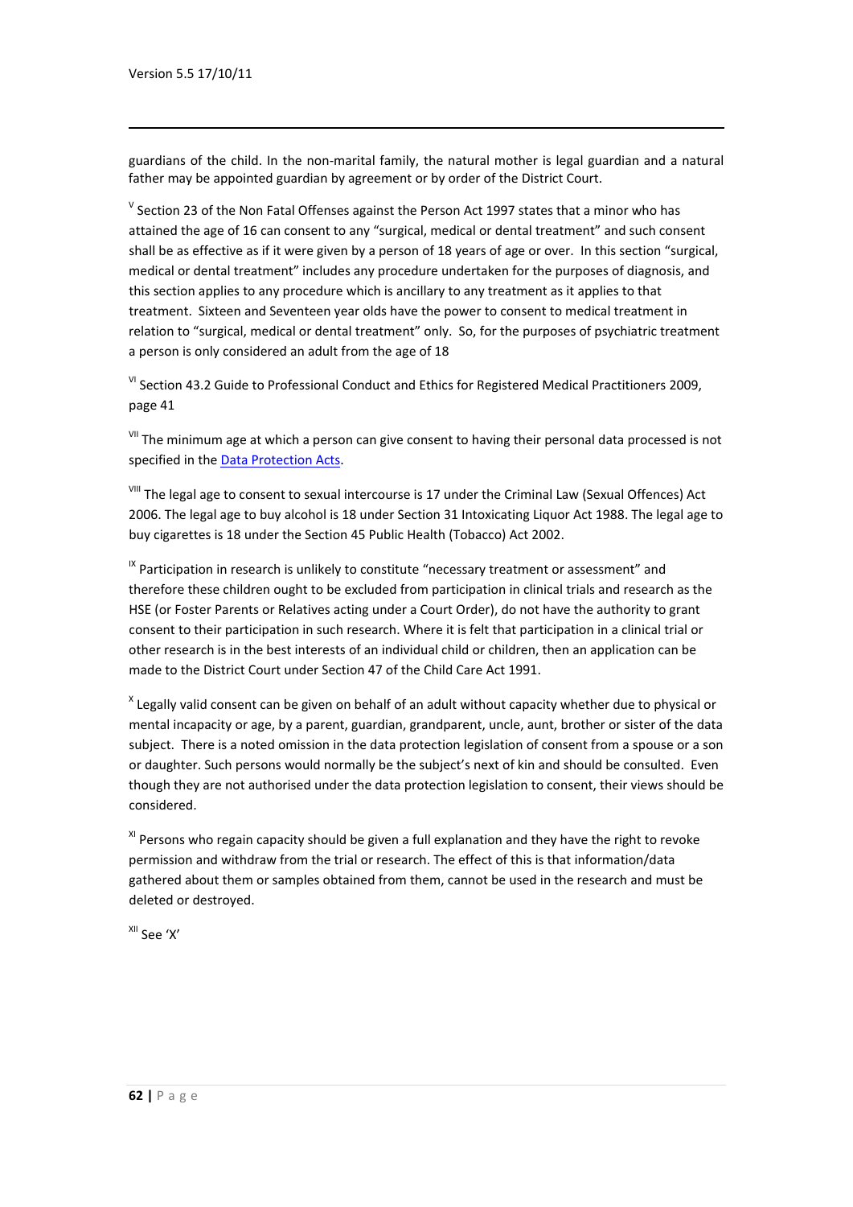guardians of the child. In the non-marital family, the natural mother is legal guardian and a natural father may be appointed guardian by agreement or by order of the District Court.

[V] Section 23 of the Non Fatal Offenses against the Person Act 1997 states that a minor who has attained the age of 16 can consent to any "surgical, medical or dental treatment" and such consent shall be as effective as if it were given by a person of 18 years of age or over. In this section "surgical, medical or dental treatment" includes any procedure undertaken for the purposes of diagnosis, and this section applies to any procedure which is ancillary to any treatment as it applies to that treatment. Sixteen and Seventeen year olds have the power to consent to medical treatment in relation to "surgical, medical or dental treatment" only. So, for the purposes of psychiatric treatment a person is only considered an adult from the age of 18

[VI] Section 43.2 Guide to Professional Conduct and Ethics for Registered Medical Practitioners 2009, page 41

[VII] The minimum age at which a person can give consent to having their personal data processed is not specified in the Data Protection Acts.

[VIII] The legal age to consent to sexual intercourse is 17 under the Criminal Law (Sexual Offences) Act 2006. The legal age to buy alcohol is 18 under Section 31 Intoxicating Liquor Act 1988. The legal age to buy cigarettes is 18 under the Section 45 Public Health (Tobacco) Act 2002.

[IX] Participation in research is unlikely to constitute "necessary treatment or assessment" and therefore these children ought to be excluded from participation in clinical trials and research as the HSE (or Foster Parents or Relatives acting under a Court Order), do not have the authority to grant consent to their participation in such research. Where it is felt that participation in a clinical trial or other research is in the best interests of an individual child or children, then an application can be made to the District Court under Section 47 of the Child Care Act 1991.

[X] Legally valid consent can be given on behalf of an adult without capacity whether due to physical or mental incapacity or age, by a parent, guardian, grandparent, uncle, aunt, brother or sister of the data subject. There is a noted omission in the data protection legislation of consent from a spouse or a son or daughter. Such persons would normally be the subject's next of kin and should be consulted. Even though they are not authorised under the data protection legislation to consent, their views should be considered.

[XI] Persons who regain capacity should be given a full explanation and they have the right to revoke permission and withdraw from the trial or research. The effect of this is that information/data gathered about them or samples obtained from them, cannot be used in the research and must be deleted or destroyed.

[XII] See 'X'